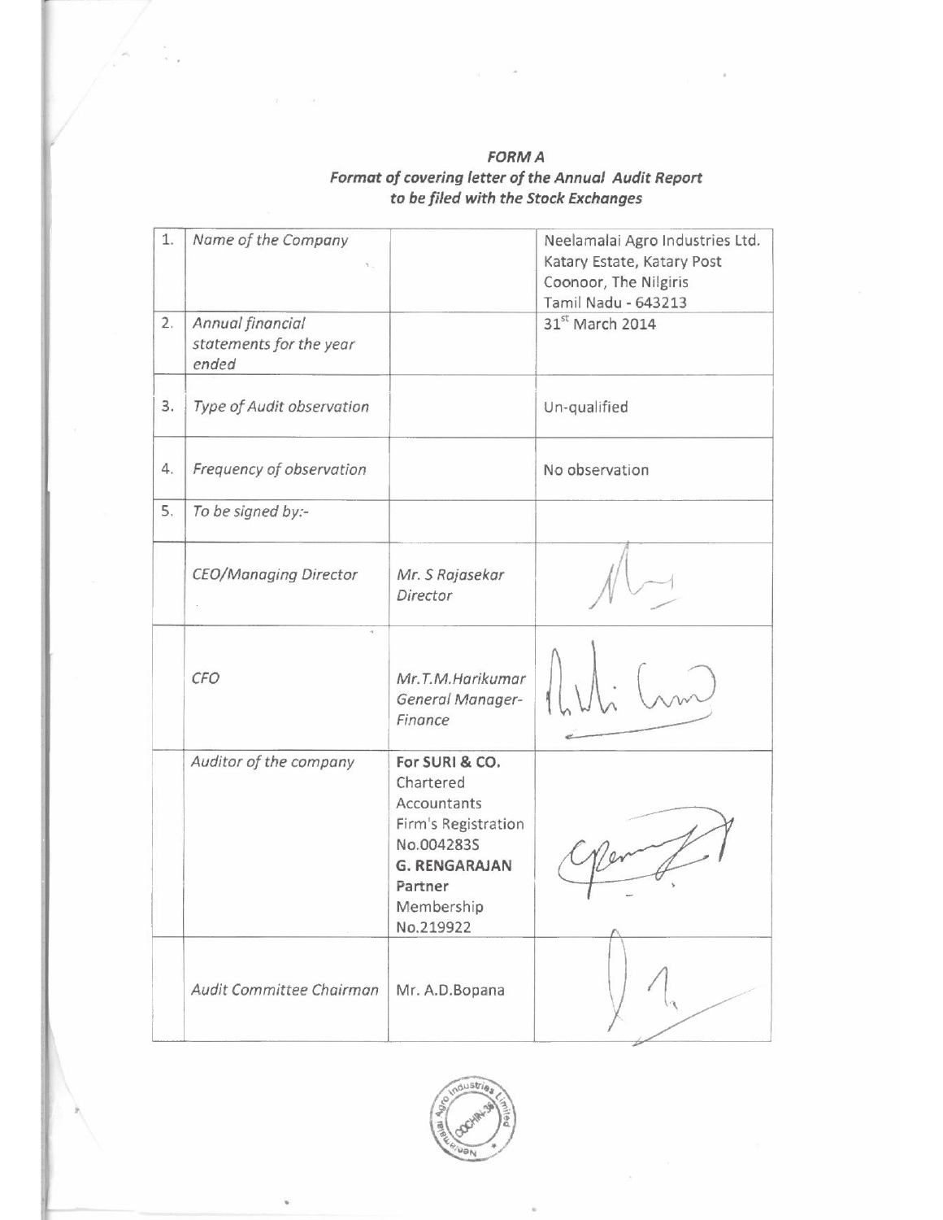***FORM A***

***Format of covering letter of the Annual Audit Report to be filed with the Stock Exchanges***

| | | | |
|---|---|---|---|
| 1. | *Name of the Company* | | Neelamalai Agro Industries Ltd.<br>Katary Estate, Katary Post<br>Coonoor, The Nilgiris<br>Tamil Nadu - 643213 |
| 2. | *Annual financial statements for the year ended* | | 31[st] March 2014 |
| 3. | *Type of Audit observation* | | Un-qualified |
| 4. | *Frequency of observation* | | No observation |
| 5. | *To be signed by:-* | | |
| | *CEO/Managing Director* | *Mr. S Rajasekar*<br>*Director* | |
| | *CFO* | *Mr.T.M.Harikumar*<br>*General Manager-Finance* | |
| | *Auditor of the company* | **For SURI & CO.**<br>Chartered Accountants<br>Firm's Registration No.004283S<br>**G. RENGARAJAN**<br>Partner<br>Membership No.219922 | |
| | *Audit Committee Chairman* | Mr. A.D.Bopana | |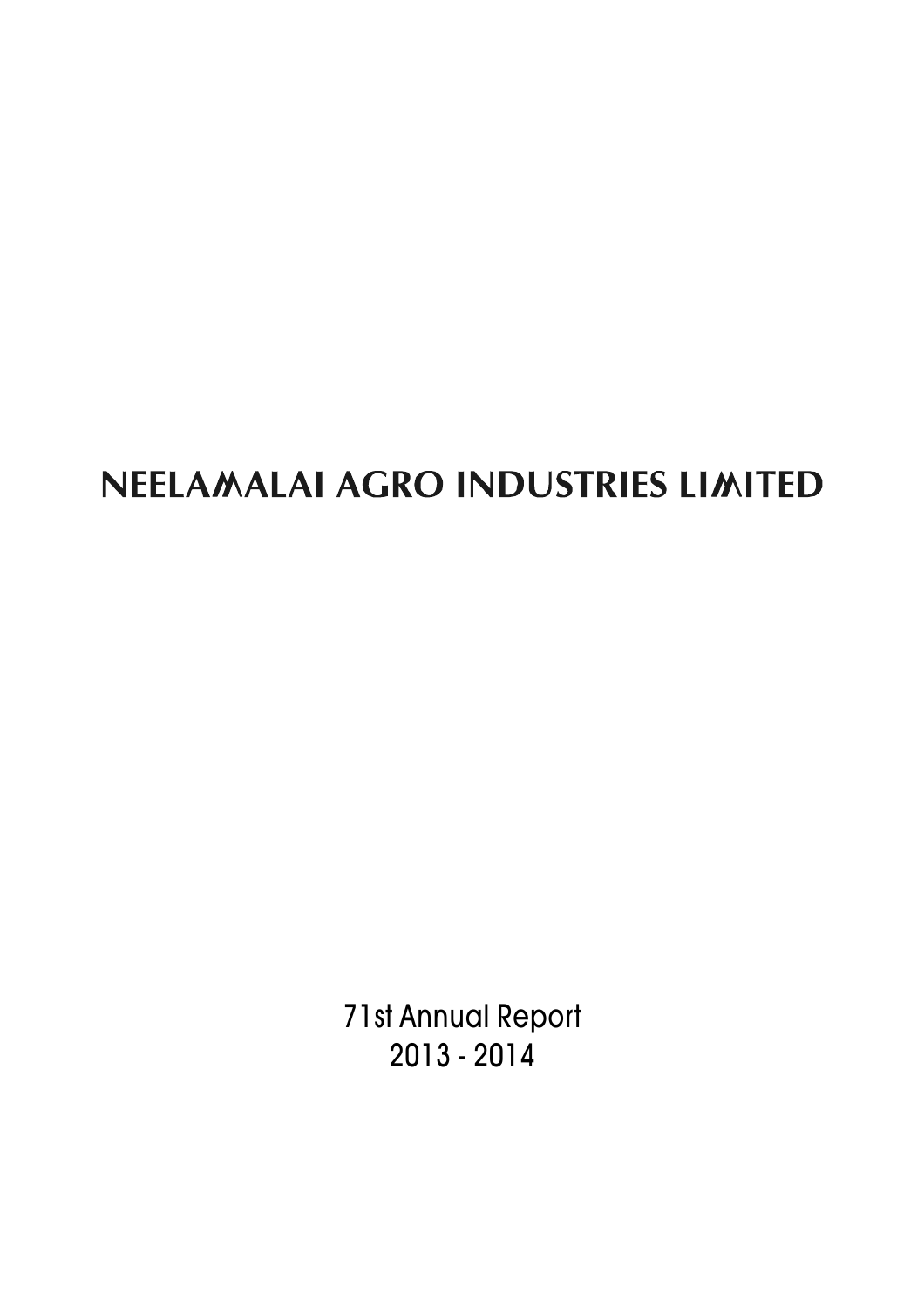# NEELAMALAI AGRO INDUSTRIES LIMITED

71st Annual Report

2013 - 2014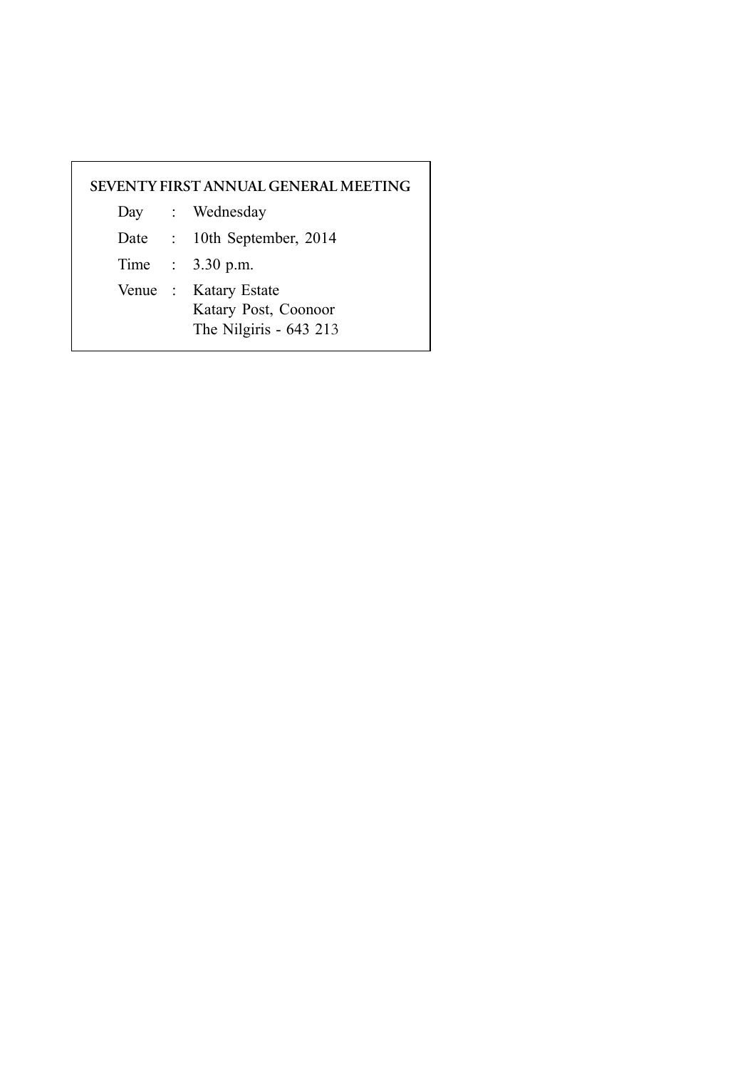## SEVENTY FIRST ANNUAL GENERAL MEETING

| | | |
|---|---|---|
| Day | : | Wednesday |
| Date | : | 10th September, 2014 |
| Time | : | 3.30 p.m. |
| Venue | : | Katary Estate<br>Katary Post, Coonoor<br>The Nilgiris - 643 213 |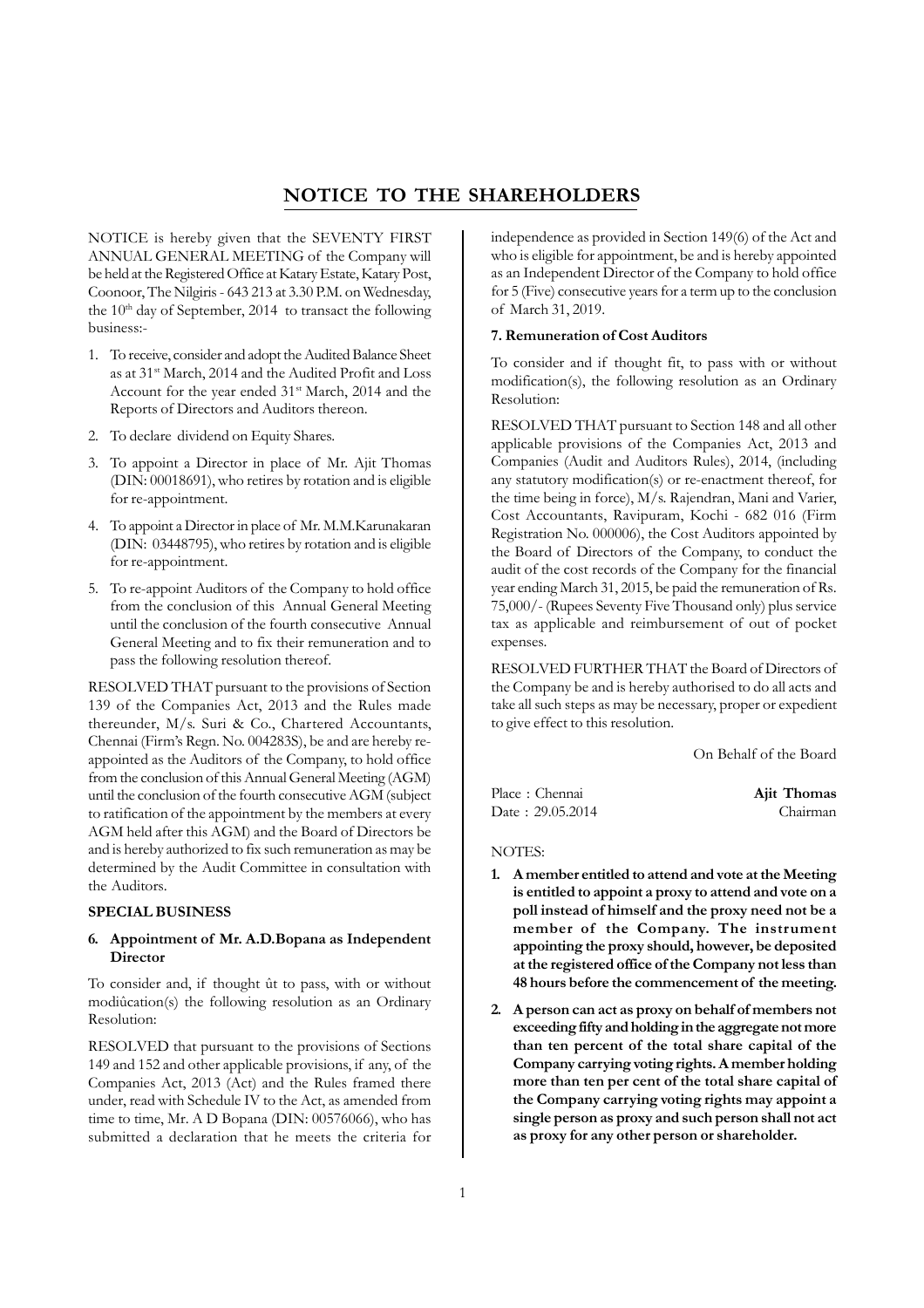# NOTICE TO THE SHAREHOLDERS

NOTICE is hereby given that the SEVENTY FIRST ANNUAL GENERAL MEETING of the Company will be held at the Registered Office at Katary Estate, Katary Post, Coonoor, The Nilgiris - 643 213 at 3.30 P.M. on Wednesday, the 10th day of September, 2014 to transact the following business:-

1. To receive, consider and adopt the Audited Balance Sheet as at 31st March, 2014 and the Audited Profit and Loss Account for the year ended 31st March, 2014 and the Reports of Directors and Auditors thereon.
2. To declare dividend on Equity Shares.
3. To appoint a Director in place of Mr. Ajit Thomas (DIN: 00018691), who retires by rotation and is eligible for re-appointment.
4. To appoint a Director in place of Mr. M.M.Karunakaran (DIN: 03448795), who retires by rotation and is eligible for re-appointment.
5. To re-appoint Auditors of the Company to hold office from the conclusion of this Annual General Meeting until the conclusion of the fourth consecutive Annual General Meeting and to fix their remuneration and to pass the following resolution thereof.

RESOLVED THAT pursuant to the provisions of Section 139 of the Companies Act, 2013 and the Rules made thereunder, M/s. Suri & Co., Chartered Accountants, Chennai (Firm's Regn. No. 004283S), be and are hereby re-appointed as the Auditors of the Company, to hold office from the conclusion of this Annual General Meeting (AGM) until the conclusion of the fourth consecutive AGM (subject to ratification of the appointment by the members at every AGM held after this AGM) and the Board of Directors be and is hereby authorized to fix such remuneration as may be determined by the Audit Committee in consultation with the Auditors.

**SPECIAL BUSINESS**

**6. Appointment of Mr. A.D.Bopana as Independent Director**

To consider and, if thought ût to pass, with or without modiûcation(s) the following resolution as an Ordinary Resolution:

RESOLVED that pursuant to the provisions of Sections 149 and 152 and other applicable provisions, if any, of the Companies Act, 2013 (Act) and the Rules framed there under, read with Schedule IV to the Act, as amended from time to time, Mr. A D Bopana (DIN: 00576066), who has submitted a declaration that he meets the criteria for independence as provided in Section 149(6) of the Act and who is eligible for appointment, be and is hereby appointed as an Independent Director of the Company to hold office for 5 (Five) consecutive years for a term up to the conclusion of March 31, 2019.

**7. Remuneration of Cost Auditors**

To consider and if thought fit, to pass with or without modification(s), the following resolution as an Ordinary Resolution:

RESOLVED THAT pursuant to Section 148 and all other applicable provisions of the Companies Act, 2013 and Companies (Audit and Auditors Rules), 2014, (including any statutory modification(s) or re-enactment thereof, for the time being in force), M/s. Rajendran, Mani and Varier, Cost Accountants, Ravipuram, Kochi - 682 016 (Firm Registration No. 000006), the Cost Auditors appointed by the Board of Directors of the Company, to conduct the audit of the cost records of the Company for the financial year ending March 31, 2015, be paid the remuneration of Rs. 75,000/- (Rupees Seventy Five Thousand only) plus service tax as applicable and reimbursement of out of pocket expenses.

RESOLVED FURTHER THAT the Board of Directors of the Company be and is hereby authorised to do all acts and take all such steps as may be necessary, proper or expedient to give effect to this resolution.

On Behalf of the Board

Place : Chennai
Date : 29.05.2014

**Ajit Thomas**
Chairman

NOTES:

1. **A member entitled to attend and vote at the Meeting is entitled to appoint a proxy to attend and vote on a poll instead of himself and the proxy need not be a member of the Company. The instrument appointing the proxy should, however, be deposited at the registered office of the Company not less than 48 hours before the commencement of the meeting.**
2. **A person can act as proxy on behalf of members not exceeding fifty and holding in the aggregate not more than ten percent of the total share capital of the Company carrying voting rights. A member holding more than ten per cent of the total share capital of the Company carrying voting rights may appoint a single person as proxy and such person shall not act as proxy for any other person or shareholder.**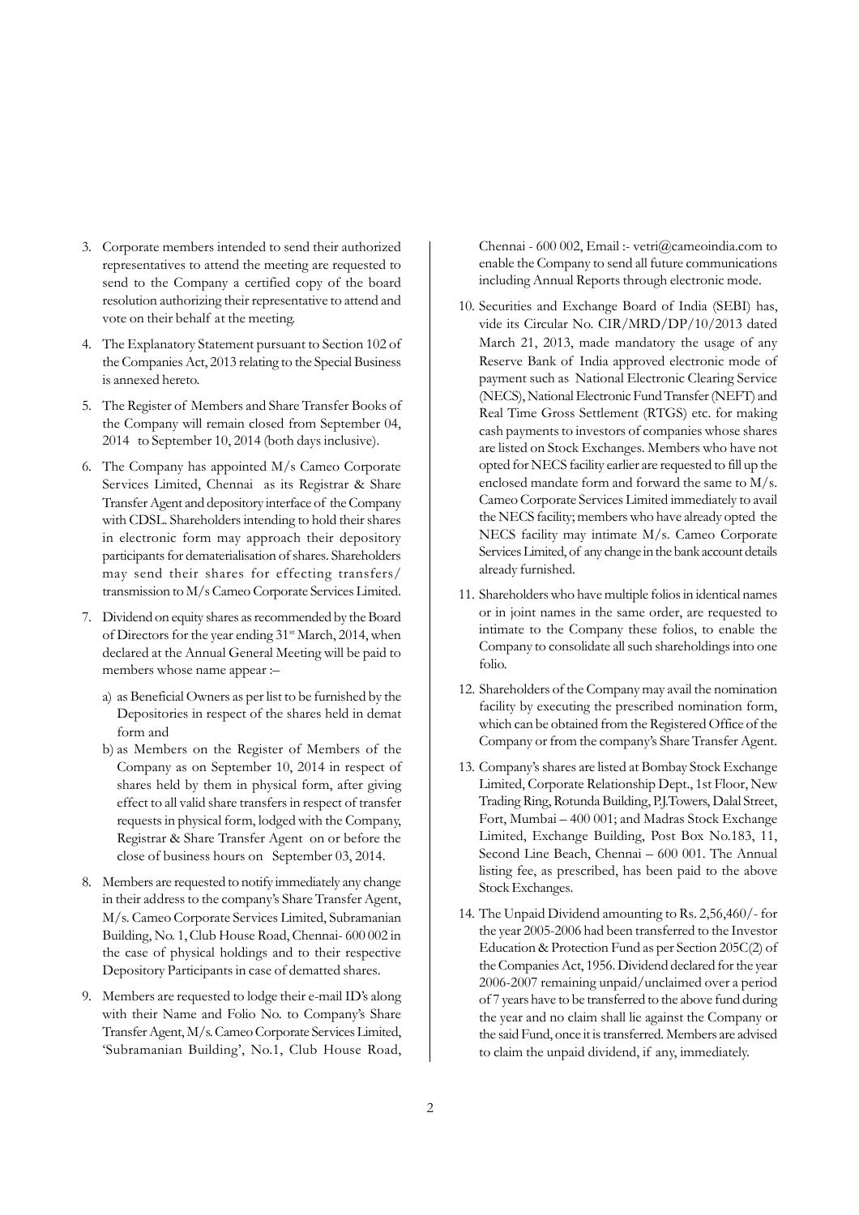3. Corporate members intended to send their authorized representatives to attend the meeting are requested to send to the Company a certified copy of the board resolution authorizing their representative to attend and vote on their behalf at the meeting.

4. The Explanatory Statement pursuant to Section 102 of the Companies Act, 2013 relating to the Special Business is annexed hereto.

5. The Register of Members and Share Transfer Books of the Company will remain closed from September 04, 2014 to September 10, 2014 (both days inclusive).

6. The Company has appointed M/s Cameo Corporate Services Limited, Chennai as its Registrar & Share Transfer Agent and depository interface of the Company with CDSL. Shareholders intending to hold their shares in electronic form may approach their depository participants for dematerialisation of shares. Shareholders may send their shares for effecting transfers/ transmission to M/s Cameo Corporate Services Limited.

7. Dividend on equity shares as recommended by the Board of Directors for the year ending 31st March, 2014, when declared at the Annual General Meeting will be paid to members whose name appear :–

   a) as Beneficial Owners as per list to be furnished by the Depositories in respect of the shares held in demat form and

   b) as Members on the Register of Members of the Company as on September 10, 2014 in respect of shares held by them in physical form, after giving effect to all valid share transfers in respect of transfer requests in physical form, lodged with the Company, Registrar & Share Transfer Agent on or before the close of business hours on September 03, 2014.

8. Members are requested to notify immediately any change in their address to the company's Share Transfer Agent, M/s. Cameo Corporate Services Limited, Subramanian Building, No. 1, Club House Road, Chennai- 600 002 in the case of physical holdings and to their respective Depository Participants in case of dematted shares.

9. Members are requested to lodge their e-mail ID's along with their Name and Folio No. to Company's Share Transfer Agent, M/s. Cameo Corporate Services Limited, 'Subramanian Building', No.1, Club House Road, Chennai - 600 002, Email :- vetri@cameoindia.com to enable the Company to send all future communications including Annual Reports through electronic mode.

10. Securities and Exchange Board of India (SEBI) has, vide its Circular No. CIR/MRD/DP/10/2013 dated March 21, 2013, made mandatory the usage of any Reserve Bank of India approved electronic mode of payment such as National Electronic Clearing Service (NECS), National Electronic Fund Transfer (NEFT) and Real Time Gross Settlement (RTGS) etc. for making cash payments to investors of companies whose shares are listed on Stock Exchanges. Members who have not opted for NECS facility earlier are requested to fill up the enclosed mandate form and forward the same to M/s. Cameo Corporate Services Limited immediately to avail the NECS facility; members who have already opted the NECS facility may intimate M/s. Cameo Corporate Services Limited, of any change in the bank account details already furnished.

11. Shareholders who have multiple folios in identical names or in joint names in the same order, are requested to intimate to the Company these folios, to enable the Company to consolidate all such shareholdings into one folio.

12. Shareholders of the Company may avail the nomination facility by executing the prescribed nomination form, which can be obtained from the Registered Office of the Company or from the company's Share Transfer Agent.

13. Company's shares are listed at Bombay Stock Exchange Limited, Corporate Relationship Dept., 1st Floor, New Trading Ring, Rotunda Building, P.J.Towers, Dalal Street, Fort, Mumbai – 400 001; and Madras Stock Exchange Limited, Exchange Building, Post Box No.183, 11, Second Line Beach, Chennai – 600 001. The Annual listing fee, as prescribed, has been paid to the above Stock Exchanges.

14. The Unpaid Dividend amounting to Rs. 2,56,460/- for the year 2005-2006 had been transferred to the Investor Education & Protection Fund as per Section 205C(2) of the Companies Act, 1956. Dividend declared for the year 2006-2007 remaining unpaid/unclaimed over a period of 7 years have to be transferred to the above fund during the year and no claim shall lie against the Company or the said Fund, once it is transferred. Members are advised to claim the unpaid dividend, if any, immediately.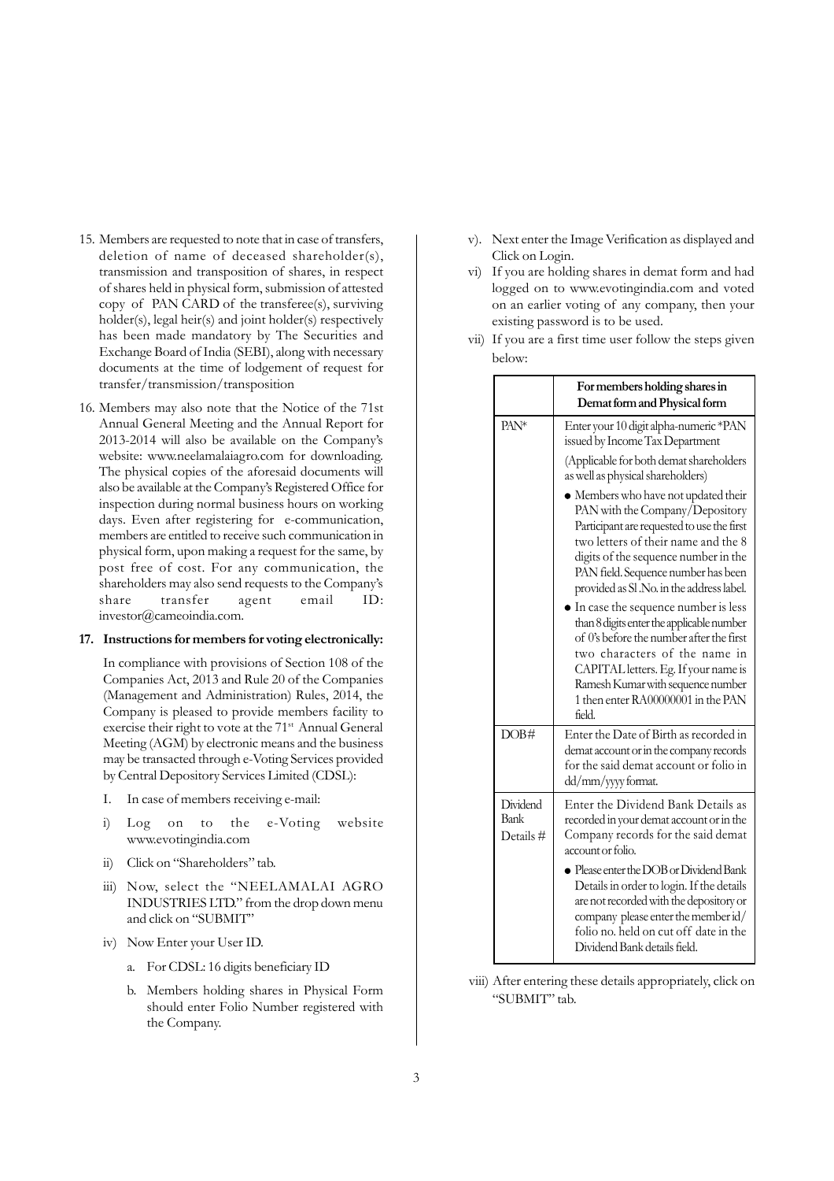15. Members are requested to note that in case of transfers, deletion of name of deceased shareholder(s), transmission and transposition of shares, in respect of shares held in physical form, submission of attested copy of PAN CARD of the transferee(s), surviving holder(s), legal heir(s) and joint holder(s) respectively has been made mandatory by The Securities and Exchange Board of India (SEBI), along with necessary documents at the time of lodgement of request for transfer/transmission/transposition

16. Members may also note that the Notice of the 71st Annual General Meeting and the Annual Report for 2013-2014 will also be available on the Company's website: www.neelamalaiagro.com for downloading. The physical copies of the aforesaid documents will also be available at the Company's Registered Office for inspection during normal business hours on working days. Even after registering for e-communication, members are entitled to receive such communication in physical form, upon making a request for the same, by post free of cost. For any communication, the shareholders may also send requests to the Company's share transfer agent email ID: investor@cameoindia.com.

**17. Instructions for members for voting electronically:**

In compliance with provisions of Section 108 of the Companies Act, 2013 and Rule 20 of the Companies (Management and Administration) Rules, 2014, the Company is pleased to provide members facility to exercise their right to vote at the 71st Annual General Meeting (AGM) by electronic means and the business may be transacted through e-Voting Services provided by Central Depository Services Limited (CDSL):

I. In case of members receiving e-mail:

i) Log on to the e-Voting website www.evotingindia.com

ii) Click on "Shareholders" tab.

iii) Now, select the "NEELAMALAI AGRO INDUSTRIES LTD." from the drop down menu and click on "SUBMIT"

iv) Now Enter your User ID.

   a. For CDSL: 16 digits beneficiary ID

   b. Members holding shares in Physical Form should enter Folio Number registered with the Company.

v). Next enter the Image Verification as displayed and Click on Login.

vi) If you are holding shares in demat form and had logged on to www.evotingindia.com and voted on an earlier voting of any company, then your existing password is to be used.

vii) If you are a first time user follow the steps given below:

| | For members holding shares in Demat form and Physical form |
|---|---|
| PAN* | Enter your 10 digit alpha-numeric *PAN issued by Income Tax Department<br>(Applicable for both demat shareholders as well as physical shareholders)<br>• Members who have not updated their PAN with the Company/Depository Participant are requested to use the first two letters of their name and the 8 digits of the sequence number in the PAN field. Sequence number has been provided as Sl .No. in the address label.<br>• In case the sequence number is less than 8 digits enter the applicable number of 0's before the number after the first two characters of the name in CAPITAL letters. Eg. If your name is Ramesh Kumar with sequence number 1 then enter RA00000001 in the PAN field. |
| DOB# | Enter the Date of Birth as recorded in demat account or in the company records for the said demat account or folio in dd/mm/yyyy format. |
| Dividend Bank Details # | Enter the Dividend Bank Details as recorded in your demat account or in the Company records for the said demat account or folio.<br>• Please enter the DOB or Dividend Bank Details in order to login. If the details are not recorded with the depository or company please enter the member id/ folio no. held on cut off date in the Dividend Bank details field. |

viii) After entering these details appropriately, click on "SUBMIT" tab.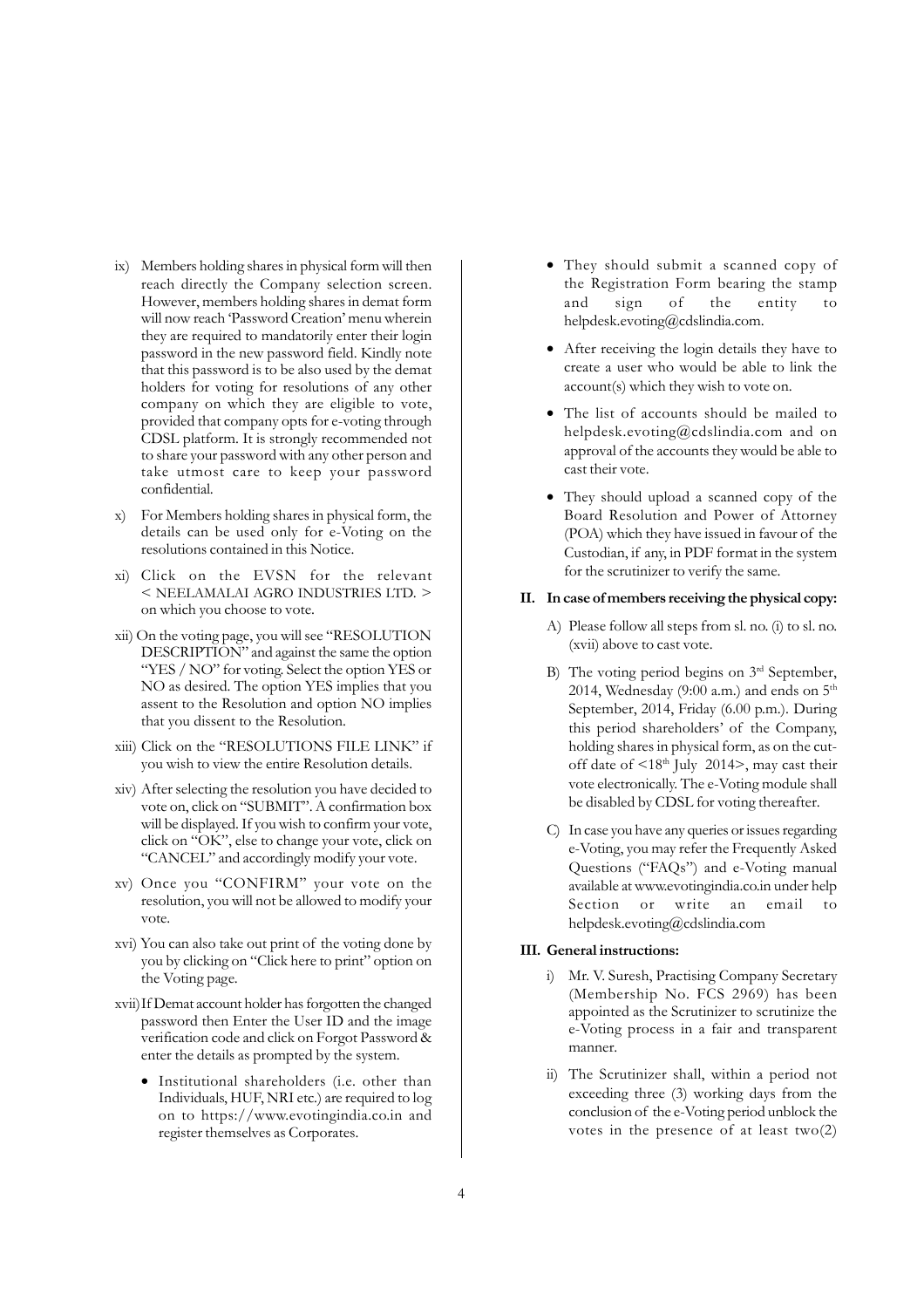ix) Members holding shares in physical form will then reach directly the Company selection screen. However, members holding shares in demat form will now reach 'Password Creation' menu wherein they are required to mandatorily enter their login password in the new password field. Kindly note that this password is to be also used by the demat holders for voting for resolutions of any other company on which they are eligible to vote, provided that company opts for e-voting through CDSL platform. It is strongly recommended not to share your password with any other person and take utmost care to keep your password confidential.

x) For Members holding shares in physical form, the details can be used only for e-Voting on the resolutions contained in this Notice.

xi) Click on the EVSN for the relevant < NEELAMALAI AGRO INDUSTRIES LTD. > on which you choose to vote.

xii) On the voting page, you will see "RESOLUTION DESCRIPTION" and against the same the option "YES / NO" for voting. Select the option YES or NO as desired. The option YES implies that you assent to the Resolution and option NO implies that you dissent to the Resolution.

xiii) Click on the "RESOLUTIONS FILE LINK" if you wish to view the entire Resolution details.

xiv) After selecting the resolution you have decided to vote on, click on "SUBMIT". A confirmation box will be displayed. If you wish to confirm your vote, click on "OK", else to change your vote, click on "CANCEL" and accordingly modify your vote.

xv) Once you "CONFIRM" your vote on the resolution, you will not be allowed to modify your vote.

xvi) You can also take out print of the voting done by you by clicking on "Click here to print" option on the Voting page.

xvii) If Demat account holder has forgotten the changed password then Enter the User ID and the image verification code and click on Forgot Password & enter the details as prompted by the system.

- Institutional shareholders (i.e. other than Individuals, HUF, NRI etc.) are required to log on to https://www.evotingindia.co.in and register themselves as Corporates.
- They should submit a scanned copy of the Registration Form bearing the stamp and sign of the entity to helpdesk.evoting@cdslindia.com.
- After receiving the login details they have to create a user who would be able to link the account(s) which they wish to vote on.
- The list of accounts should be mailed to helpdesk.evoting@cdslindia.com and on approval of the accounts they would be able to cast their vote.
- They should upload a scanned copy of the Board Resolution and Power of Attorney (POA) which they have issued in favour of the Custodian, if any, in PDF format in the system for the scrutinizer to verify the same.

**II. In case of members receiving the physical copy:**

A) Please follow all steps from sl. no. (i) to sl. no. (xvii) above to cast vote.

B) The voting period begins on 3rd September, 2014, Wednesday (9:00 a.m.) and ends on 5th September, 2014, Friday (6.00 p.m.). During this period shareholders' of the Company, holding shares in physical form, as on the cut-off date of <18th July 2014>, may cast their vote electronically. The e-Voting module shall be disabled by CDSL for voting thereafter.

C) In case you have any queries or issues regarding e-Voting, you may refer the Frequently Asked Questions ("FAQs") and e-Voting manual available at www.evotingindia.co.in under help Section or write an email to helpdesk.evoting@cdslindia.com

**III. General instructions:**

i) Mr. V. Suresh, Practising Company Secretary (Membership No. FCS 2969) has been appointed as the Scrutinizer to scrutinize the e-Voting process in a fair and transparent manner.

ii) The Scrutinizer shall, within a period not exceeding three (3) working days from the conclusion of the e-Voting period unblock the votes in the presence of at least two(2)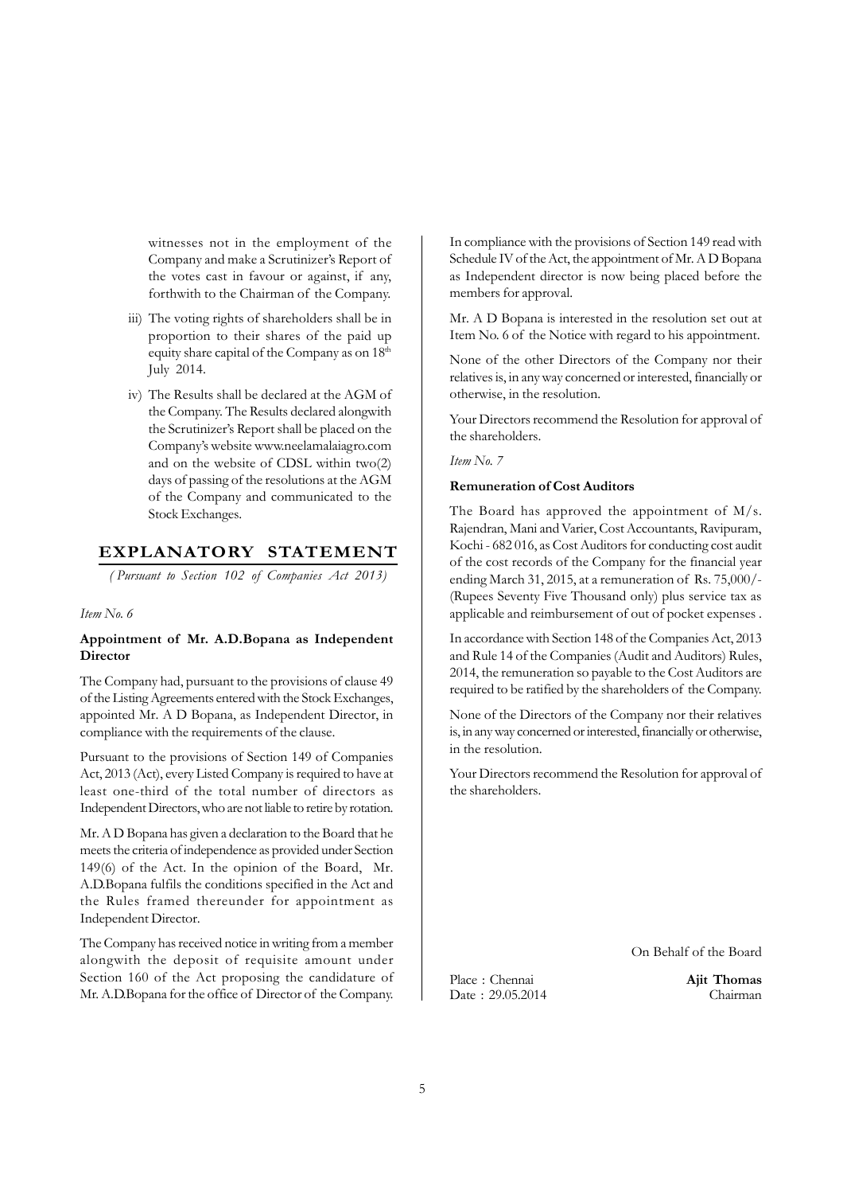witnesses not in the employment of the Company and make a Scrutinizer's Report of the votes cast in favour or against, if any, forthwith to the Chairman of the Company.

iii) The voting rights of shareholders shall be in proportion to their shares of the paid up equity share capital of the Company as on 18th July 2014.

iv) The Results shall be declared at the AGM of the Company. The Results declared alongwith the Scrutinizer's Report shall be placed on the Company's website www.neelamalaiagro.com and on the website of CDSL within two(2) days of passing of the resolutions at the AGM of the Company and communicated to the Stock Exchanges.

## EXPLANATORY STATEMENT

*(Pursuant to Section 102 of Companies Act 2013)*

*Item No. 6*

**Appointment of Mr. A.D.Bopana as Independent Director**

The Company had, pursuant to the provisions of clause 49 of the Listing Agreements entered with the Stock Exchanges, appointed Mr. A D Bopana, as Independent Director, in compliance with the requirements of the clause.

Pursuant to the provisions of Section 149 of Companies Act, 2013 (Act), every Listed Company is required to have at least one-third of the total number of directors as Independent Directors, who are not liable to retire by rotation.

Mr. A D Bopana has given a declaration to the Board that he meets the criteria of independence as provided under Section 149(6) of the Act. In the opinion of the Board, Mr. A.D.Bopana fulfils the conditions specified in the Act and the Rules framed thereunder for appointment as Independent Director.

The Company has received notice in writing from a member alongwith the deposit of requisite amount under Section 160 of the Act proposing the candidature of Mr. A.D.Bopana for the office of Director of the Company.

In compliance with the provisions of Section 149 read with Schedule IV of the Act, the appointment of Mr. A D Bopana as Independent director is now being placed before the members for approval.

Mr. A D Bopana is interested in the resolution set out at Item No. 6 of the Notice with regard to his appointment.

None of the other Directors of the Company nor their relatives is, in any way concerned or interested, financially or otherwise, in the resolution.

Your Directors recommend the Resolution for approval of the shareholders.

*Item No. 7*

**Remuneration of Cost Auditors**

The Board has approved the appointment of M/s. Rajendran, Mani and Varier, Cost Accountants, Ravipuram, Kochi - 682 016, as Cost Auditors for conducting cost audit of the cost records of the Company for the financial year ending March 31, 2015, at a remuneration of Rs. 75,000/- (Rupees Seventy Five Thousand only) plus service tax as applicable and reimbursement of out of pocket expenses .

In accordance with Section 148 of the Companies Act, 2013 and Rule 14 of the Companies (Audit and Auditors) Rules, 2014, the remuneration so payable to the Cost Auditors are required to be ratified by the shareholders of the Company.

None of the Directors of the Company nor their relatives is, in any way concerned or interested, financially or otherwise, in the resolution.

Your Directors recommend the Resolution for approval of the shareholders.

On Behalf of the Board

Place : Chennai
Date : 29.05.2014

**Ajit Thomas**
Chairman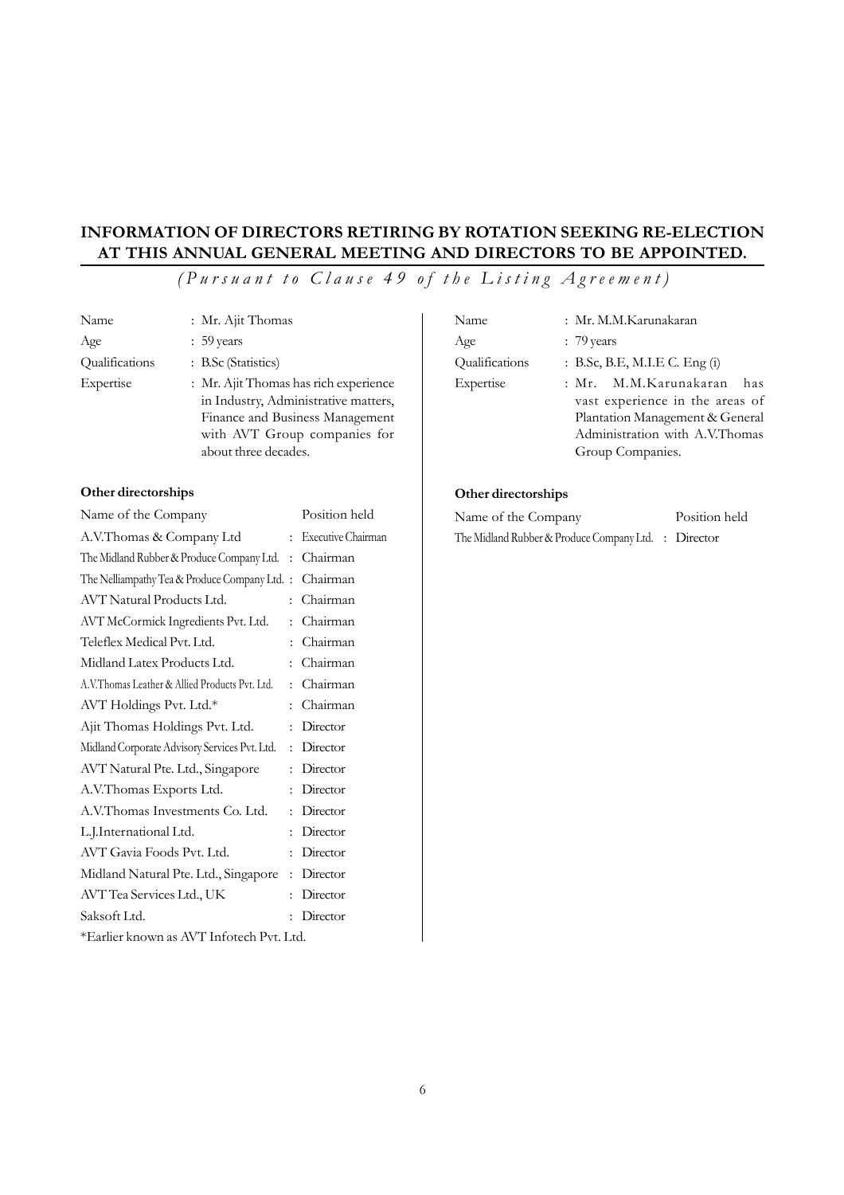## INFORMATION OF DIRECTORS RETIRING BY ROTATION SEEKING RE-ELECTION AT THIS ANNUAL GENERAL MEETING AND DIRECTORS TO BE APPOINTED.

*(Pursuant to Clause 49 of the Listing Agreement)*

| | |
|---|---|
| Name | : Mr. Ajit Thomas |
| Age | : 59 years |
| Qualifications | : B.Sc (Statistics) |
| Expertise | : Mr. Ajit Thomas has rich experience in Industry, Administrative matters, Finance and Business Management with AVT Group companies for about three decades. |

**Other directorships**

| Name of the Company | Position held |
|---|---|
| A.V.Thomas & Company Ltd | : Executive Chairman |
| The Midland Rubber & Produce Company Ltd. | : Chairman |
| The Nelliampathy Tea & Produce Company Ltd. | : Chairman |
| AVT Natural Products Ltd. | : Chairman |
| AVT McCormick Ingredients Pvt. Ltd. | : Chairman |
| Teleflex Medical Pvt. Ltd. | : Chairman |
| Midland Latex Products Ltd. | : Chairman |
| A.V.Thomas Leather & Allied Products Pvt. Ltd. | : Chairman |
| AVT Holdings Pvt. Ltd.* | : Chairman |
| Ajit Thomas Holdings Pvt. Ltd. | : Director |
| Midland Corporate Advisory Services Pvt. Ltd. | : Director |
| AVT Natural Pte. Ltd., Singapore | : Director |
| A.V.Thomas Exports Ltd. | : Director |
| A.V.Thomas Investments Co. Ltd. | : Director |
| L.J.International Ltd. | : Director |
| AVT Gavia Foods Pvt. Ltd. | : Director |
| Midland Natural Pte. Ltd., Singapore | : Director |
| AVT Tea Services Ltd., UK | : Director |
| Saksoft Ltd. | : Director |

*Earlier known as AVT Infotech Pvt. Ltd.

| | |
|---|---|
| Name | : Mr. M.M.Karunakaran |
| Age | : 79 years |
| Qualifications | : B.Sc, B.E, M.I.E C. Eng (i) |
| Expertise | : Mr. M.M.Karunakaran has vast experience in the areas of Plantation Management & General Administration with A.V.Thomas Group Companies. |

**Other directorships**

| Name of the Company | Position held |
|---|---|
| The Midland Rubber & Produce Company Ltd. | : Director |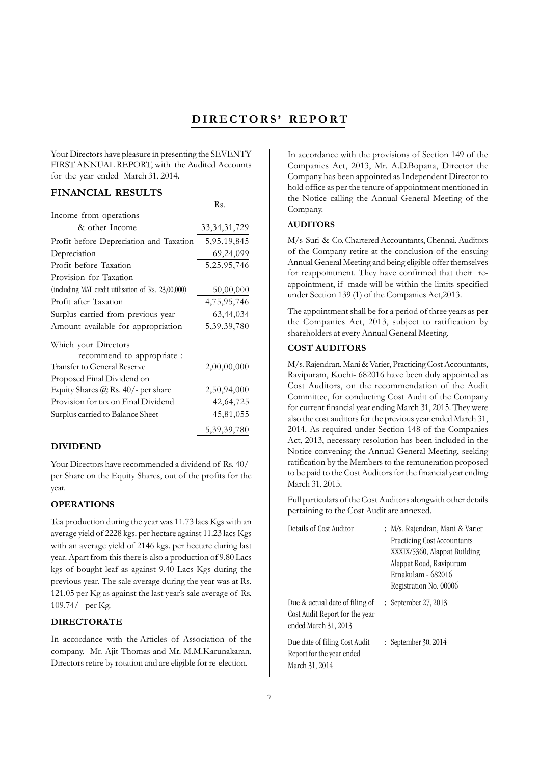# DIRECTORS' REPORT

Your Directors have pleasure in presenting the SEVENTY FIRST ANNUAL REPORT, with the Audited Accounts for the year ended March 31, 2014.

## FINANCIAL RESULTS

| | Rs. |
|---|---|
| Income from operations & other Income | 33,34,31,729 |
| Profit before Depreciation and Taxation | 5,95,19,845 |
| Depreciation | 69,24,099 |
| Profit before Taxation | 5,25,95,746 |
| Provision for Taxation (including MAT credit utilisation of Rs. 23,00,000) | 50,00,000 |
| Profit after Taxation | 4,75,95,746 |
| Surplus carried from previous year | 63,44,034 |
| Amount available for appropriation | 5,39,39,780 |
| Which your Directors recommend to appropriate : | |
| Transfer to General Reserve | 2,00,00,000 |
| Proposed Final Dividend on Equity Shares @ Rs. 40/- per share | 2,50,94,000 |
| Provision for tax on Final Dividend | 42,64,725 |
| Surplus carried to Balance Sheet | 45,81,055 |
| | 5,39,39,780 |

### DIVIDEND

Your Directors have recommended a dividend of Rs. 40/- per Share on the Equity Shares, out of the profits for the year.

### OPERATIONS

Tea production during the year was 11.73 lacs Kgs with an average yield of 2228 kgs. per hectare against 11.23 lacs Kgs with an average yield of 2146 kgs. per hectare during last year. Apart from this there is also a production of 9.80 Lacs kgs of bought leaf as against 9.40 Lacs Kgs during the previous year. The sale average during the year was at Rs. 121.05 per Kg as against the last year's sale average of Rs. 109.74/- per Kg.

### DIRECTORATE

In accordance with the Articles of Association of the company, Mr. Ajit Thomas and Mr. M.M.Karunakaran, Directors retire by rotation and are eligible for re-election.

In accordance with the provisions of Section 149 of the Companies Act, 2013, Mr. A.D.Bopana, Director the Company has been appointed as Independent Director to hold office as per the tenure of appointment mentioned in the Notice calling the Annual General Meeting of the Company.

### AUDITORS

M/s Suri & Co, Chartered Accountants, Chennai, Auditors of the Company retire at the conclusion of the ensuing Annual General Meeting and being eligible offer themselves for reappointment. They have confirmed that their re-appointment, if made will be within the limits specified under Section 139 (1) of the Companies Act,2013.

The appointment shall be for a period of three years as per the Companies Act, 2013, subject to ratification by shareholders at every Annual General Meeting.

### COST AUDITORS

M/s. Rajendran, Mani & Varier, Practicing Cost Accountants, Ravipuram, Kochi- 682016 have been duly appointed as Cost Auditors, on the recommendation of the Audit Committee, for conducting Cost Audit of the Company for current financial year ending March 31, 2015. They were also the cost auditors for the previous year ended March 31, 2014. As required under Section 148 of the Companies Act, 2013, necessary resolution has been included in the Notice convening the Annual General Meeting, seeking ratification by the Members to the remuneration proposed to be paid to the Cost Auditors for the financial year ending March 31, 2015.

Full particulars of the Cost Auditors alongwith other details pertaining to the Cost Audit are annexed.

| | |
|---|---|
| Details of Cost Auditor | : M/s. Rajendran, Mani & Varier<br>Practicing Cost Accountants<br>XXXIX/5360, Alappat Building<br>Alappat Road, Ravipuram<br>Ernakulam - 682016<br>Registration No. 00006 |
| Due & actual date of filing of Cost Audit Report for the year ended March 31, 2013 | : September 27, 2013 |
| Due date of filing Cost Audit Report for the year ended March 31, 2014 | : September 30, 2014 |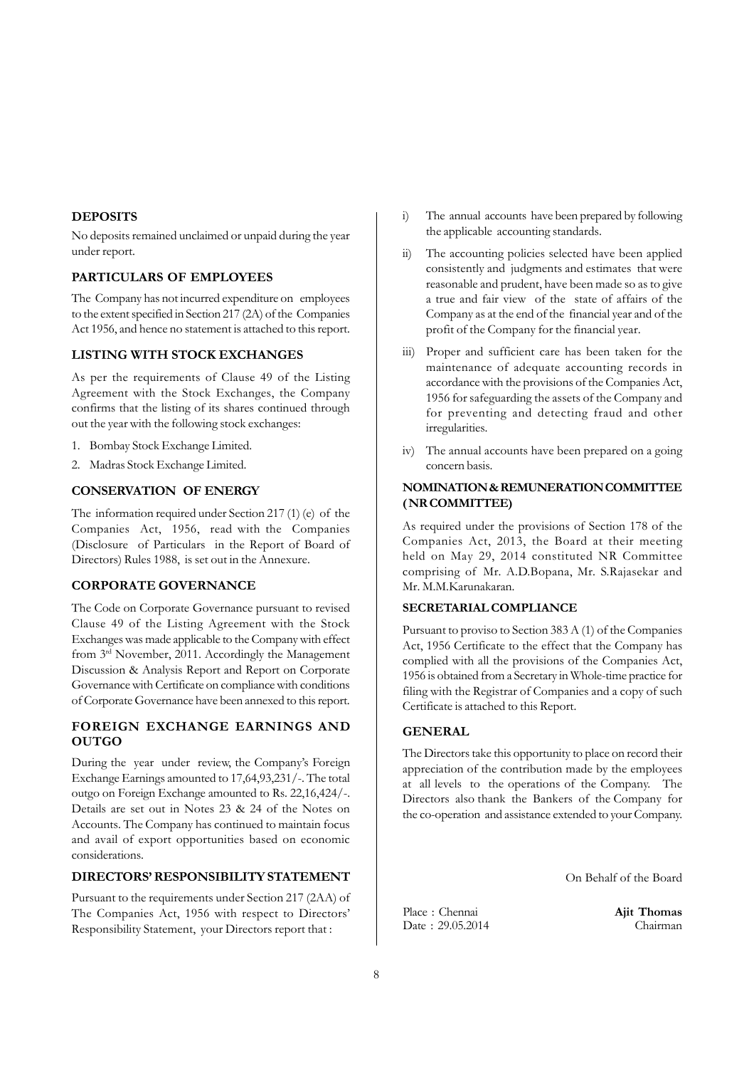## DEPOSITS

No deposits remained unclaimed or unpaid during the year under report.

## PARTICULARS OF EMPLOYEES

The Company has not incurred expenditure on employees to the extent specified in Section 217 (2A) of the Companies Act 1956, and hence no statement is attached to this report.

## LISTING WITH STOCK EXCHANGES

As per the requirements of Clause 49 of the Listing Agreement with the Stock Exchanges, the Company confirms that the listing of its shares continued through out the year with the following stock exchanges:

1. Bombay Stock Exchange Limited.
2. Madras Stock Exchange Limited.

## CONSERVATION OF ENERGY

The information required under Section 217 (1) (e) of the Companies Act, 1956, read with the Companies (Disclosure of Particulars in the Report of Board of Directors) Rules 1988, is set out in the Annexure.

## CORPORATE GOVERNANCE

The Code on Corporate Governance pursuant to revised Clause 49 of the Listing Agreement with the Stock Exchanges was made applicable to the Company with effect from 3rd November, 2011. Accordingly the Management Discussion & Analysis Report and Report on Corporate Governance with Certificate on compliance with conditions of Corporate Governance have been annexed to this report.

## FOREIGN EXCHANGE EARNINGS AND OUTGO

During the year under review, the Company's Foreign Exchange Earnings amounted to 17,64,93,231/-. The total outgo on Foreign Exchange amounted to Rs. 22,16,424/-. Details are set out in Notes 23 & 24 of the Notes on Accounts. The Company has continued to maintain focus and avail of export opportunities based on economic considerations.

## DIRECTORS' RESPONSIBILITY STATEMENT

Pursuant to the requirements under Section 217 (2AA) of The Companies Act, 1956 with respect to Directors' Responsibility Statement, your Directors report that :

i) The annual accounts have been prepared by following the applicable accounting standards.

ii) The accounting policies selected have been applied consistently and judgments and estimates that were reasonable and prudent, have been made so as to give a true and fair view of the state of affairs of the Company as at the end of the financial year and of the profit of the Company for the financial year.

iii) Proper and sufficient care has been taken for the maintenance of adequate accounting records in accordance with the provisions of the Companies Act, 1956 for safeguarding the assets of the Company and for preventing and detecting fraud and other irregularities.

iv) The annual accounts have been prepared on a going concern basis.

## NOMINATION & REMUNERATION COMMITTEE ( NR COMMITTEE)

As required under the provisions of Section 178 of the Companies Act, 2013, the Board at their meeting held on May 29, 2014 constituted NR Committee comprising of Mr. A.D.Bopana, Mr. S.Rajasekar and Mr. M.M.Karunakaran.

## SECRETARIAL COMPLIANCE

Pursuant to proviso to Section 383 A (1) of the Companies Act, 1956 Certificate to the effect that the Company has complied with all the provisions of the Companies Act, 1956 is obtained from a Secretary in Whole-time practice for filing with the Registrar of Companies and a copy of such Certificate is attached to this Report.

## GENERAL

The Directors take this opportunity to place on record their appreciation of the contribution made by the employees at all levels to the operations of the Company. The Directors also thank the Bankers of the Company for the co-operation and assistance extended to your Company.

On Behalf of the Board

Place : Chennai
Date : 29.05.2014

**Ajit Thomas**
Chairman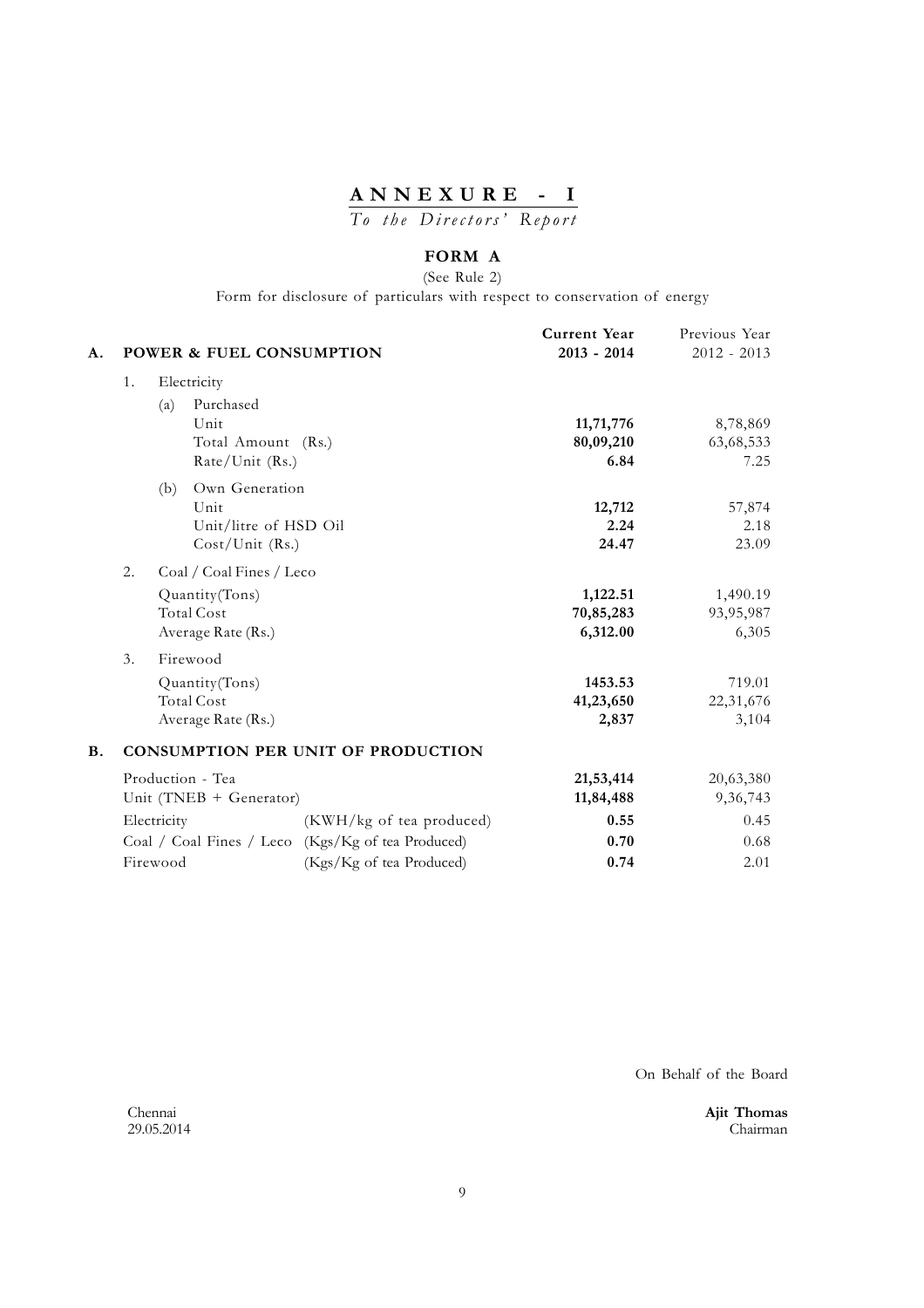# ANNEXURE - I

*To the Directors' Report*

## FORM A

(See Rule 2)

Form for disclosure of particulars with respect to conservation of energy

| | | | Current Year 2013 - 2014 | Previous Year 2012 - 2013 |
|---|---|---|---|---|
| **A.** | **POWER & FUEL CONSUMPTION** | | | |
| 1. | Electricity | | | |
| | (a) Purchased | | | |
| | Unit | | **11,71,776** | 8,78,869 |
| | Total Amount (Rs.) | | **80,09,210** | 63,68,533 |
| | Rate/Unit (Rs.) | | **6.84** | 7.25 |
| | (b) Own Generation | | | |
| | Unit | | **12,712** | 57,874 |
| | Unit/litre of HSD Oil | | **2.24** | 2.18 |
| | Cost/Unit (Rs.) | | **24.47** | 23.09 |
| 2. | Coal / Coal Fines / Leco | | | |
| | Quantity(Tons) | | **1,122.51** | 1,490.19 |
| | Total Cost | | **70,85,283** | 93,95,987 |
| | Average Rate (Rs.) | | **6,312.00** | 6,305 |
| 3. | Firewood | | | |
| | Quantity(Tons) | | **1453.53** | 719.01 |
| | Total Cost | | **41,23,650** | 22,31,676 |
| | Average Rate (Rs.) | | **2,837** | 3,104 |
| **B.** | **CONSUMPTION PER UNIT OF PRODUCTION** | | | |
| | Production - Tea | | **21,53,414** | 20,63,380 |
| | Unit (TNEB + Generator) | | **11,84,488** | 9,36,743 |
| | Electricity | (KWH/kg of tea produced) | **0.55** | 0.45 |
| | Coal / Coal Fines / Leco | (Kgs/Kg of tea Produced) | **0.70** | 0.68 |
| | Firewood | (Kgs/Kg of tea Produced) | **0.74** | 2.01 |

On Behalf of the Board

Chennai
29.05.2014

**Ajit Thomas**
Chairman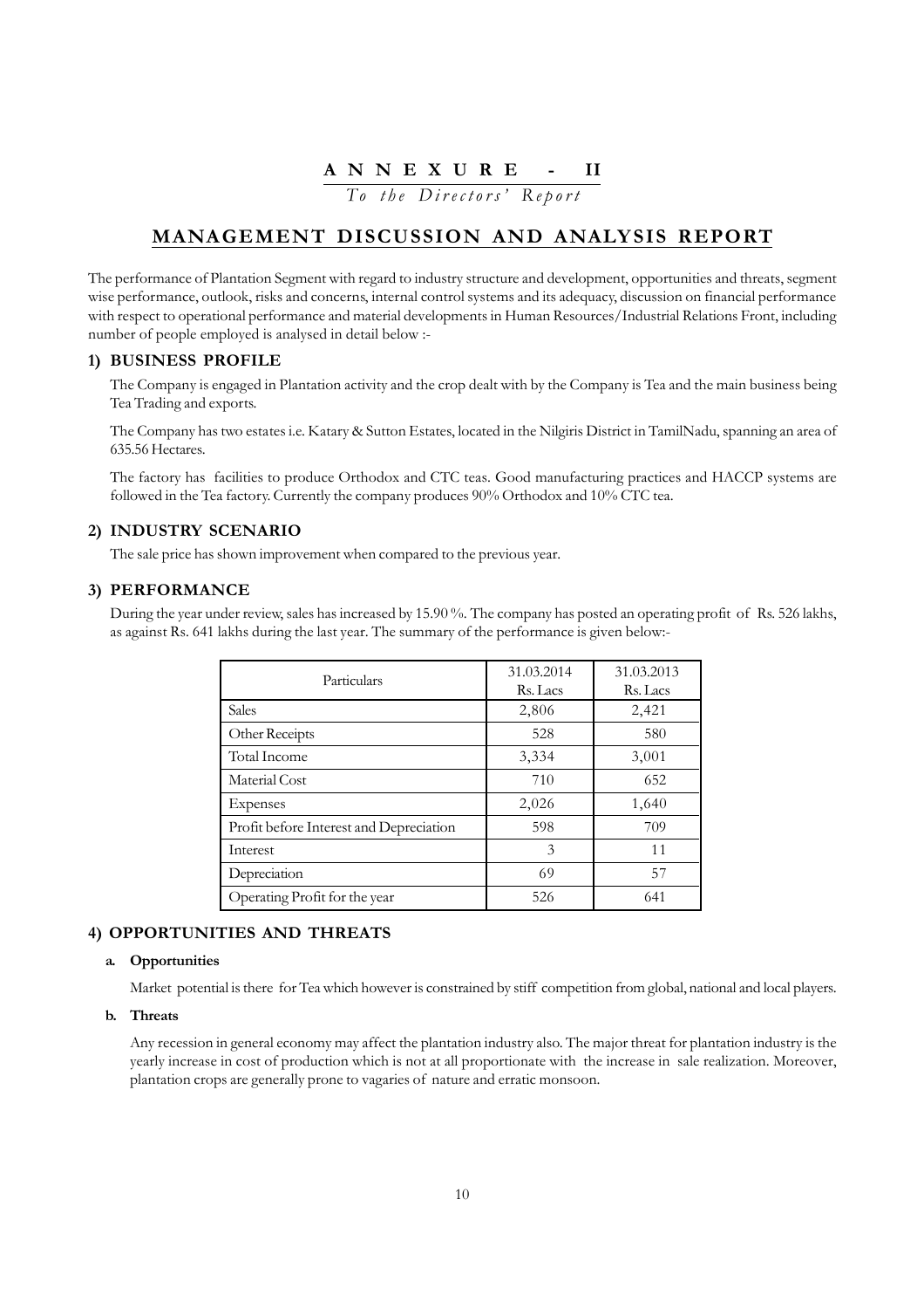# ANNEXURE - II

*To the Directors' Report*

## MANAGEMENT DISCUSSION AND ANALYSIS REPORT

The performance of Plantation Segment with regard to industry structure and development, opportunities and threats, segment wise performance, outlook, risks and concerns, internal control systems and its adequacy, discussion on financial performance with respect to operational performance and material developments in Human Resources/Industrial Relations Front, including number of people employed is analysed in detail below :-

### 1) BUSINESS PROFILE

The Company is engaged in Plantation activity and the crop dealt with by the Company is Tea and the main business being Tea Trading and exports.

The Company has two estates i.e. Katary & Sutton Estates, located in the Nilgiris District in TamilNadu, spanning an area of 635.56 Hectares.

The factory has facilities to produce Orthodox and CTC teas. Good manufacturing practices and HACCP systems are followed in the Tea factory. Currently the company produces 90% Orthodox and 10% CTC tea.

### 2) INDUSTRY SCENARIO

The sale price has shown improvement when compared to the previous year.

### 3) PERFORMANCE

During the year under review, sales has increased by 15.90 %. The company has posted an operating profit of Rs. 526 lakhs, as against Rs. 641 lakhs during the last year. The summary of the performance is given below:-

| Particulars | 31.03.2014 Rs. Lacs | 31.03.2013 Rs. Lacs |
|---|---|---|
| Sales | 2,806 | 2,421 |
| Other Receipts | 528 | 580 |
| Total Income | 3,334 | 3,001 |
| Material Cost | 710 | 652 |
| Expenses | 2,026 | 1,640 |
| Profit before Interest and Depreciation | 598 | 709 |
| Interest | 3 | 11 |
| Depreciation | 69 | 57 |
| Operating Profit for the year | 526 | 641 |

### 4) OPPORTUNITIES AND THREATS

**a. Opportunities**

Market potential is there for Tea which however is constrained by stiff competition from global, national and local players.

**b. Threats**

Any recession in general economy may affect the plantation industry also. The major threat for plantation industry is the yearly increase in cost of production which is not at all proportionate with the increase in sale realization. Moreover, plantation crops are generally prone to vagaries of nature and erratic monsoon.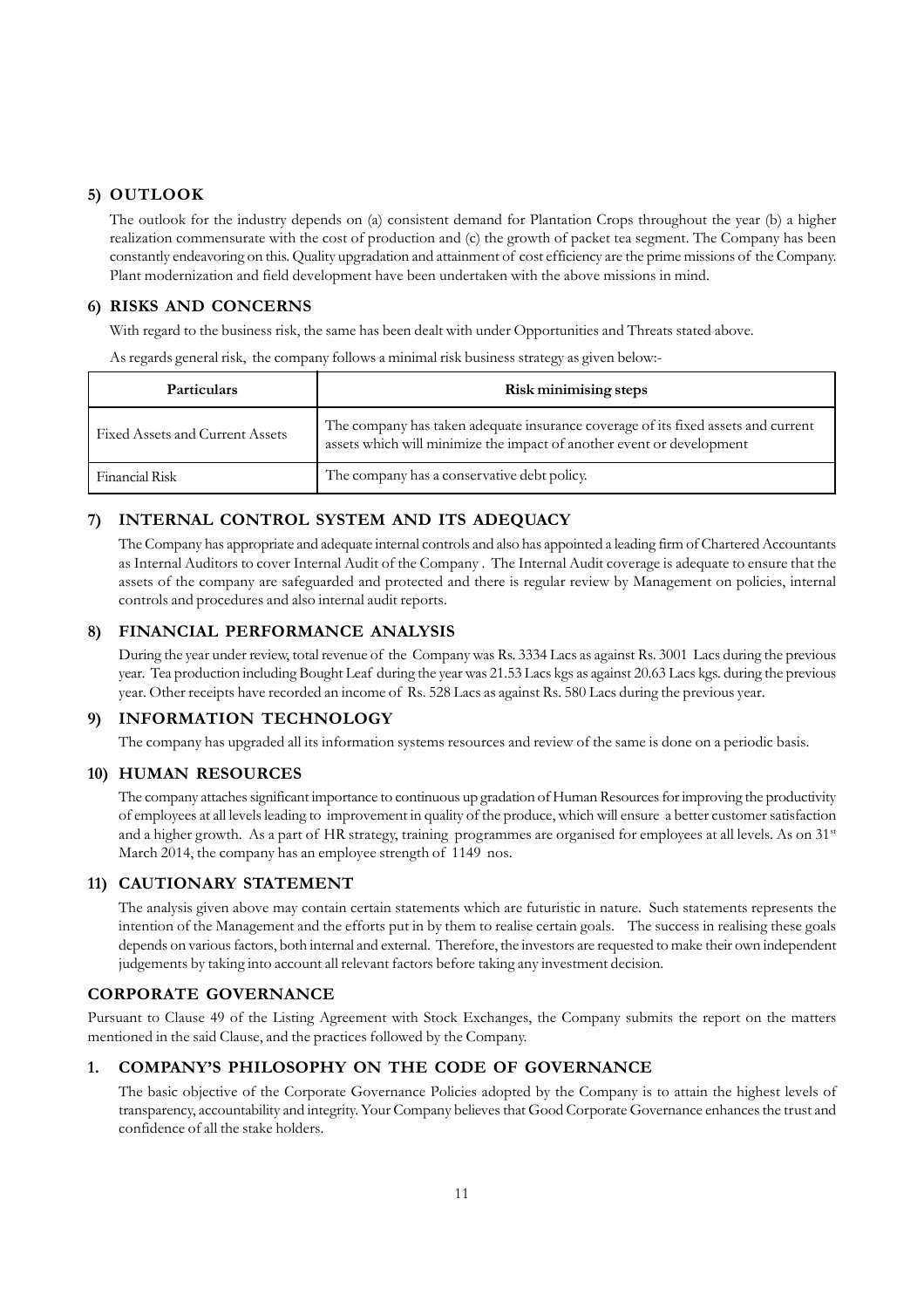## 5) OUTLOOK

The outlook for the industry depends on (a) consistent demand for Plantation Crops throughout the year (b) a higher realization commensurate with the cost of production and (c) the growth of packet tea segment. The Company has been constantly endeavoring on this. Quality upgradation and attainment of cost efficiency are the prime missions of the Company. Plant modernization and field development have been undertaken with the above missions in mind.

## 6) RISKS AND CONCERNS

With regard to the business risk, the same has been dealt with under Opportunities and Threats stated above.

As regards general risk, the company follows a minimal risk business strategy as given below:-

| Particulars | Risk minimising steps |
|---|---|
| Fixed Assets and Current Assets | The company has taken adequate insurance coverage of its fixed assets and current assets which will minimize the impact of another event or development |
| Financial Risk | The company has a conservative debt policy. |

## 7) INTERNAL CONTROL SYSTEM AND ITS ADEQUACY

The Company has appropriate and adequate internal controls and also has appointed a leading firm of Chartered Accountants as Internal Auditors to cover Internal Audit of the Company . The Internal Audit coverage is adequate to ensure that the assets of the company are safeguarded and protected and there is regular review by Management on policies, internal controls and procedures and also internal audit reports.

## 8) FINANCIAL PERFORMANCE ANALYSIS

During the year under review, total revenue of the Company was Rs. 3334 Lacs as against Rs. 3001 Lacs during the previous year. Tea production including Bought Leaf during the year was 21.53 Lacs kgs as against 20.63 Lacs kgs. during the previous year. Other receipts have recorded an income of Rs. 528 Lacs as against Rs. 580 Lacs during the previous year.

## 9) INFORMATION TECHNOLOGY

The company has upgraded all its information systems resources and review of the same is done on a periodic basis.

## 10) HUMAN RESOURCES

The company attaches significant importance to continuous up gradation of Human Resources for improving the productivity of employees at all levels leading to improvement in quality of the produce, which will ensure a better customer satisfaction and a higher growth. As a part of HR strategy, training programmes are organised for employees at all levels. As on 31st March 2014, the company has an employee strength of 1149 nos.

## 11) CAUTIONARY STATEMENT

The analysis given above may contain certain statements which are futuristic in nature. Such statements represents the intention of the Management and the efforts put in by them to realise certain goals. The success in realising these goals depends on various factors, both internal and external. Therefore, the investors are requested to make their own independent judgements by taking into account all relevant factors before taking any investment decision.

# CORPORATE GOVERNANCE

Pursuant to Clause 49 of the Listing Agreement with Stock Exchanges, the Company submits the report on the matters mentioned in the said Clause, and the practices followed by the Company.

## 1. COMPANY'S PHILOSOPHY ON THE CODE OF GOVERNANCE

The basic objective of the Corporate Governance Policies adopted by the Company is to attain the highest levels of transparency, accountability and integrity. Your Company believes that Good Corporate Governance enhances the trust and confidence of all the stake holders.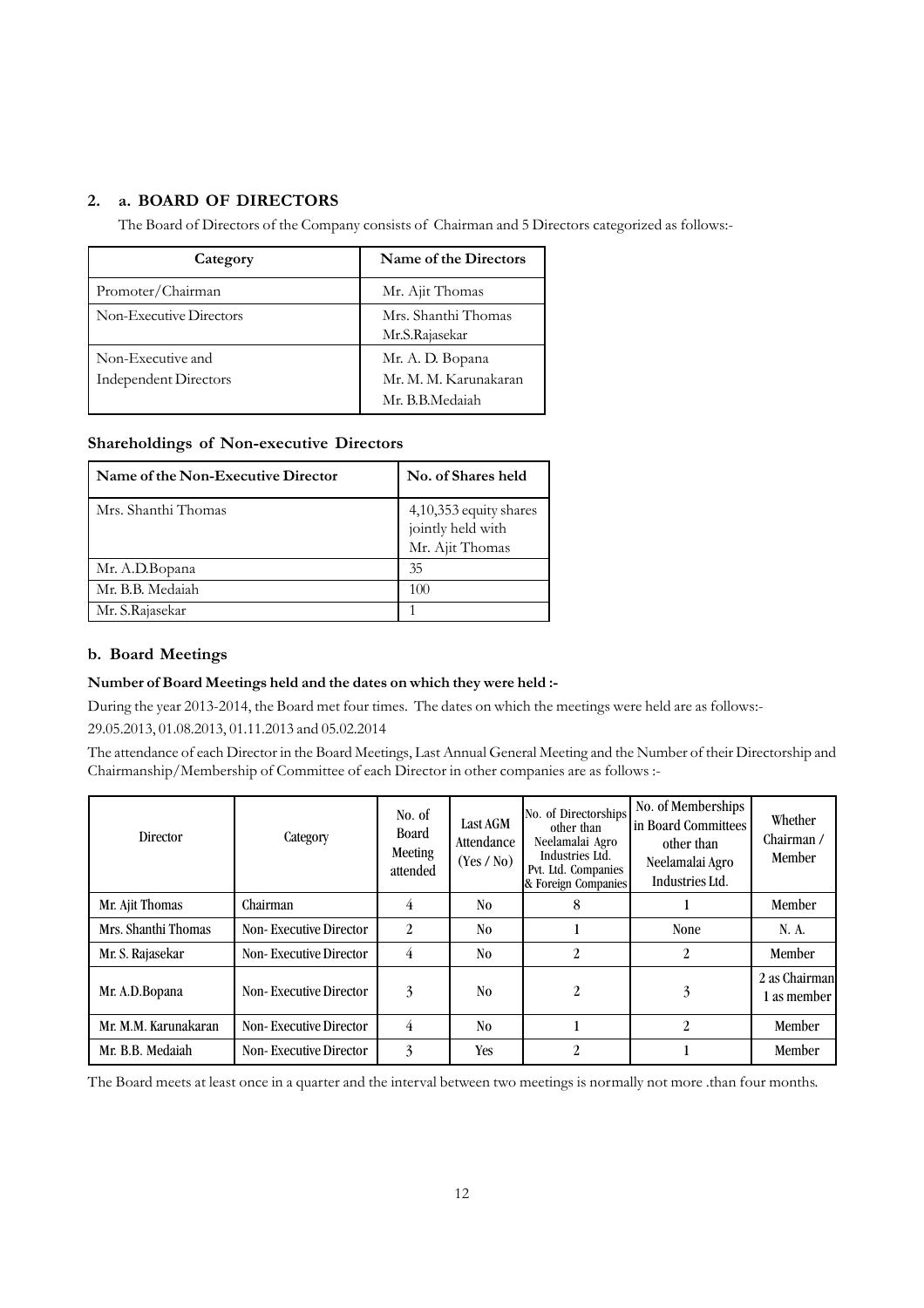## 2. a. BOARD OF DIRECTORS

The Board of Directors of the Company consists of Chairman and 5 Directors categorized as follows:-

| Category | Name of the Directors |
|---|---|
| Promoter/Chairman | Mr. Ajit Thomas |
| Non-Executive Directors | Mrs. Shanthi Thomas<br>Mr.S.Rajasekar |
| Non-Executive and Independent Directors | Mr. A. D. Bopana<br>Mr. M. M. Karunakaran<br>Mr. B.B.Medaiah |

### Shareholdings of Non-executive Directors

| Name of the Non-Executive Director | No. of Shares held |
|---|---|
| Mrs. Shanthi Thomas | 4,10,353 equity shares jointly held with Mr. Ajit Thomas |
| Mr. A.D.Bopana | 35 |
| Mr. B.B. Medaiah | 100 |
| Mr. S.Rajasekar | 1 |

## b. Board Meetings

**Number of Board Meetings held and the dates on which they were held :-**

During the year 2013-2014, the Board met four times. The dates on which the meetings were held are as follows:-

29.05.2013, 01.08.2013, 01.11.2013 and 05.02.2014

The attendance of each Director in the Board Meetings, Last Annual General Meeting and the Number of their Directorship and Chairmanship/Membership of Committee of each Director in other companies are as follows :-

| Director | Category | No. of Board Meeting attended | Last AGM Attendance (Yes / No) | No. of Directorships other than Neelamalai Agro Industries Ltd. Pvt. Ltd. Companies & Foreign Companies | No. of Memberships in Board Committees other than Neelamalai Agro Industries Ltd. | Whether Chairman / Member |
|---|---|---|---|---|---|---|
| Mr. Ajit Thomas | Chairman | 4 | No | 8 | 1 | Member |
| Mrs. Shanthi Thomas | Non- Executive Director | 2 | No | 1 | None | N. A. |
| Mr. S. Rajasekar | Non- Executive Director | 4 | No | 2 | 2 | Member |
| Mr. A.D.Bopana | Non- Executive Director | 3 | No | 2 | 3 | 2 as Chairman<br>1 as member |
| Mr. M.M. Karunakaran | Non- Executive Director | 4 | No | 1 | 2 | Member |
| Mr. B.B. Medaiah | Non- Executive Director | 3 | Yes | 2 | 1 | Member |

The Board meets at least once in a quarter and the interval between two meetings is normally not more .than four months.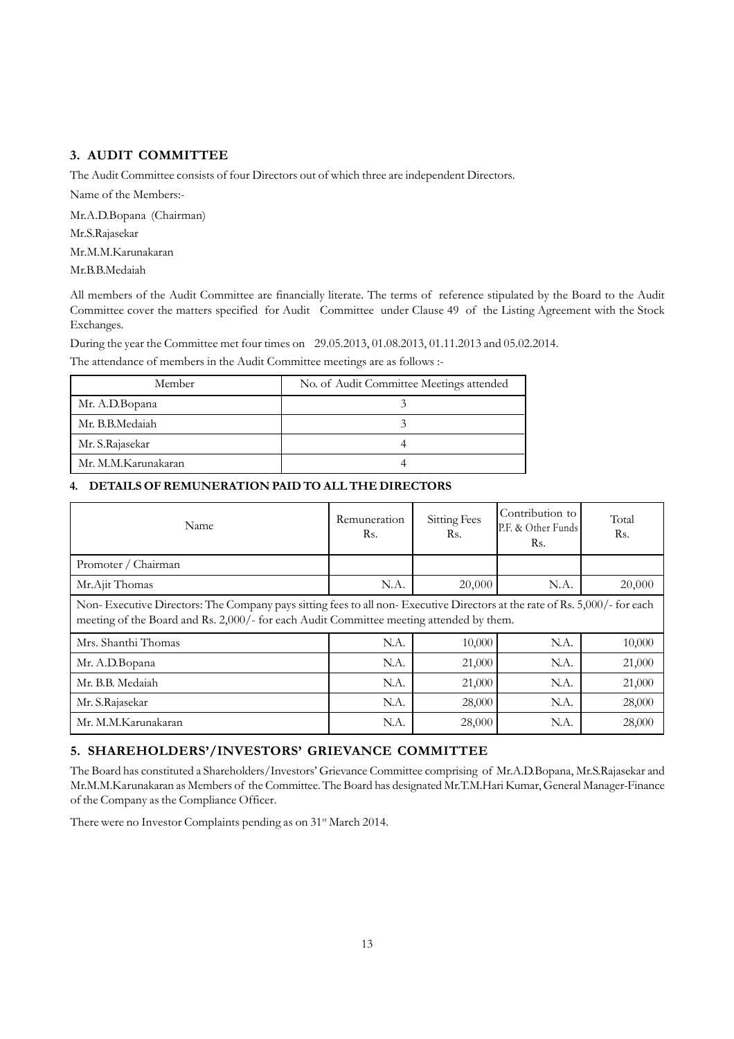## 3. AUDIT COMMITTEE

The Audit Committee consists of four Directors out of which three are independent Directors.

Name of the Members:-

Mr.A.D.Bopana (Chairman)

Mr.S.Rajasekar

Mr.M.M.Karunakaran

Mr.B.B.Medaiah

All members of the Audit Committee are financially literate. The terms of reference stipulated by the Board to the Audit Committee cover the matters specified for Audit Committee under Clause 49 of the Listing Agreement with the Stock Exchanges.

During the year the Committee met four times on 29.05.2013, 01.08.2013, 01.11.2013 and 05.02.2014.

The attendance of members in the Audit Committee meetings are as follows :-

| Member | No. of Audit Committee Meetings attended |
|---|---|
| Mr. A.D.Bopana | 3 |
| Mr. B.B.Medaiah | 3 |
| Mr. S.Rajasekar | 4 |
| Mr. M.M.Karunakaran | 4 |

## 4. DETAILS OF REMUNERATION PAID TO ALL THE DIRECTORS

| Name | Remuneration Rs. | Sitting Fees Rs. | Contribution to P.F. & Other Funds Rs. | Total Rs. |
|---|---|---|---|---|
| Promoter / Chairman | | | | |
| Mr.Ajit Thomas | N.A. | 20,000 | N.A. | 20,000 |
| Non- Executive Directors: The Company pays sitting fees to all non- Executive Directors at the rate of Rs. 5,000/- for each meeting of the Board and Rs. 2,000/- for each Audit Committee meeting attended by them. | | | | |
| Mrs. Shanthi Thomas | N.A. | 10,000 | N.A. | 10,000 |
| Mr. A.D.Bopana | N.A. | 21,000 | N.A. | 21,000 |
| Mr. B.B. Medaiah | N.A. | 21,000 | N.A. | 21,000 |
| Mr. S.Rajasekar | N.A. | 28,000 | N.A. | 28,000 |
| Mr. M.M.Karunakaran | N.A. | 28,000 | N.A. | 28,000 |

## 5. SHAREHOLDERS'/INVESTORS' GRIEVANCE COMMITTEE

The Board has constituted a Shareholders/Investors' Grievance Committee comprising of Mr.A.D.Bopana, Mr.S.Rajasekar and Mr.M.M.Karunakaran as Members of the Committee. The Board has designated Mr.T.M.Hari Kumar, General Manager-Finance of the Company as the Compliance Officer.

There were no Investor Complaints pending as on 31st March 2014.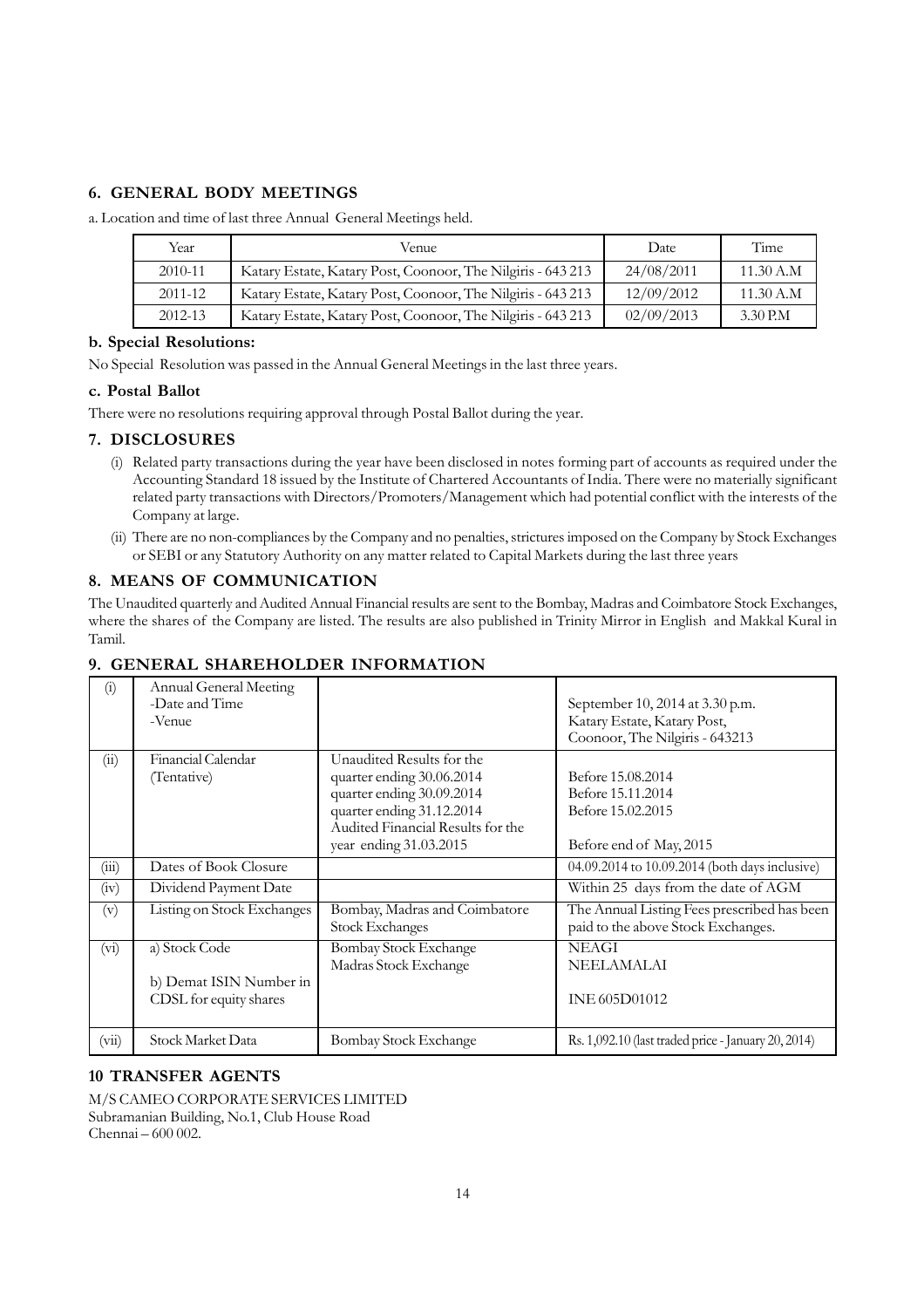## 6. GENERAL BODY MEETINGS

a. Location and time of last three Annual General Meetings held.

| Year | Venue | Date | Time |
|---|---|---|---|
| 2010-11 | Katary Estate, Katary Post, Coonoor, The Nilgiris - 643 213 | 24/08/2011 | 11.30 A.M |
| 2011-12 | Katary Estate, Katary Post, Coonoor, The Nilgiris - 643 213 | 12/09/2012 | 11.30 A.M |
| 2012-13 | Katary Estate, Katary Post, Coonoor, The Nilgiris - 643 213 | 02/09/2013 | 3.30 P.M |

### b. Special Resolutions:

No Special Resolution was passed in the Annual General Meetings in the last three years.

### c. Postal Ballot

There were no resolutions requiring approval through Postal Ballot during the year.

## 7. DISCLOSURES

(i) Related party transactions during the year have been disclosed in notes forming part of accounts as required under the Accounting Standard 18 issued by the Institute of Chartered Accountants of India. There were no materially significant related party transactions with Directors/Promoters/Management which had potential conflict with the interests of the Company at large.

(ii) There are no non-compliances by the Company and no penalties, strictures imposed on the Company by Stock Exchanges or SEBI or any Statutory Authority on any matter related to Capital Markets during the last three years

## 8. MEANS OF COMMUNICATION

The Unaudited quarterly and Audited Annual Financial results are sent to the Bombay, Madras and Coimbatore Stock Exchanges, where the shares of the Company are listed. The results are also published in Trinity Mirror in English and Makkal Kural in Tamil.

## 9. GENERAL SHAREHOLDER INFORMATION

| | | | |
|---|---|---|---|
| (i) | Annual General Meeting<br>-Date and Time<br>-Venue | | September 10, 2014 at 3.30 p.m.<br>Katary Estate, Katary Post,<br>Coonoor, The Nilgiris - 643213 |
| (ii) | Financial Calendar<br>(Tentative) | Unaudited Results for the<br>quarter ending 30.06.2014<br>quarter ending 30.09.2014<br>quarter ending 31.12.2014<br>Audited Financial Results for the<br>year ending 31.03.2015 | <br>Before 15.08.2014<br>Before 15.11.2014<br>Before 15.02.2015<br><br>Before end of May, 2015 |
| (iii) | Dates of Book Closure | | 04.09.2014 to 10.09.2014 (both days inclusive) |
| (iv) | Dividend Payment Date | | Within 25 days from the date of AGM |
| (v) | Listing on Stock Exchanges | Bombay, Madras and Coimbatore Stock Exchanges | The Annual Listing Fees prescribed has been paid to the above Stock Exchanges. |
| (vi) | a) Stock Code<br><br>b) Demat ISIN Number in CDSL for equity shares | Bombay Stock Exchange<br>Madras Stock Exchange | NEAGI<br>NEELAMALAI<br><br>INE 605D01012 |
| (vii) | Stock Market Data | Bombay Stock Exchange | Rs. 1,092.10 (last traded price - January 20, 2014) |

## 10 TRANSFER AGENTS

M/S CAMEO CORPORATE SERVICES LIMITED
Subramanian Building, No.1, Club House Road
Chennai – 600 002.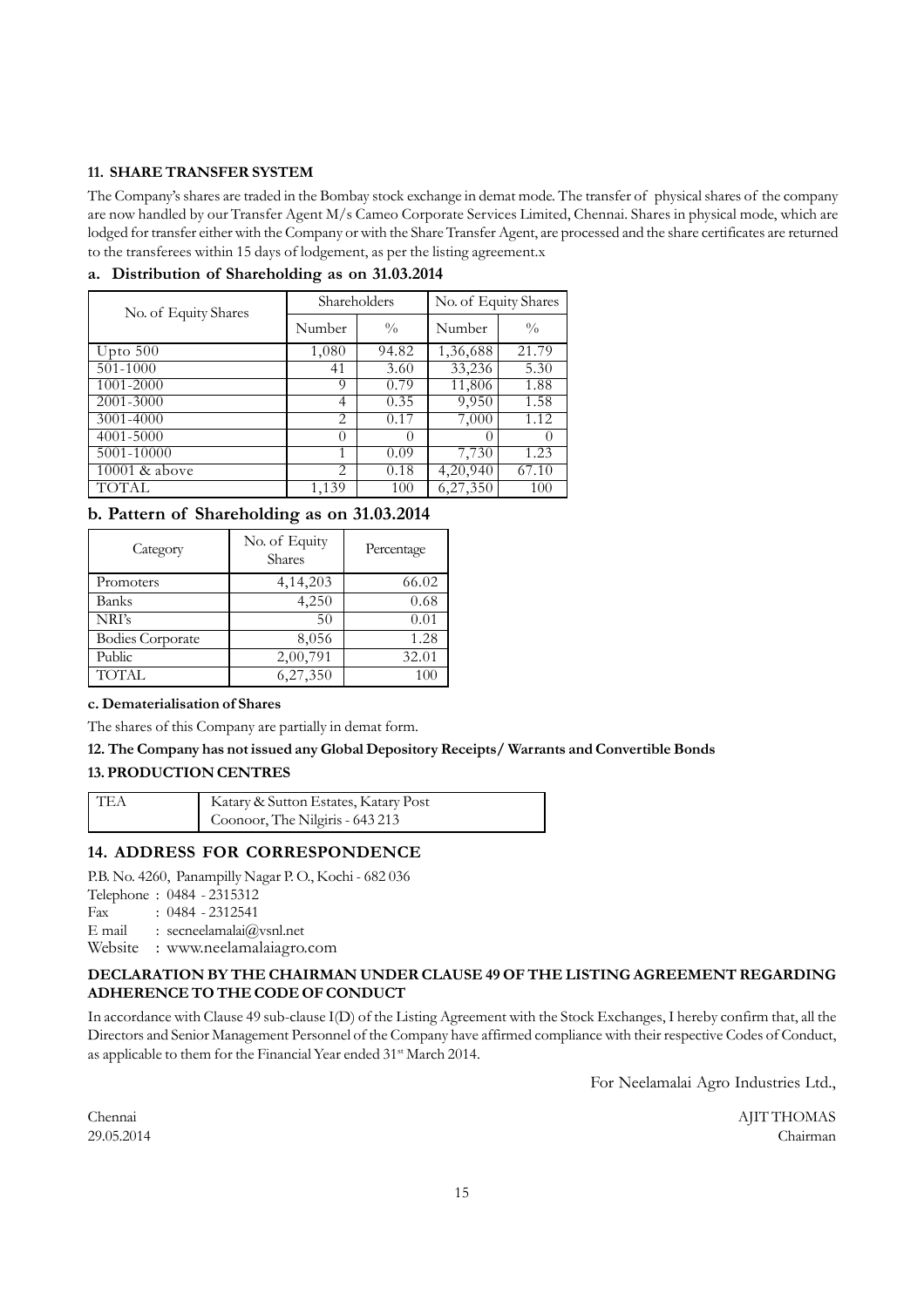## 11. SHARE TRANSFER SYSTEM

The Company's shares are traded in the Bombay stock exchange in demat mode. The transfer of physical shares of the company are now handled by our Transfer Agent M/s Cameo Corporate Services Limited, Chennai. Shares in physical mode, which are lodged for transfer either with the Company or with the Share Transfer Agent, are processed and the share certificates are returned to the transferees within 15 days of lodgement, as per the listing agreement.x

### a. Distribution of Shareholding as on 31.03.2014

| No. of Equity Shares | Shareholders | | No. of Equity Shares | |
|---|---|---|---|---|
| | Number | % | Number | % |
| Upto 500 | 1,080 | 94.82 | 1,36,688 | 21.79 |
| 501-1000 | 41 | 3.60 | 33,236 | 5.30 |
| 1001-2000 | 9 | 0.79 | 11,806 | 1.88 |
| 2001-3000 | 4 | 0.35 | 9,950 | 1.58 |
| 3001-4000 | 2 | 0.17 | 7,000 | 1.12 |
| 4001-5000 | 0 | 0 | 0 | 0 |
| 5001-10000 | 1 | 0.09 | 7,730 | 1.23 |
| 10001 & above | 2 | 0.18 | 4,20,940 | 67.10 |
| TOTAL | 1,139 | 100 | 6,27,350 | 100 |

### b. Pattern of Shareholding as on 31.03.2014

| Category | No. of Equity Shares | Percentage |
|---|---|---|
| Promoters | 4,14,203 | 66.02 |
| Banks | 4,250 | 0.68 |
| NRI's | 50 | 0.01 |
| Bodies Corporate | 8,056 | 1.28 |
| Public | 2,00,791 | 32.01 |
| TOTAL | 6,27,350 | 100 |

**c. Dematerialisation of Shares**

The shares of this Company are partially in demat form.

**12. The Company has not issued any Global Depository Receipts/ Warrants and Convertible Bonds**

**13. PRODUCTION CENTRES**

| TEA | Katary & Sutton Estates, Katary Post<br>Coonoor, The Nilgiris - 643 213 |
|---|---|

## 14. ADDRESS FOR CORRESPONDENCE

P.B. No. 4260, Panampilly Nagar P. O., Kochi - 682 036
Telephone : 0484 - 2315312
Fax : 0484 - 2312541
E mail : secneelamalai@vsnl.net
Website : www.neelamalaiagro.com

**DECLARATION BY THE CHAIRMAN UNDER CLAUSE 49 OF THE LISTING AGREEMENT REGARDING ADHERENCE TO THE CODE OF CONDUCT**

In accordance with Clause 49 sub-clause I(D) of the Listing Agreement with the Stock Exchanges, I hereby confirm that, all the Directors and Senior Management Personnel of the Company have affirmed compliance with their respective Codes of Conduct, as applicable to them for the Financial Year ended 31st March 2014.

For Neelamalai Agro Industries Ltd.,

Chennai
29.05.2014

AJIT THOMAS
Chairman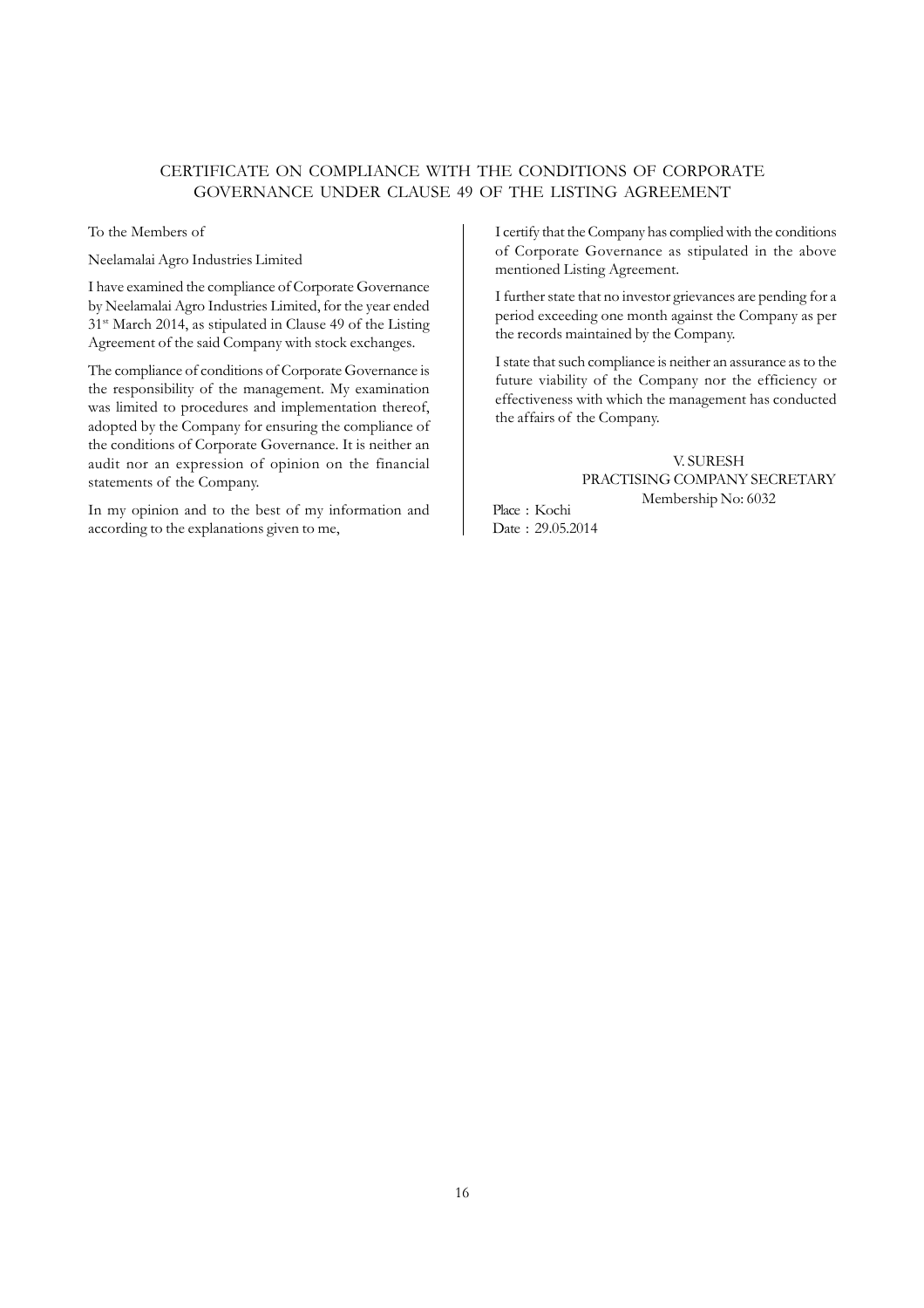# CERTIFICATE ON COMPLIANCE WITH THE CONDITIONS OF CORPORATE GOVERNANCE UNDER CLAUSE 49 OF THE LISTING AGREEMENT

To the Members of

Neelamalai Agro Industries Limited

I have examined the compliance of Corporate Governance by Neelamalai Agro Industries Limited, for the year ended 31st March 2014, as stipulated in Clause 49 of the Listing Agreement of the said Company with stock exchanges.

The compliance of conditions of Corporate Governance is the responsibility of the management. My examination was limited to procedures and implementation thereof, adopted by the Company for ensuring the compliance of the conditions of Corporate Governance. It is neither an audit nor an expression of opinion on the financial statements of the Company.

In my opinion and to the best of my information and according to the explanations given to me,

I certify that the Company has complied with the conditions of Corporate Governance as stipulated in the above mentioned Listing Agreement.

I further state that no investor grievances are pending for a period exceeding one month against the Company as per the records maintained by the Company.

I state that such compliance is neither an assurance as to the future viability of the Company nor the efficiency or effectiveness with which the management has conducted the affairs of the Company.

V. SURESH
PRACTISING COMPANY SECRETARY
Membership No: 6032

Place : Kochi
Date : 29.05.2014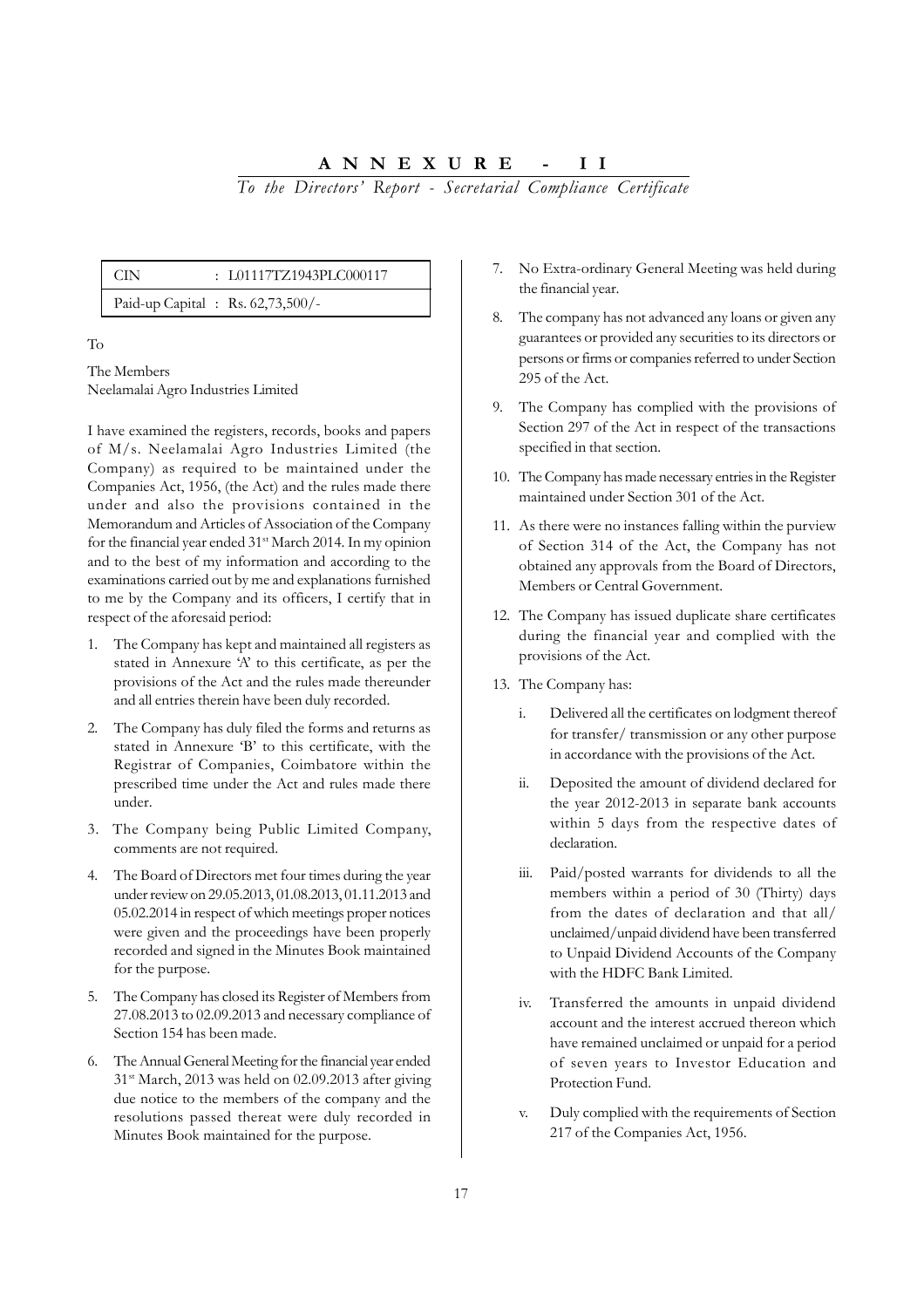# ANNEXURE - II

*To the Directors' Report - Secretarial Compliance Certificate*

| CIN | : L01117TZ1943PLC000117 |
|---|---|
| Paid-up Capital | : Rs. 62,73,500/- |

To

The Members
Neelamalai Agro Industries Limited

I have examined the registers, records, books and papers of M/s. Neelamalai Agro Industries Limited (the Company) as required to be maintained under the Companies Act, 1956, (the Act) and the rules made there under and also the provisions contained in the Memorandum and Articles of Association of the Company for the financial year ended 31st March 2014. In my opinion and to the best of my information and according to the examinations carried out by me and explanations furnished to me by the Company and its officers, I certify that in respect of the aforesaid period:

1. The Company has kept and maintained all registers as stated in Annexure 'A' to this certificate, as per the provisions of the Act and the rules made thereunder and all entries therein have been duly recorded.
2. The Company has duly filed the forms and returns as stated in Annexure 'B' to this certificate, with the Registrar of Companies, Coimbatore within the prescribed time under the Act and rules made there under.
3. The Company being Public Limited Company, comments are not required.
4. The Board of Directors met four times during the year under review on 29.05.2013, 01.08.2013, 01.11.2013 and 05.02.2014 in respect of which meetings proper notices were given and the proceedings have been properly recorded and signed in the Minutes Book maintained for the purpose.
5. The Company has closed its Register of Members from 27.08.2013 to 02.09.2013 and necessary compliance of Section 154 has been made.
6. The Annual General Meeting for the financial year ended 31st March, 2013 was held on 02.09.2013 after giving due notice to the members of the company and the resolutions passed thereat were duly recorded in Minutes Book maintained for the purpose.
7. No Extra-ordinary General Meeting was held during the financial year.
8. The company has not advanced any loans or given any guarantees or provided any securities to its directors or persons or firms or companies referred to under Section 295 of the Act.
9. The Company has complied with the provisions of Section 297 of the Act in respect of the transactions specified in that section.
10. The Company has made necessary entries in the Register maintained under Section 301 of the Act.
11. As there were no instances falling within the purview of Section 314 of the Act, the Company has not obtained any approvals from the Board of Directors, Members or Central Government.
12. The Company has issued duplicate share certificates during the financial year and complied with the provisions of the Act.
13. The Company has:
    1. Delivered all the certificates on lodgment thereof for transfer/ transmission or any other purpose in accordance with the provisions of the Act.
    2. Deposited the amount of dividend declared for the year 2012-2013 in separate bank accounts within 5 days from the respective dates of declaration.
    3. Paid/posted warrants for dividends to all the members within a period of 30 (Thirty) days from the dates of declaration and that all/ unclaimed/unpaid dividend have been transferred to Unpaid Dividend Accounts of the Company with the HDFC Bank Limited.
    4. Transferred the amounts in unpaid dividend account and the interest accrued thereon which have remained unclaimed or unpaid for a period of seven years to Investor Education and Protection Fund.
    5. Duly complied with the requirements of Section 217 of the Companies Act, 1956.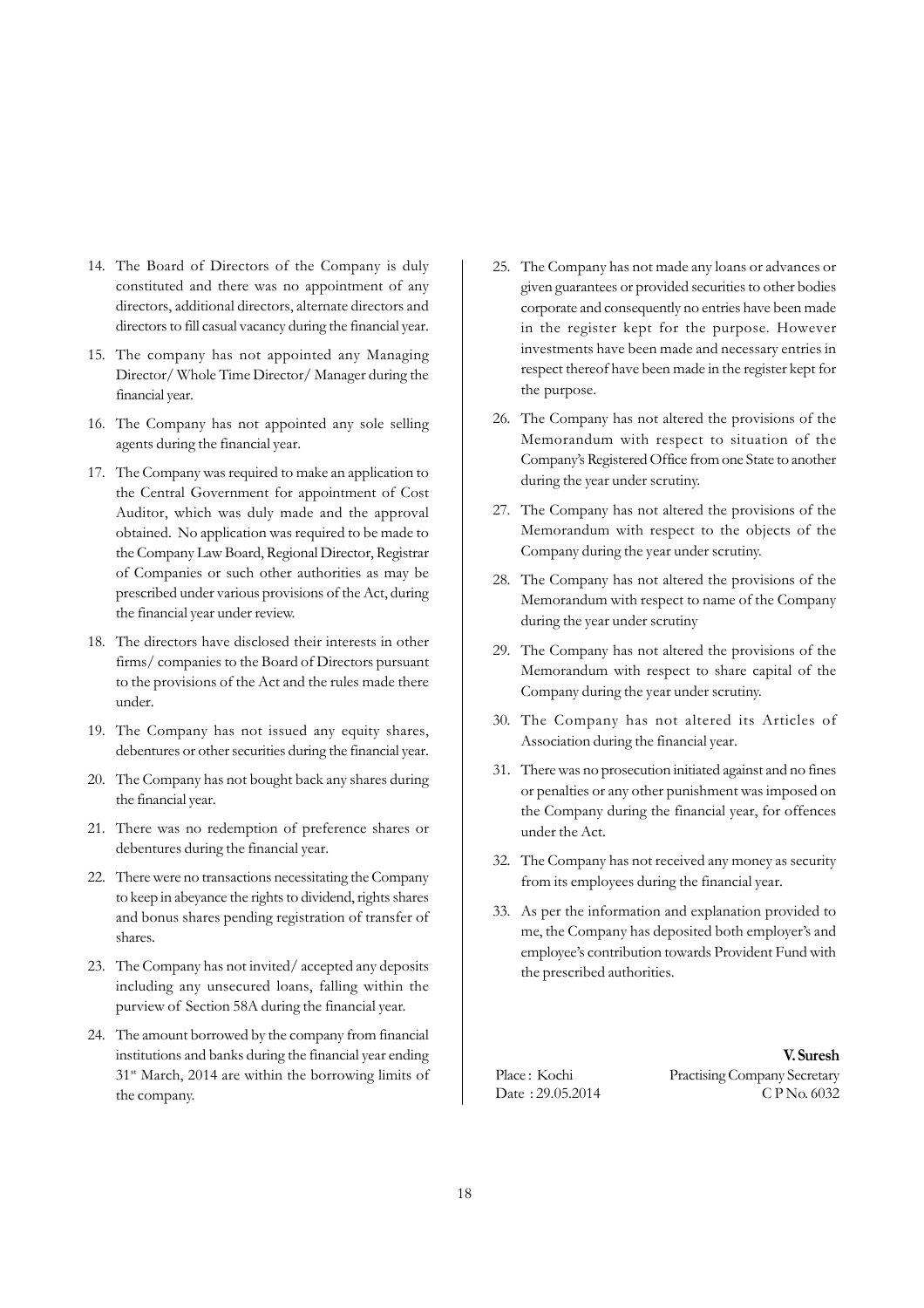14. The Board of Directors of the Company is duly constituted and there was no appointment of any directors, additional directors, alternate directors and directors to fill casual vacancy during the financial year.

15. The company has not appointed any Managing Director/ Whole Time Director/ Manager during the financial year.

16. The Company has not appointed any sole selling agents during the financial year.

17. The Company was required to make an application to the Central Government for appointment of Cost Auditor, which was duly made and the approval obtained. No application was required to be made to the Company Law Board, Regional Director, Registrar of Companies or such other authorities as may be prescribed under various provisions of the Act, during the financial year under review.

18. The directors have disclosed their interests in other firms/ companies to the Board of Directors pursuant to the provisions of the Act and the rules made there under.

19. The Company has not issued any equity shares, debentures or other securities during the financial year.

20. The Company has not bought back any shares during the financial year.

21. There was no redemption of preference shares or debentures during the financial year.

22. There were no transactions necessitating the Company to keep in abeyance the rights to dividend, rights shares and bonus shares pending registration of transfer of shares.

23. The Company has not invited/ accepted any deposits including any unsecured loans, falling within the purview of Section 58A during the financial year.

24. The amount borrowed by the company from financial institutions and banks during the financial year ending 31st March, 2014 are within the borrowing limits of the company.

25. The Company has not made any loans or advances or given guarantees or provided securities to other bodies corporate and consequently no entries have been made in the register kept for the purpose. However investments have been made and necessary entries in respect thereof have been made in the register kept for the purpose.

26. The Company has not altered the provisions of the Memorandum with respect to situation of the Company's Registered Office from one State to another during the year under scrutiny.

27. The Company has not altered the provisions of the Memorandum with respect to the objects of the Company during the year under scrutiny.

28. The Company has not altered the provisions of the Memorandum with respect to name of the Company during the year under scrutiny

29. The Company has not altered the provisions of the Memorandum with respect to share capital of the Company during the year under scrutiny.

30. The Company has not altered its Articles of Association during the financial year.

31. There was no prosecution initiated against and no fines or penalties or any other punishment was imposed on the Company during the financial year, for offences under the Act.

32. The Company has not received any money as security from its employees during the financial year.

33. As per the information and explanation provided to me, the Company has deposited both employer's and employee's contribution towards Provident Fund with the prescribed authorities.

Place : Kochi
Date : 29.05.2014

**V. Suresh**
Practising Company Secretary
C P No. 6032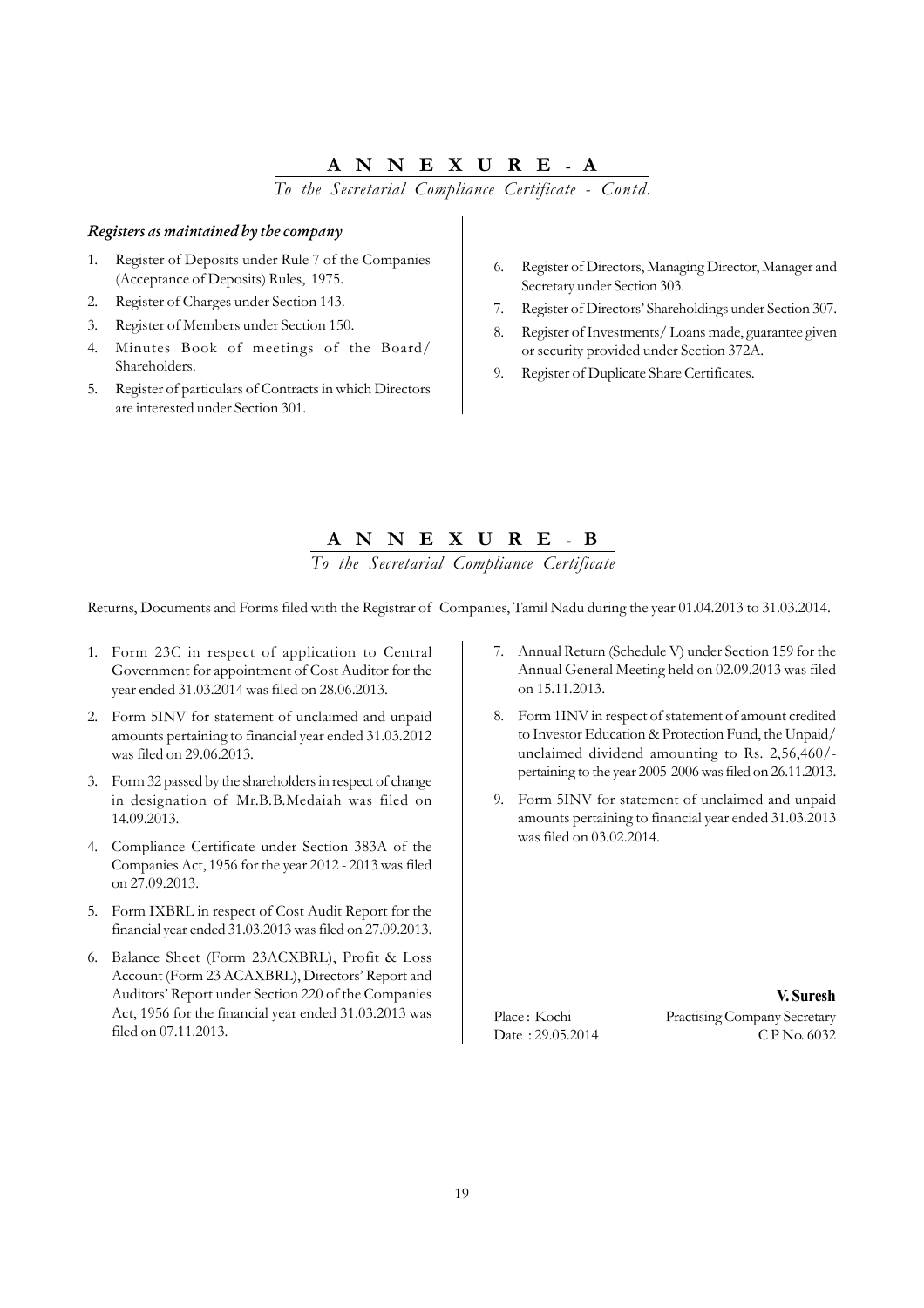## ANNEXURE - A

*To the Secretarial Compliance Certificate - Contd.*

***Registers as maintained by the company***

1. Register of Deposits under Rule 7 of the Companies (Acceptance of Deposits) Rules, 1975.
2. Register of Charges under Section 143.
3. Register of Members under Section 150.
4. Minutes Book of meetings of the Board/ Shareholders.
5. Register of particulars of Contracts in which Directors are interested under Section 301.
6. Register of Directors, Managing Director, Manager and Secretary under Section 303.
7. Register of Directors' Shareholdings under Section 307.
8. Register of Investments/ Loans made, guarantee given or security provided under Section 372A.
9. Register of Duplicate Share Certificates.

## ANNEXURE - B

*To the Secretarial Compliance Certificate*

Returns, Documents and Forms filed with the Registrar of Companies, Tamil Nadu during the year 01.04.2013 to 31.03.2014.

1. Form 23C in respect of application to Central Government for appointment of Cost Auditor for the year ended 31.03.2014 was filed on 28.06.2013.
2. Form 5INV for statement of unclaimed and unpaid amounts pertaining to financial year ended 31.03.2012 was filed on 29.06.2013.
3. Form 32 passed by the shareholders in respect of change in designation of Mr.B.B.Medaiah was filed on 14.09.2013.
4. Compliance Certificate under Section 383A of the Companies Act, 1956 for the year 2012 - 2013 was filed on 27.09.2013.
5. Form IXBRL in respect of Cost Audit Report for the financial year ended 31.03.2013 was filed on 27.09.2013.
6. Balance Sheet (Form 23ACXBRL), Profit & Loss Account (Form 23 ACAXBRL), Directors' Report and Auditors' Report under Section 220 of the Companies Act, 1956 for the financial year ended 31.03.2013 was filed on 07.11.2013.
7. Annual Return (Schedule V) under Section 159 for the Annual General Meeting held on 02.09.2013 was filed on 15.11.2013.
8. Form 1INV in respect of statement of amount credited to Investor Education & Protection Fund, the Unpaid/ unclaimed dividend amounting to Rs. 2,56,460/- pertaining to the year 2005-2006 was filed on 26.11.2013.
9. Form 5INV for statement of unclaimed and unpaid amounts pertaining to financial year ended 31.03.2013 was filed on 03.02.2014.

Place : Kochi
Date : 29.05.2014

**V. Suresh**
Practising Company Secretary
C P No. 6032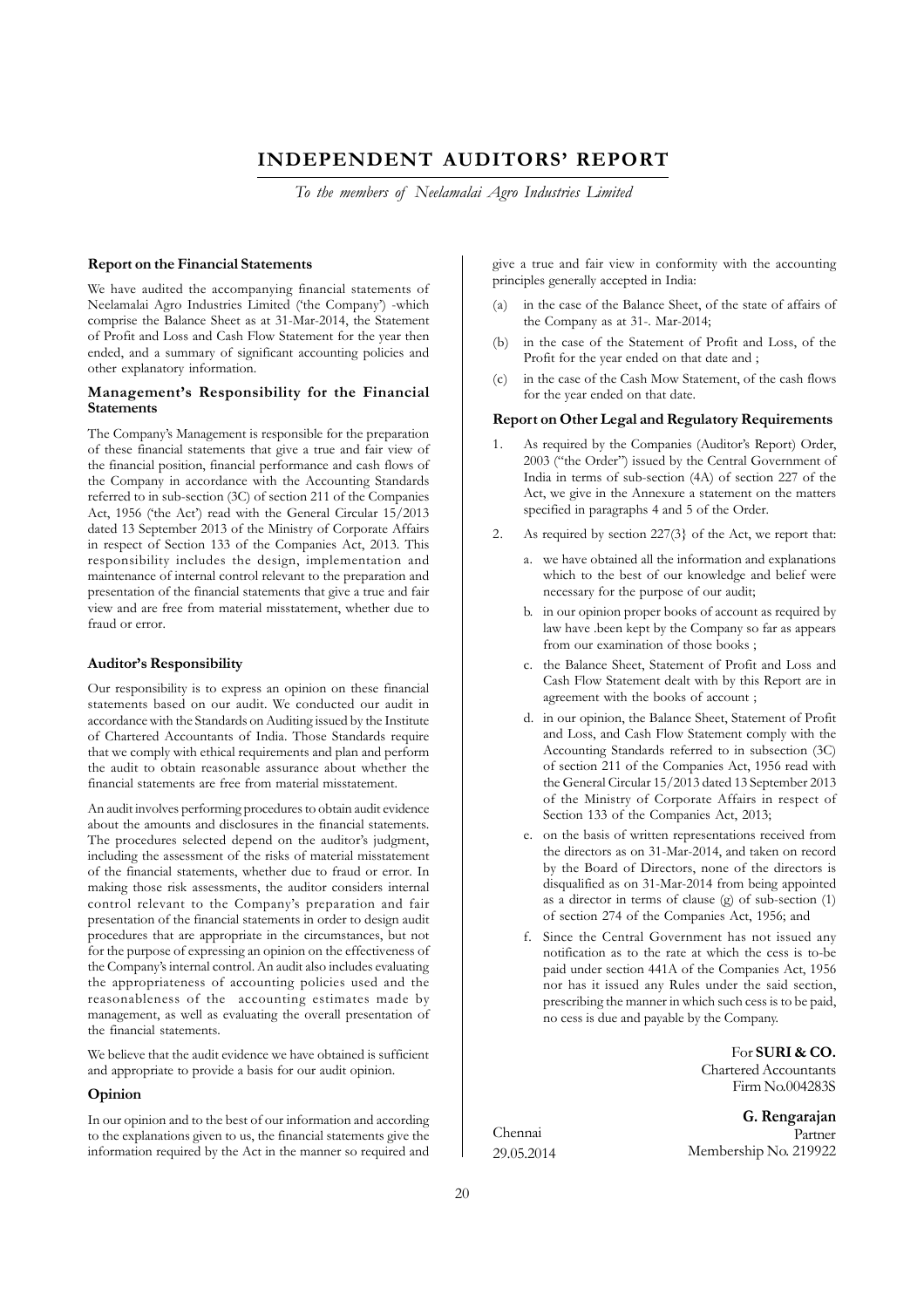# INDEPENDENT AUDITORS' REPORT

*To the members of Neelamalai Agro Industries Limited*

### Report on the Financial Statements

We have audited the accompanying financial statements of Neelamalai Agro Industries Limited ('the Company') -which comprise the Balance Sheet as at 31-Mar-2014, the Statement of Profit and Loss and Cash Flow Statement for the year then ended, and a summary of significant accounting policies and other explanatory information.

### Management's Responsibility for the Financial Statements

The Company's Management is responsible for the preparation of these financial statements that give a true and fair view of the financial position, financial performance and cash flows of the Company in accordance with the Accounting Standards referred to in sub-section (3C) of section 211 of the Companies Act, 1956 ('the Act') read with the General Circular 15/2013 dated 13 September 2013 of the Ministry of Corporate Affairs in respect of Section 133 of the Companies Act, 2013. This responsibility includes the design, implementation and maintenance of internal control relevant to the preparation and presentation of the financial statements that give a true and fair view and are free from material misstatement, whether due to fraud or error.

### Auditor's Responsibility

Our responsibility is to express an opinion on these financial statements based on our audit. We conducted our audit in accordance with the Standards on Auditing issued by the Institute of Chartered Accountants of India. Those Standards require that we comply with ethical requirements and plan and perform the audit to obtain reasonable assurance about whether the financial statements are free from material misstatement.

An audit involves performing procedures to obtain audit evidence about the amounts and disclosures in the financial statements. The procedures selected depend on the auditor's judgment, including the assessment of the risks of material misstatement of the financial statements, whether due to fraud or error. In making those risk assessments, the auditor considers internal control relevant to the Company's preparation and fair presentation of the financial statements in order to design audit procedures that are appropriate in the circumstances, but not for the purpose of expressing an opinion on the effectiveness of the Company's internal control. An audit also includes evaluating the appropriateness of accounting policies used and the reasonableness of the accounting estimates made by management, as well as evaluating the overall presentation of the financial statements.

We believe that the audit evidence we have obtained is sufficient and appropriate to provide a basis for our audit opinion.

### Opinion

In our opinion and to the best of our information and according to the explanations given to us, the financial statements give the information required by the Act in the manner so required and give a true and fair view in conformity with the accounting principles generally accepted in India:

(a) in the case of the Balance Sheet, of the state of affairs of the Company as at 31-. Mar-2014;

(b) in the case of the Statement of Profit and Loss, of the Profit for the year ended on that date and ;

(c) in the case of the Cash Mow Statement, of the cash flows for the year ended on that date.

### Report on Other Legal and Regulatory Requirements

1. As required by the Companies (Auditor's Report) Order, 2003 ("the Order") issued by the Central Government of India in terms of sub-section (4A) of section 227 of the Act, we give in the Annexure a statement on the matters specified in paragraphs 4 and 5 of the Order.

2. As required by section 227(3} of the Act, we report that:

   a. we have obtained all the information and explanations which to the best of our knowledge and belief were necessary for the purpose of our audit;

   b. in our opinion proper books of account as required by law have .been kept by the Company so far as appears from our examination of those books ;

   c. the Balance Sheet, Statement of Profit and Loss and Cash Flow Statement dealt with by this Report are in agreement with the books of account ;

   d. in our opinion, the Balance Sheet, Statement of Profit and Loss, and Cash Flow Statement comply with the Accounting Standards referred to in subsection (3C) of section 211 of the Companies Act, 1956 read with the General Circular 15/2013 dated 13 September 2013 of the Ministry of Corporate Affairs in respect of Section 133 of the Companies Act, 2013;

   e. on the basis of written representations received from the directors as on 31-Mar-2014, and taken on record by the Board of Directors, none of the directors is disqualified as on 31-Mar-2014 from being appointed as a director in terms of clause (g) of sub-section (1) of section 274 of the Companies Act, 1956; and

   f. Since the Central Government has not issued any notification as to the rate at which the cess is to-be paid under section 441A of the Companies Act, 1956 nor has it issued any Rules under the said section, prescribing the manner in which such cess is to be paid, no cess is due and payable by the Company.

For **SURI & CO.**
Chartered Accountants
Firm No.004283S

**G. Rengarajan**
Partner
Membership No. 219922

Chennai
29.05.2014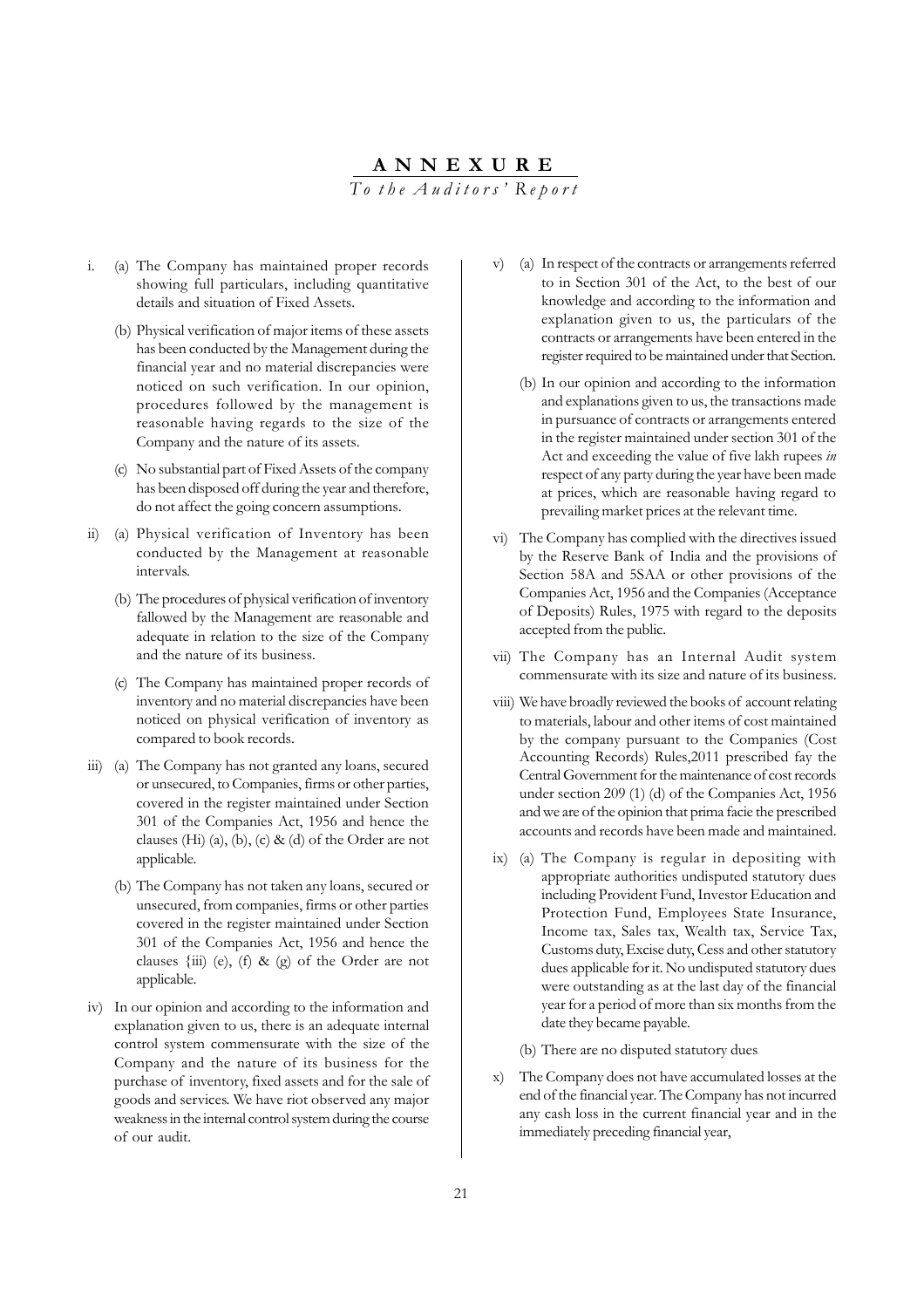# ANNEXURE

*To the Auditors' Report*

i. (a) The Company has maintained proper records showing full particulars, including quantitative details and situation of Fixed Assets.

   (b) Physical verification of major items of these assets has been conducted by the Management during the financial year and no material discrepancies were noticed on such verification. In our opinion, procedures followed by the management is reasonable having regards to the size of the Company and the nature of its assets.

   (c) No substantial part of Fixed Assets of the company has been disposed off during the year and therefore, do not affect the going concern assumptions.

ii) (a) Physical verification of Inventory has been conducted by the Management at reasonable intervals.

   (b) The procedures of physical verification of inventory fallowed by the Management are reasonable and adequate in relation to the size of the Company and the nature of its business.

   (c) The Company has maintained proper records of inventory and no material discrepancies have been noticed on physical verification of inventory as compared to book records.

iii) (a) The Company has not granted any loans, secured or unsecured, to Companies, firms or other parties, covered in the register maintained under Section 301 of the Companies Act, 1956 and hence the clauses (Hi) (a), (b), (c) & (d) of the Order are not applicable.

   (b) The Company has not taken any loans, secured or unsecured, from companies, firms or other parties covered in the register maintained under Section 301 of the Companies Act, 1956 and hence the clauses {iii) (e), (f) & (g) of the Order are not applicable.

iv) In our opinion and according to the information and explanation given to us, there is an adequate internal control system commensurate with the size of the Company and the nature of its business for the purchase of inventory, fixed assets and for the sale of goods and services. We have riot observed any major weakness in the internal control system during the course of our audit.

v) (a) In respect of the contracts or arrangements referred to in Section 301 of the Act, to the best of our knowledge and according to the information and explanation given to us, the particulars of the contracts or arrangements have been entered in the register required to be maintained under that Section.

   (b) In our opinion and according to the information and explanations given to us, the transactions made in pursuance of contracts or arrangements entered in the register maintained under section 301 of the Act and exceeding the value of five lakh rupees *in* respect of any party during the year have been made at prices, which are reasonable having regard to prevailing market prices at the relevant time.

vi) The Company has complied with the directives issued by the Reserve Bank of India and the provisions of Section 58A and 5SAA or other provisions of the Companies Act, 1956 and the Companies (Acceptance of Deposits) Rules, 1975 with regard to the deposits accepted from the public.

vii) The Company has an Internal Audit system commensurate with its size and nature of its business.

viii) We have broadly reviewed the books of account relating to materials, labour and other items of cost maintained by the company pursuant to the Companies (Cost Accounting Records) Rules,2011 prescribed fay the Central Government for the maintenance of cost records under section 209 (1) (d) of the Companies Act, 1956 and we are of the opinion that prima facie the prescribed accounts and records have been made and maintained.

ix) (a) The Company is regular in depositing with appropriate authorities undisputed statutory dues including Provident Fund, Investor Education and Protection Fund, Employees State Insurance, Income tax, Sales tax, Wealth tax, Service Tax, Customs duty, Excise duty, Cess and other statutory dues applicable for it. No undisputed statutory dues were outstanding as at the last day of the financial year for a period of more than six months from the date they became payable.

   (b) There are no disputed statutory dues

x) The Company does not have accumulated losses at the end of the financial year. The Company has not incurred any cash loss in the current financial year and in the immediately preceding financial year,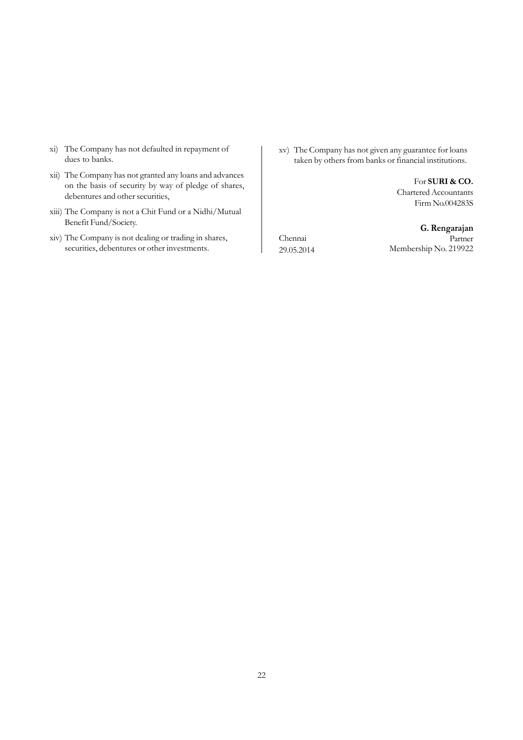- xi) The Company has not defaulted in repayment of dues to banks.
- xii) The Company has not granted any loans and advances on the basis of security by way of pledge of shares, debentures and other securities,
- xiii) The Company is not a Chit Fund or a Nidhi/Mutual Benefit Fund/Society.
- xiv) The Company is not dealing or trading in shares, securities, debentures or other investments.
- xv) The Company has not given any guarantee for loans taken by others from banks or financial institutions.

For **SURI & CO.**
Chartered Accountants
Firm No.004283S

**G. Rengarajan**
Partner
Membership No. 219922

Chennai
29.05.2014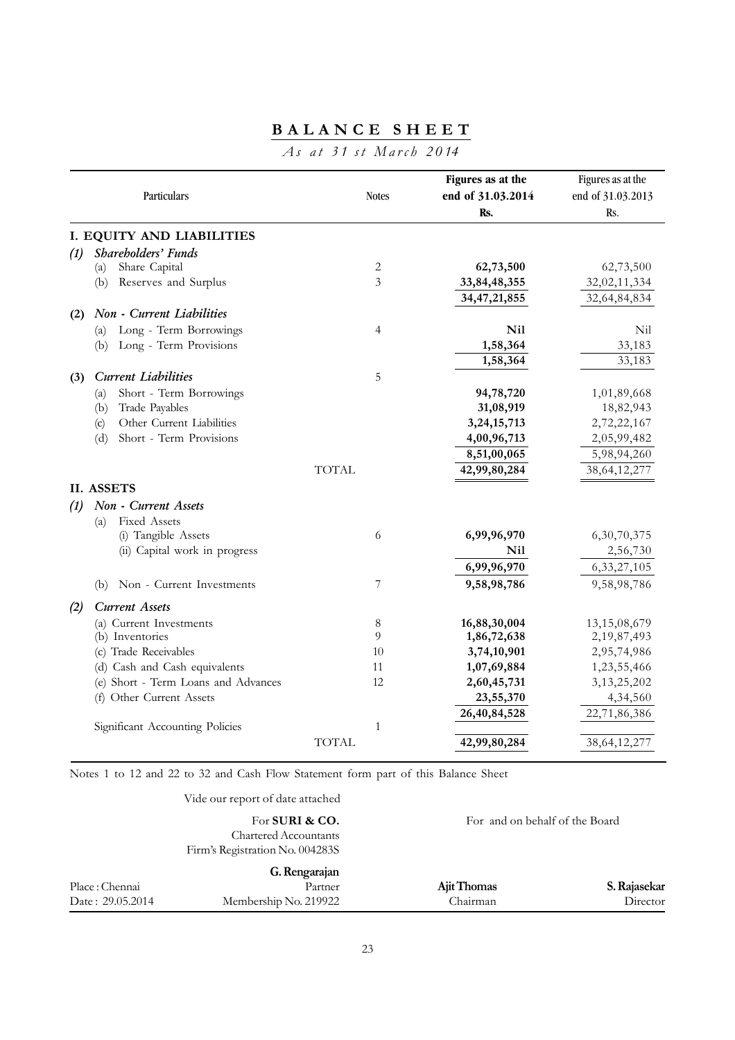# BALANCE SHEET

*As at 31 st March 2014*

| Particulars | Notes | Figures as at the end of 31.03.2014 Rs. | Figures as at the end of 31.03.2013 Rs. |
|---|---|---|---|
| **I. EQUITY AND LIABILITIES** | | | |
| ***(1) Shareholders' Funds*** | | | |
| (a) Share Capital | 2 | **62,73,500** | 62,73,500 |
| (b) Reserves and Surplus | 3 | **33,84,48,355** | 32,02,11,334 |
| | | **34,47,21,855** | 32,64,84,834 |
| ***(2) Non - Current Liabilities*** | | | |
| (a) Long - Term Borrowings | 4 | **Nil** | Nil |
| (b) Long - Term Provisions | | **1,58,364** | 33,183 |
| | | **1,58,364** | 33,183 |
| ***(3) Current Liabilities*** | 5 | | |
| (a) Short - Term Borrowings | | **94,78,720** | 1,01,89,668 |
| (b) Trade Payables | | **31,08,919** | 18,82,943 |
| (c) Other Current Liabilities | | **3,24,15,713** | 2,72,22,167 |
| (d) Short - Term Provisions | | **4,00,96,713** | 2,05,99,482 |
| | | **8,51,00,065** | 5,98,94,260 |
| TOTAL | | **42,99,80,284** | 38,64,12,277 |
| **II. ASSETS** | | | |
| ***(1) Non - Current Assets*** | | | |
| (a) Fixed Assets | | | |
| (i) Tangible Assets | 6 | **6,99,96,970** | 6,30,70,375 |
| (ii) Capital work in progress | | **Nil** | 2,56,730 |
| | | **6,99,96,970** | 6,33,27,105 |
| (b) Non - Current Investments | 7 | **9,58,98,786** | 9,58,98,786 |
| ***(2) Current Assets*** | | | |
| (a) Current Investments | 8 | **16,88,30,004** | 13,15,08,679 |
| (b) Inventories | 9 | **1,86,72,638** | 2,19,87,493 |
| (c) Trade Receivables | 10 | **3,74,10,901** | 2,95,74,986 |
| (d) Cash and Cash equivalents | 11 | **1,07,69,884** | 1,23,55,466 |
| (e) Short - Term Loans and Advances | 12 | **2,60,45,731** | 3,13,25,202 |
| (f) Other Current Assets | | **23,55,370** | 4,34,560 |
| | | **26,40,84,528** | 22,71,86,386 |
| Significant Accounting Policies | 1 | | |
| TOTAL | | **42,99,80,284** | 38,64,12,277 |

Notes 1 to 12 and 22 to 32 and Cash Flow Statement form part of this Balance Sheet

Vide our report of date attached

For **SURI & CO.**
Chartered Accountants
Firm's Registration No. 004283S

**G. Rengarajan**
Partner
Membership No. 219922

Place : Chennai
Date : 29.05.2014

For and on behalf of the Board

**Ajit Thomas**
Chairman

**S. Rajasekar**
Director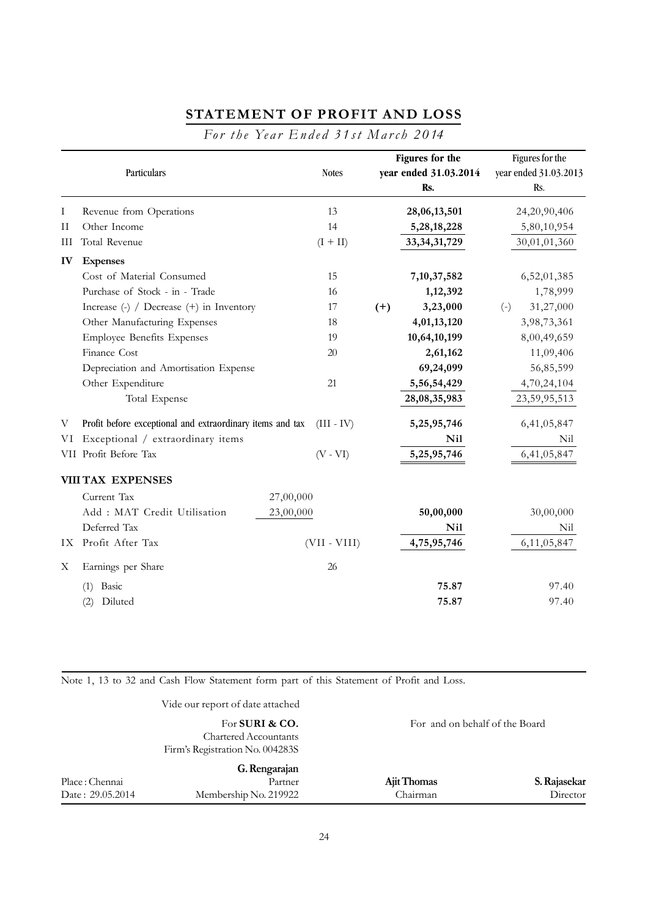# STATEMENT OF PROFIT AND LOSS

*For the Year Ended 31st March 2014*

| | Particulars | Notes | | Figures for the year ended 31.03.2014 Rs. | | Figures for the year ended 31.03.2013 Rs. |
|---|---|---|---|---|---|---|
| I | Revenue from Operations | 13 | | **28,06,13,501** | | 24,20,90,406 |
| II | Other Income | 14 | | **5,28,18,228** | | 5,80,10,954 |
| III | Total Revenue | (I + II) | | **33,34,31,729** | | 30,01,01,360 |
| **IV** | **Expenses** | | | | | |
| | Cost of Material Consumed | 15 | | **7,10,37,582** | | 6,52,01,385 |
| | Purchase of Stock - in - Trade | 16 | | **1,12,392** | | 1,78,999 |
| | Increase (-) / Decrease (+) in Inventory | 17 | **(+)** | **3,23,000** | (-) | 31,27,000 |
| | Other Manufacturing Expenses | 18 | | **4,01,13,120** | | 3,98,73,361 |
| | Employee Benefits Expenses | 19 | | **10,64,10,199** | | 8,00,49,659 |
| | Finance Cost | 20 | | **2,61,162** | | 11,09,406 |
| | Depreciation and Amortisation Expense | | | **69,24,099** | | 56,85,599 |
| | Other Expenditure | 21 | | **5,56,54,429** | | 4,70,24,104 |
| | Total Expense | | | **28,08,35,983** | | 23,59,95,513 |
| V | Profit before exceptional and extraordinary items and tax | (III - IV) | | **5,25,95,746** | | 6,41,05,847 |
| VI | Exceptional / extraordinary items | | | **Nil** | | Nil |
| VII | Profit Before Tax | (V - VI) | | **5,25,95,746** | | 6,41,05,847 |
| **VIII** | **TAX EXPENSES** | | | | | |
| | Current Tax | 27,00,000 | | | | |
| | Add : MAT Credit Utilisation | 23,00,000 | | **50,00,000** | | 30,00,000 |
| | Deferred Tax | | | **Nil** | | Nil |
| IX | Profit After Tax | (VII - VIII) | | **4,75,95,746** | | 6,11,05,847 |
| X | Earnings per Share | 26 | | | | |
| | (1) Basic | | | **75.87** | | 97.40 |
| | (2) Diluted | | | **75.87** | | 97.40 |

Note 1, 13 to 32 and Cash Flow Statement form part of this Statement of Profit and Loss.

Vide our report of date attached

For **SURI & CO.**
Chartered Accountants
Firm's Registration No. 004283S

For and on behalf of the Board

**G. Rengarajan**
Partner
Membership No. 219922

Place : Chennai
Date : 29.05.2014

**Ajit Thomas**
Chairman

**S. Rajasekar**
Director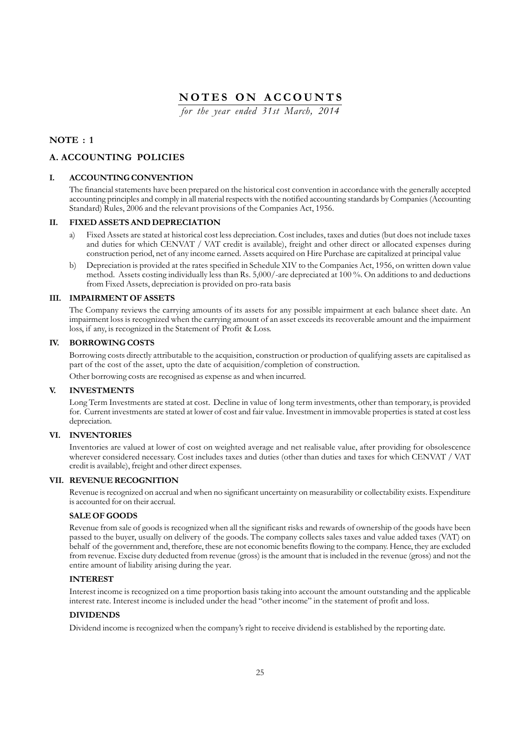# NOTES ON ACCOUNTS

*for the year ended 31st March, 2014*

## NOTE : 1

## A. ACCOUNTING POLICIES

### I. ACCOUNTING CONVENTION

The financial statements have been prepared on the historical cost convention in accordance with the generally accepted accounting principles and comply in all material respects with the notified accounting standards by Companies (Accounting Standard) Rules, 2006 and the relevant provisions of the Companies Act, 1956.

### II. FIXED ASSETS AND DEPRECIATION

a) Fixed Assets are stated at historical cost less depreciation. Cost includes, taxes and duties (but does not include taxes and duties for which CENVAT / VAT credit is available), freight and other direct or allocated expenses during construction period, net of any income earned. Assets acquired on Hire Purchase are capitalized at principal value

b) Depreciation is provided at the rates specified in Schedule XIV to the Companies Act, 1956, on written down value method. Assets costing individually less than Rs. 5,000/-are depreciated at 100 %. On additions to and deductions from Fixed Assets, depreciation is provided on pro-rata basis

### III. IMPAIRMENT OF ASSETS

The Company reviews the carrying amounts of its assets for any possible impairment at each balance sheet date. An impairment loss is recognized when the carrying amount of an asset exceeds its recoverable amount and the impairment loss, if any, is recognized in the Statement of Profit & Loss.

### IV. BORROWING COSTS

Borrowing costs directly attributable to the acquisition, construction or production of qualifying assets are capitalised as part of the cost of the asset, upto the date of acquisition/completion of construction.

Other borrowing costs are recognised as expense as and when incurred.

### V. INVESTMENTS

Long Term Investments are stated at cost. Decline in value of long term investments, other than temporary, is provided for. Current investments are stated at lower of cost and fair value. Investment in immovable properties is stated at cost less depreciation.

### VI. INVENTORIES

Inventories are valued at lower of cost on weighted average and net realisable value, after providing for obsolescence wherever considered necessary. Cost includes taxes and duties (other than duties and taxes for which CENVAT / VAT credit is available), freight and other direct expenses.

### VII. REVENUE RECOGNITION

Revenue is recognized on accrual and when no significant uncertainty on measurability or collectability exists. Expenditure is accounted for on their accrual.

**SALE OF GOODS**

Revenue from sale of goods is recognized when all the significant risks and rewards of ownership of the goods have been passed to the buyer, usually on delivery of the goods. The company collects sales taxes and value added taxes (VAT) on behalf of the government and, therefore, these are not economic benefits flowing to the company. Hence, they are excluded from revenue. Excise duty deducted from revenue (gross) is the amount that is included in the revenue (gross) and not the entire amount of liability arising during the year.

**INTEREST**

Interest income is recognized on a time proportion basis taking into account the amount outstanding and the applicable interest rate. Interest income is included under the head "other income" in the statement of profit and loss.

**DIVIDENDS**

Dividend income is recognized when the company's right to receive dividend is established by the reporting date.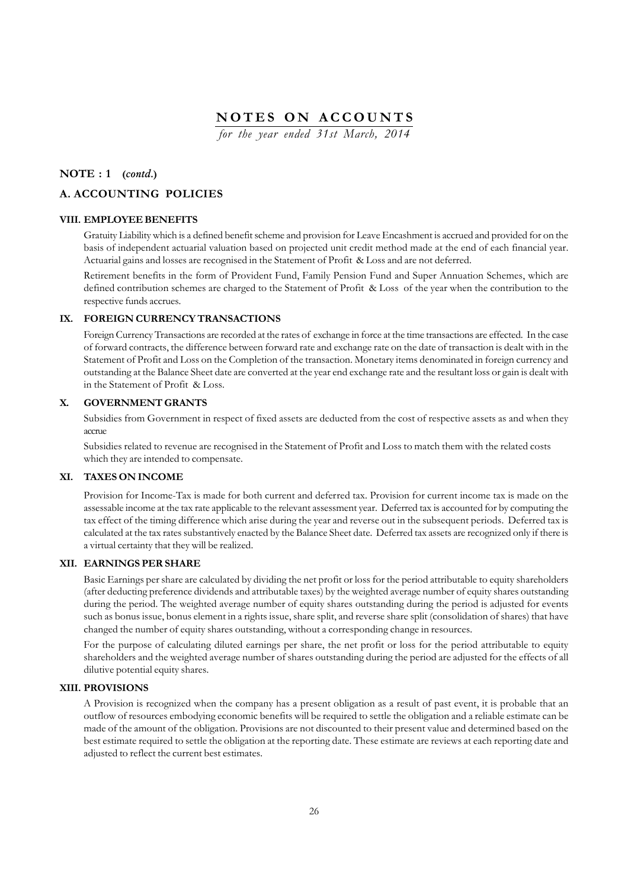# NOTES ON ACCOUNTS

*for the year ended 31st March, 2014*

## NOTE : 1 (*contd*.)

## A. ACCOUNTING POLICIES

### VIII. EMPLOYEE BENEFITS

Gratuity Liability which is a defined benefit scheme and provision for Leave Encashment is accrued and provided for on the basis of independent actuarial valuation based on projected unit credit method made at the end of each financial year. Actuarial gains and losses are recognised in the Statement of Profit & Loss and are not deferred.

Retirement benefits in the form of Provident Fund, Family Pension Fund and Super Annuation Schemes, which are defined contribution schemes are charged to the Statement of Profit & Loss of the year when the contribution to the respective funds accrues.

### IX. FOREIGN CURRENCY TRANSACTIONS

Foreign Currency Transactions are recorded at the rates of exchange in force at the time transactions are effected. In the case of forward contracts, the difference between forward rate and exchange rate on the date of transaction is dealt with in the Statement of Profit and Loss on the Completion of the transaction. Monetary items denominated in foreign currency and outstanding at the Balance Sheet date are converted at the year end exchange rate and the resultant loss or gain is dealt with in the Statement of Profit & Loss.

### X. GOVERNMENT GRANTS

Subsidies from Government in respect of fixed assets are deducted from the cost of respective assets as and when they accrue

Subsidies related to revenue are recognised in the Statement of Profit and Loss to match them with the related costs which they are intended to compensate.

### XI. TAXES ON INCOME

Provision for Income-Tax is made for both current and deferred tax. Provision for current income tax is made on the assessable income at the tax rate applicable to the relevant assessment year. Deferred tax is accounted for by computing the tax effect of the timing difference which arise during the year and reverse out in the subsequent periods. Deferred tax is calculated at the tax rates substantively enacted by the Balance Sheet date. Deferred tax assets are recognized only if there is a virtual certainty that they will be realized.

### XII. EARNINGS PER SHARE

Basic Earnings per share are calculated by dividing the net profit or loss for the period attributable to equity shareholders (after deducting preference dividends and attributable taxes) by the weighted average number of equity shares outstanding during the period. The weighted average number of equity shares outstanding during the period is adjusted for events such as bonus issue, bonus element in a rights issue, share split, and reverse share split (consolidation of shares) that have changed the number of equity shares outstanding, without a corresponding change in resources.

For the purpose of calculating diluted earnings per share, the net profit or loss for the period attributable to equity shareholders and the weighted average number of shares outstanding during the period are adjusted for the effects of all dilutive potential equity shares.

### XIII. PROVISIONS

A Provision is recognized when the company has a present obligation as a result of past event, it is probable that an outflow of resources embodying economic benefits will be required to settle the obligation and a reliable estimate can be made of the amount of the obligation. Provisions are not discounted to their present value and determined based on the best estimate required to settle the obligation at the reporting date. These estimate are reviews at each reporting date and adjusted to reflect the current best estimates.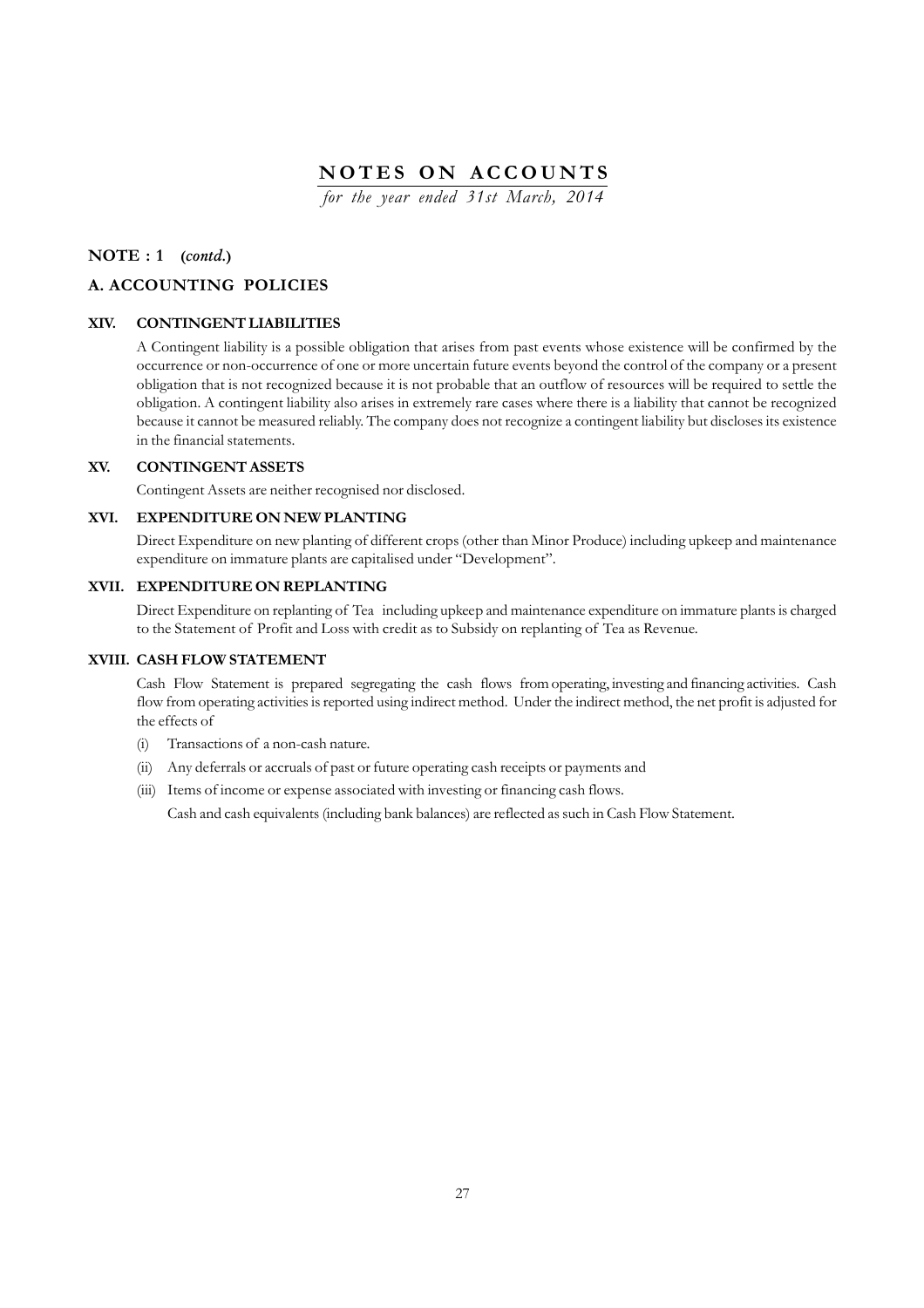# NOTES ON ACCOUNTS

*for the year ended 31st March, 2014*

## NOTE : 1 (*contd.*)

## A. ACCOUNTING POLICIES

### XIV. CONTINGENT LIABILITIES

A Contingent liability is a possible obligation that arises from past events whose existence will be confirmed by the occurrence or non-occurrence of one or more uncertain future events beyond the control of the company or a present obligation that is not recognized because it is not probable that an outflow of resources will be required to settle the obligation. A contingent liability also arises in extremely rare cases where there is a liability that cannot be recognized because it cannot be measured reliably. The company does not recognize a contingent liability but discloses its existence in the financial statements.

### XV. CONTINGENT ASSETS

Contingent Assets are neither recognised nor disclosed.

### XVI. EXPENDITURE ON NEW PLANTING

Direct Expenditure on new planting of different crops (other than Minor Produce) including upkeep and maintenance expenditure on immature plants are capitalised under "Development".

### XVII. EXPENDITURE ON REPLANTING

Direct Expenditure on replanting of Tea including upkeep and maintenance expenditure on immature plants is charged to the Statement of Profit and Loss with credit as to Subsidy on replanting of Tea as Revenue.

### XVIII. CASH FLOW STATEMENT

Cash Flow Statement is prepared segregating the cash flows from operating, investing and financing activities. Cash flow from operating activities is reported using indirect method. Under the indirect method, the net profit is adjusted for the effects of

(i) Transactions of a non-cash nature.

(ii) Any deferrals or accruals of past or future operating cash receipts or payments and

(iii) Items of income or expense associated with investing or financing cash flows.

Cash and cash equivalents (including bank balances) are reflected as such in Cash Flow Statement.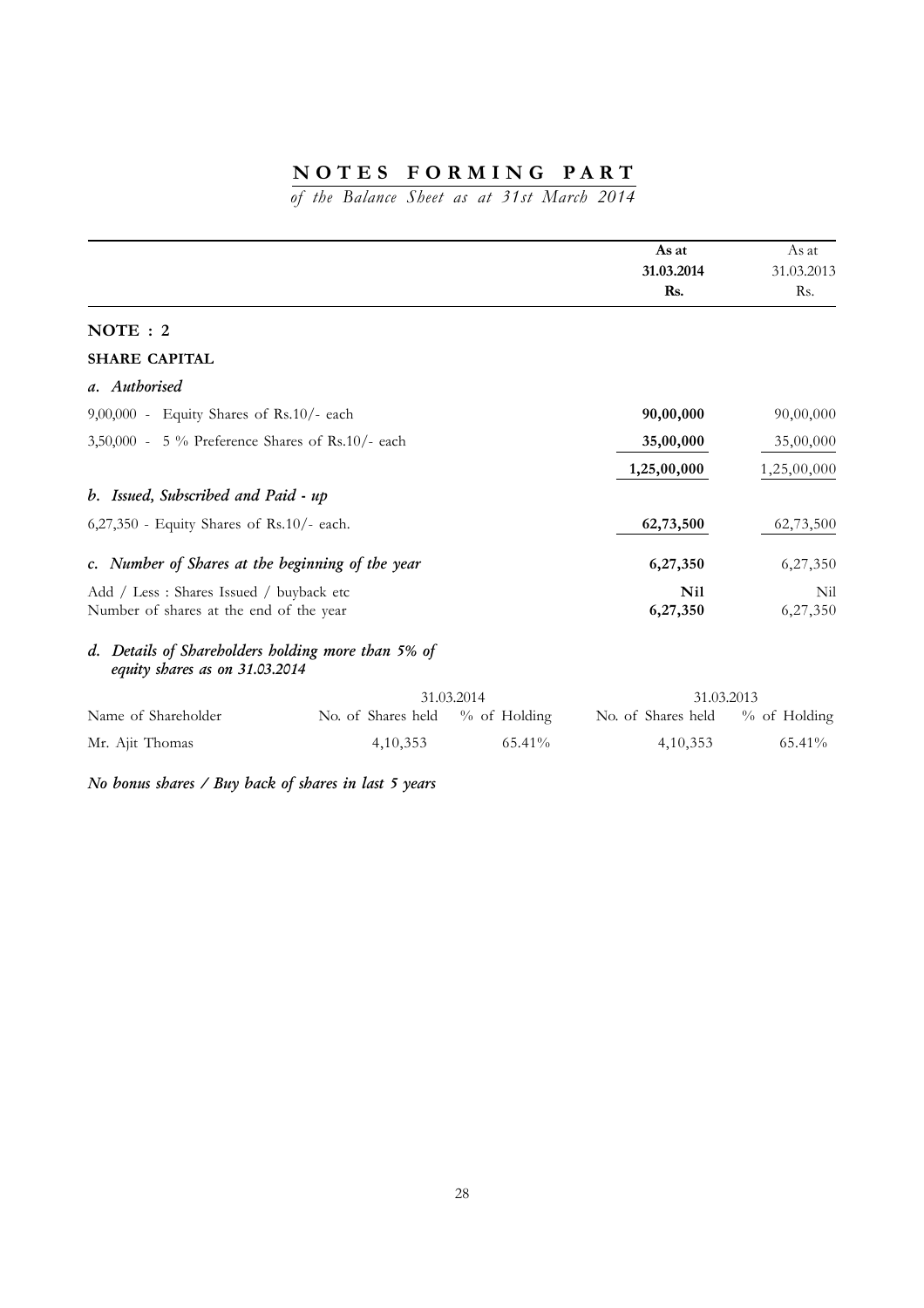# NOTES FORMING PART

*of the Balance Sheet as at 31st March 2014*

| | As at 31.03.2014 Rs. | As at 31.03.2013 Rs. |
|---|---|---|
| **NOTE : 2** | | |
| **SHARE CAPITAL** | | |
| ***a. Authorised*** | | |
| 9,00,000 - Equity Shares of Rs.10/- each | **90,00,000** | 90,00,000 |
| 3,50,000 - 5 % Preference Shares of Rs.10/- each | **35,00,000** | 35,00,000 |
| | **1,25,00,000** | 1,25,00,000 |
| ***b. Issued, Subscribed and Paid - up*** | | |
| 6,27,350 - Equity Shares of Rs.10/- each. | **62,73,500** | 62,73,500 |
| ***c. Number of Shares at the beginning of the year*** | **6,27,350** | 6,27,350 |
| Add / Less : Shares Issued / buyback etc | **Nil** | Nil |
| Number of shares at the end of the year | **6,27,350** | 6,27,350 |

***d. Details of Shareholders holding more than 5% of equity shares as on 31.03.2014***

| Name of Shareholder | 31.03.2014 No. of Shares held | 31.03.2014 % of Holding | 31.03.2013 No. of Shares held | 31.03.2013 % of Holding |
|---|---|---|---|---|
| Mr. Ajit Thomas | 4,10,353 | 65.41% | 4,10,353 | 65.41% |

***No bonus shares / Buy back of shares in last 5 years***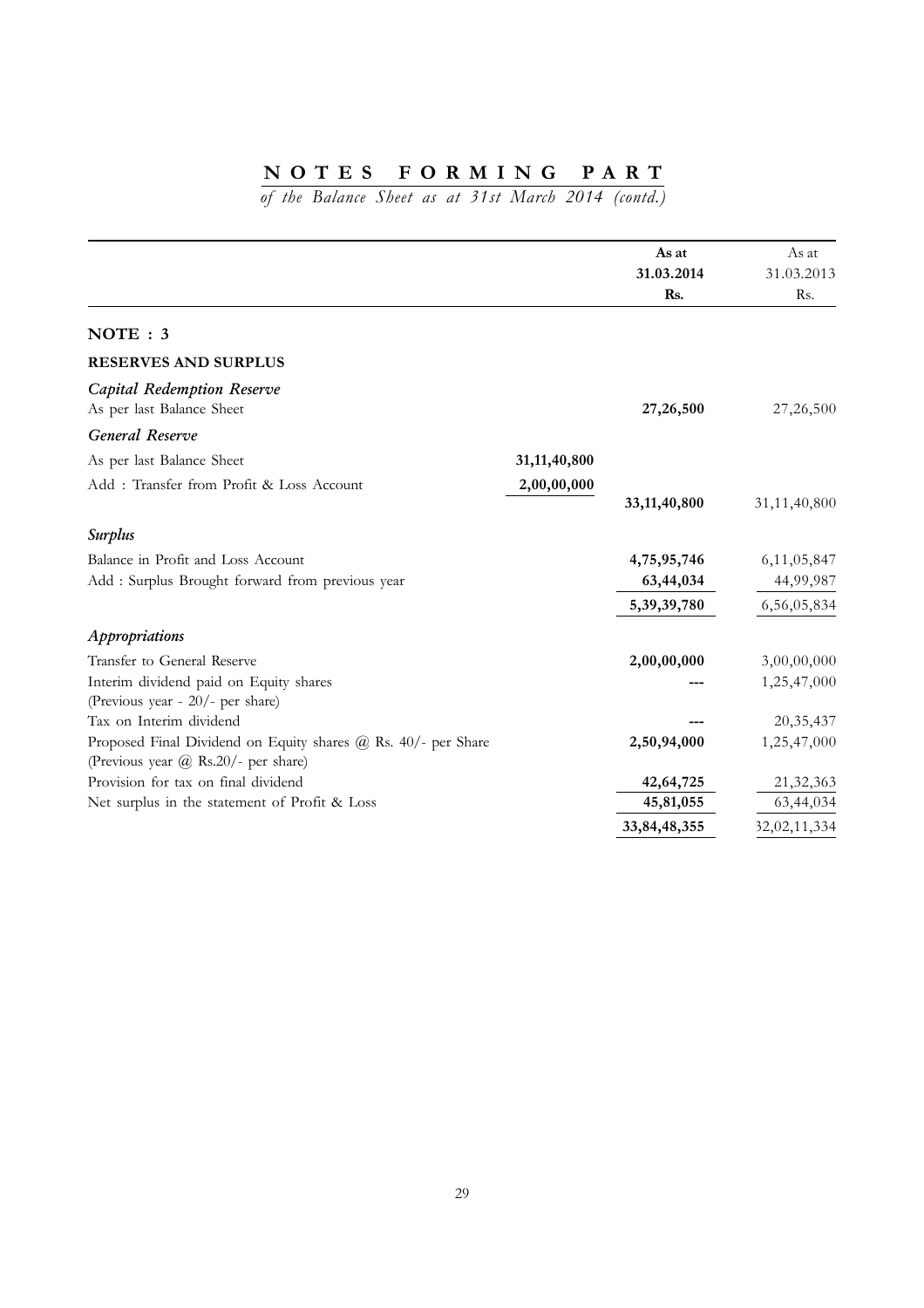# NOTES FORMING PART

*of the Balance Sheet as at 31st March 2014 (contd.)*

| | | As at 31.03.2014 Rs. | As at 31.03.2013 Rs. |
|---|---|---|---|
| **NOTE : 3** | | | |
| **RESERVES AND SURPLUS** | | | |
| ***Capital Redemption Reserve*** | | | |
| As per last Balance Sheet | | **27,26,500** | 27,26,500 |
| ***General Reserve*** | | | |
| As per last Balance Sheet | **31,11,40,800** | | |
| Add : Transfer from Profit & Loss Account | **2,00,00,000** | **33,11,40,800** | 31,11,40,800 |
| ***Surplus*** | | | |
| Balance in Profit and Loss Account | | **4,75,95,746** | 6,11,05,847 |
| Add : Surplus Brought forward from previous year | | **63,44,034** | 44,99,987 |
| | | **5,39,39,780** | 6,56,05,834 |
| ***Appropriations*** | | | |
| Transfer to General Reserve | | **2,00,00,000** | 3,00,00,000 |
| Interim dividend paid on Equity shares (Previous year - 20/- per share) | | --- | 1,25,47,000 |
| Tax on Interim dividend | | --- | 20,35,437 |
| Proposed Final Dividend on Equity shares @ Rs. 40/- per Share (Previous year @ Rs.20/- per share) | | **2,50,94,000** | 1,25,47,000 |
| Provision for tax on final dividend | | **42,64,725** | 21,32,363 |
| Net surplus in the statement of Profit & Loss | | **45,81,055** | 63,44,034 |
| | | **33,84,48,355** | 32,02,11,334 |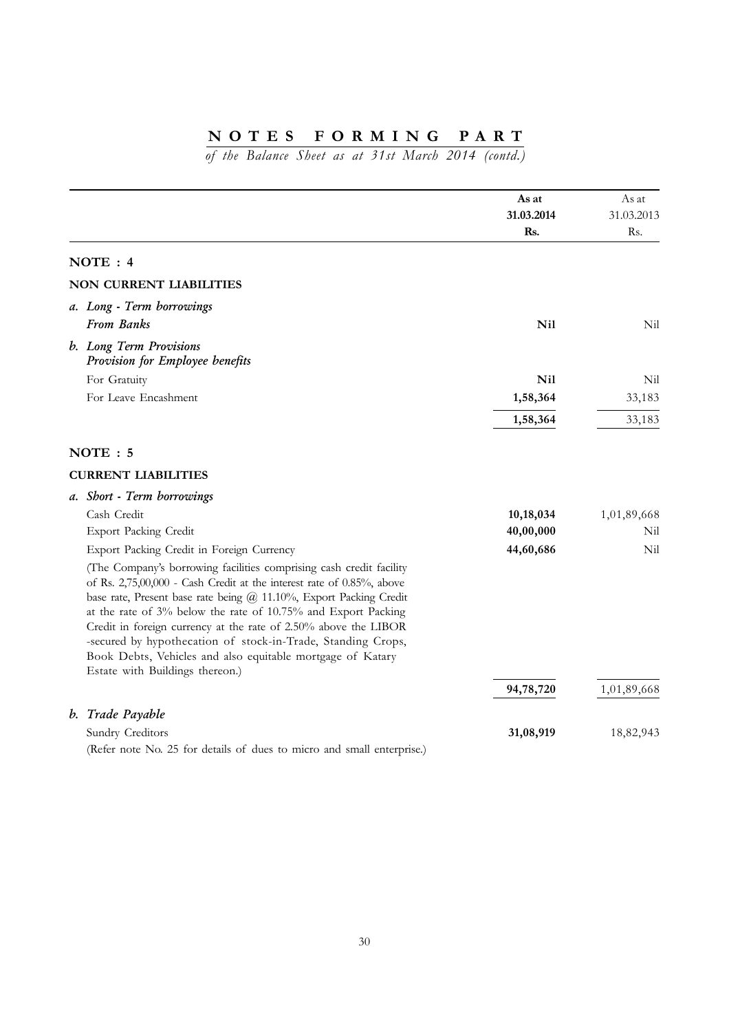# NOTES FORMING PART

*of the Balance Sheet as at 31st March 2014 (contd.)*

| | As at 31.03.2014 Rs. | As at 31.03.2013 Rs. |
|---|---|---|
| **NOTE : 4** | | |
| **NON CURRENT LIABILITIES** | | |
| *a. Long - Term borrowings* | | |
| *From Banks* | **Nil** | Nil |
| *b. Long Term Provisions* | | |
| *Provision for Employee benefits* | | |
| For Gratuity | **Nil** | Nil |
| For Leave Encashment | **1,58,364** | 33,183 |
| | **1,58,364** | 33,183 |
| **NOTE : 5** | | |
| **CURRENT LIABILITIES** | | |
| *a. Short - Term borrowings* | | |
| Cash Credit | **10,18,034** | 1,01,89,668 |
| Export Packing Credit | **40,00,000** | Nil |
| Export Packing Credit in Foreign Currency | **44,60,686** | Nil |
| (The Company's borrowing facilities comprising cash credit facility of Rs. 2,75,00,000 - Cash Credit at the interest rate of 0.85%, above base rate, Present base rate being @ 11.10%, Export Packing Credit at the rate of 3% below the rate of 10.75% and Export Packing Credit in foreign currency at the rate of 2.50% above the LIBOR -secured by hypothecation of stock-in-Trade, Standing Crops, Book Debts, Vehicles and also equitable mortgage of Katary Estate with Buildings thereon.) | | |
| | **94,78,720** | 1,01,89,668 |
| *b. Trade Payable* | | |
| Sundry Creditors | **31,08,919** | 18,82,943 |
| (Refer note No. 25 for details of dues to micro and small enterprise.) | | |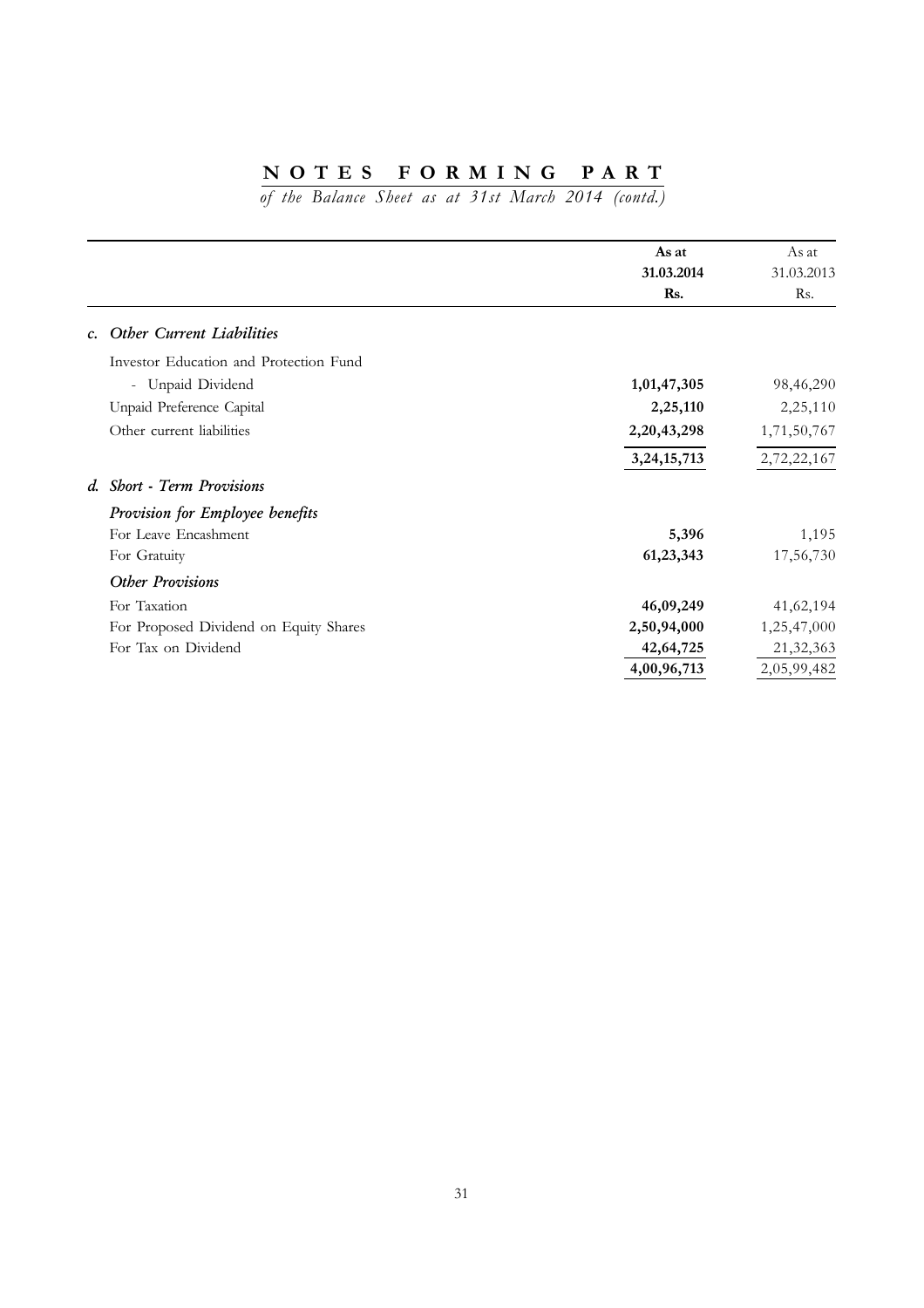# NOTES FORMING PART

*of the Balance Sheet as at 31st March 2014 (contd.)*

| | As at 31.03.2014 Rs. | As at 31.03.2013 Rs. |
|---|---|---|
| ***c. Other Current Liabilities*** | | |
| Investor Education and Protection Fund | | |
| - Unpaid Dividend | **1,01,47,305** | 98,46,290 |
| Unpaid Preference Capital | **2,25,110** | 2,25,110 |
| Other current liabilities | **2,20,43,298** | 1,71,50,767 |
| | **3,24,15,713** | 2,72,22,167 |
| ***d. Short - Term Provisions*** | | |
| ***Provision for Employee benefits*** | | |
| For Leave Encashment | **5,396** | 1,195 |
| For Gratuity | **61,23,343** | 17,56,730 |
| ***Other Provisions*** | | |
| For Taxation | **46,09,249** | 41,62,194 |
| For Proposed Dividend on Equity Shares | **2,50,94,000** | 1,25,47,000 |
| For Tax on Dividend | **42,64,725** | 21,32,363 |
| | **4,00,96,713** | 2,05,99,482 |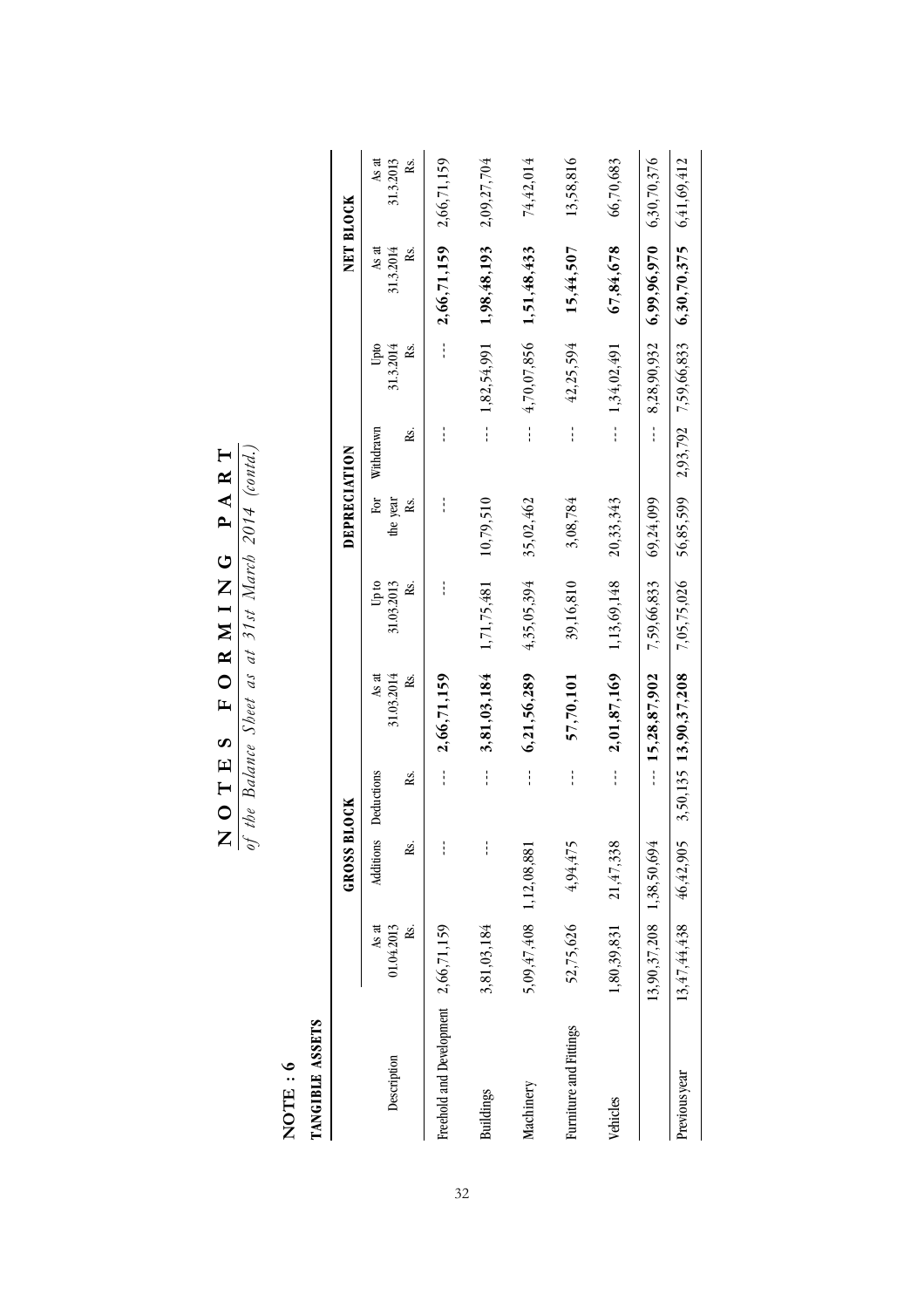# NOTES FORMING PART

*of the Balance Sheet as at 31st March 2014 (contd.)*

**NOTE : 6**

**TANGIBLE ASSETS**

| Description | GROSS BLOCK | | | | DEPRECIATION | | | | NET BLOCK | |
|---|---|---|---|---|---|---|---|---|---|---|
| | As at 01.04.2013 Rs. | Additions Rs. | Deductions Rs. | As at 31.03.2014 Rs. | Up to 31.03.2013 Rs. | For the year Rs. | Withdrawn Rs. | Upto 31.3.2014 Rs. | As at 31.3.2014 Rs. | As at 31.3.2013 Rs. |
| Freehold and Development | 2,66,71,159 | --- | --- | **2,66,71,159** | --- | --- | --- | --- | **2,66,71,159** | 2,66,71,159 |
| Buildings | 3,81,03,184 | --- | --- | **3,81,03,184** | 1,71,75,481 | 10,79,510 | --- | 1,82,54,991 | **1,98,48,193** | 2,09,27,704 |
| Machinery | 5,09,47,408 | 1,12,08,881 | --- | **6,21,56,289** | 4,35,05,394 | 35,02,462 | --- | 4,70,07,856 | **1,51,48,433** | 74,42,014 |
| Furniture and Fittings | 52,75,626 | 4,94,475 | --- | **57,70,101** | 39,16,810 | 3,08,784 | --- | 42,25,594 | **15,44,507** | 13,58,816 |
| Vehicles | 1,80,39,831 | 21,47,338 | --- | **2,01,87,169** | 1,13,69,148 | 20,33,343 | --- | 1,34,02,491 | **67,84,678** | 66,70,683 |
| | 13,90,37,208 | 1,38,50,694 | --- | **15,28,87,902** | 7,59,66,833 | 69,24,099 | --- | 8,28,90,932 | **6,99,96,970** | 6,30,70,376 |
| Previous year | 13,47,44,438 | 46,42,905 | 3,50,135 | **13,90,37,208** | 7,05,75,026 | 56,85,599 | 2,93,792 | 7,59,66,833 | **6,30,70,375** | 6,41,69,412 |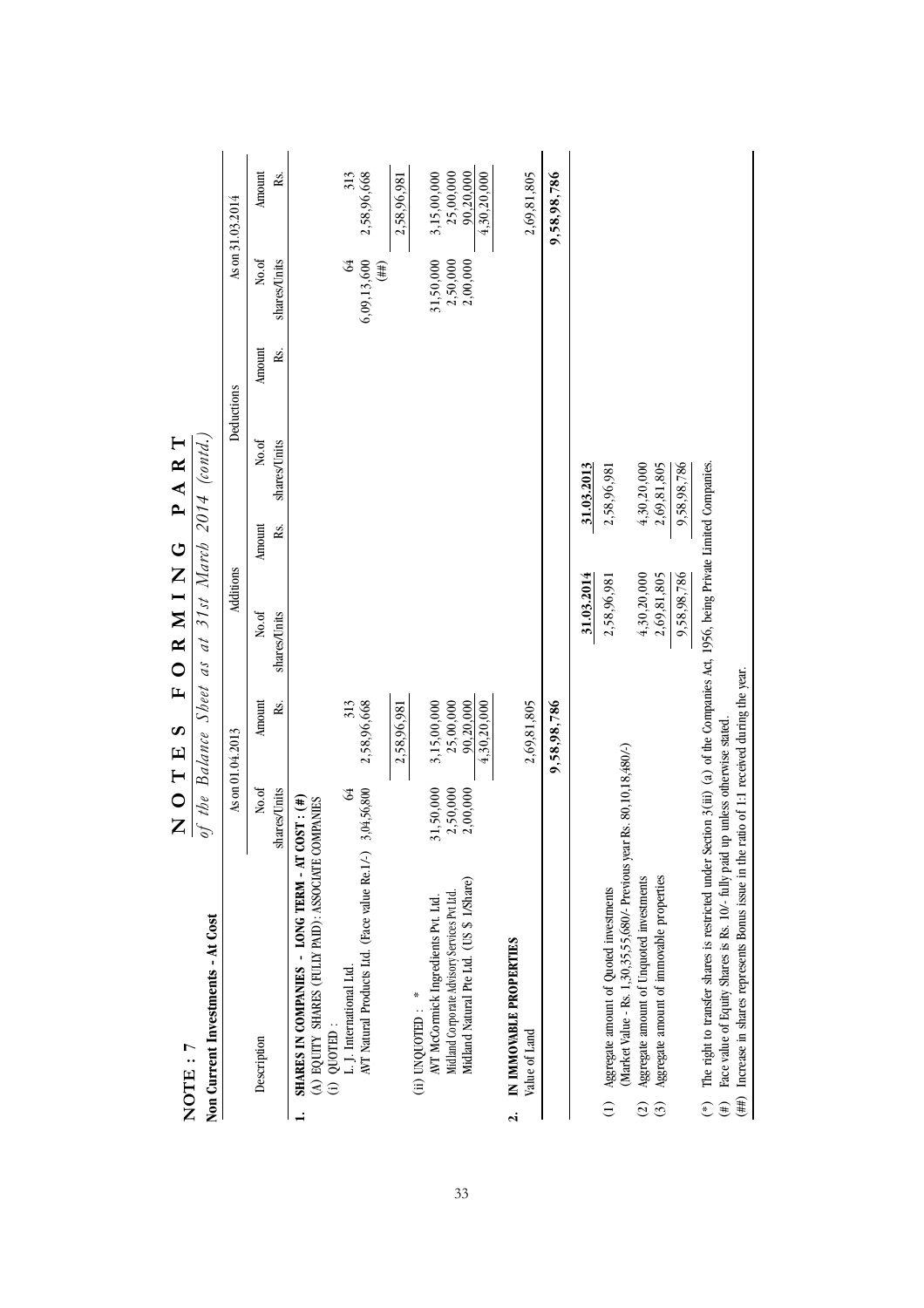# NOTE : 7

## Non Current Investments - At Cost

**NOTES FORMING PART** *of the Balance Sheet as at 31st March 2014 (contd.)*

| Description | As on 01.04.2013 | | Additions | | Deductions | | As on 31.03.2014 | |
|---|---|---|---|---|---|---|---|---|
| | No.of shares/Units | Amount Rs. | No.of shares/Units | Amount Rs. | No.of shares/Units | Amount Rs. | No.of shares/Units | Amount Rs. |
| **1. SHARES IN COMPANIES - LONG TERM - AT COST : (#)** | | | | | | | | |
| (A) EQUITY SHARES (FULLY PAID) : ASSOCIATE COMPANIES | | | | | | | | |
| (i) QUOTED : | | | | | | | | |
| L. J. International Ltd. | 64 | 313 | | | | | 64 | 313 |
| AVT Natural Products Ltd. (Face value Re.1/-) | 3,04,56,800 | 2,58,96,668 | | | | | 6,09,13,600 (##) | 2,58,96,668 |
| | | 2,58,96,981 | | | | | | 2,58,96,981 |
| (ii) UNQUOTED : * | | | | | | | | |
| AVT McCormick Ingredients Pvt. Ltd. | 31,50,000 | 3,15,00,000 | | | | | 31,50,000 | 3,15,00,000 |
| Midland Corporate Advisory Services Pvt Ltd. | 2,50,000 | 25,00,000 | | | | | 2,50,000 | 25,00,000 |
| Midland Natural Pte Ltd. (US $ 1/Share) | 2,00,000 | 90,20,000 | | | | | 2,00,000 | 90,20,000 |
| | | 4,30,20,000 | | | | | | 4,30,20,000 |
| **2. IN IMMOVABLE PROPERTIES** | | | | | | | | |
| Value of Land | | 2,69,81,805 | | | | | | 2,69,81,805 |
| | | **9,58,98,786** | | | | | | **9,58,98,786** |

| | 31.03.2014 | 31.03.2013 |
|---|---|---|
| (1) Aggregate amount of Quoted investments (Market Value - Rs. 1,30,35,55,680/- Previous year Rs. 80,10,18,480/-) | 2,58,96,981 | 2,58,96,981 |
| (2) Aggregate amount of Unquoted investments | 4,30,20,000 | 4,30,20,000 |
| (3) Aggregate amount of immovable properties | 2,69,81,805 | 2,69,81,805 |
| | 9,58,98,786 | 9,58,98,786 |

(*) The right to transfer shares is restricted under Section 3(iii) (a) of the Companies Act, 1956, being Private Limited Companies.

(#) Face value of Equity Shares is Rs. 10/- fully paid up unless otherwise stated.

(##) Increase in shares represents Bonus issue in the ratio of 1:1 received during the year.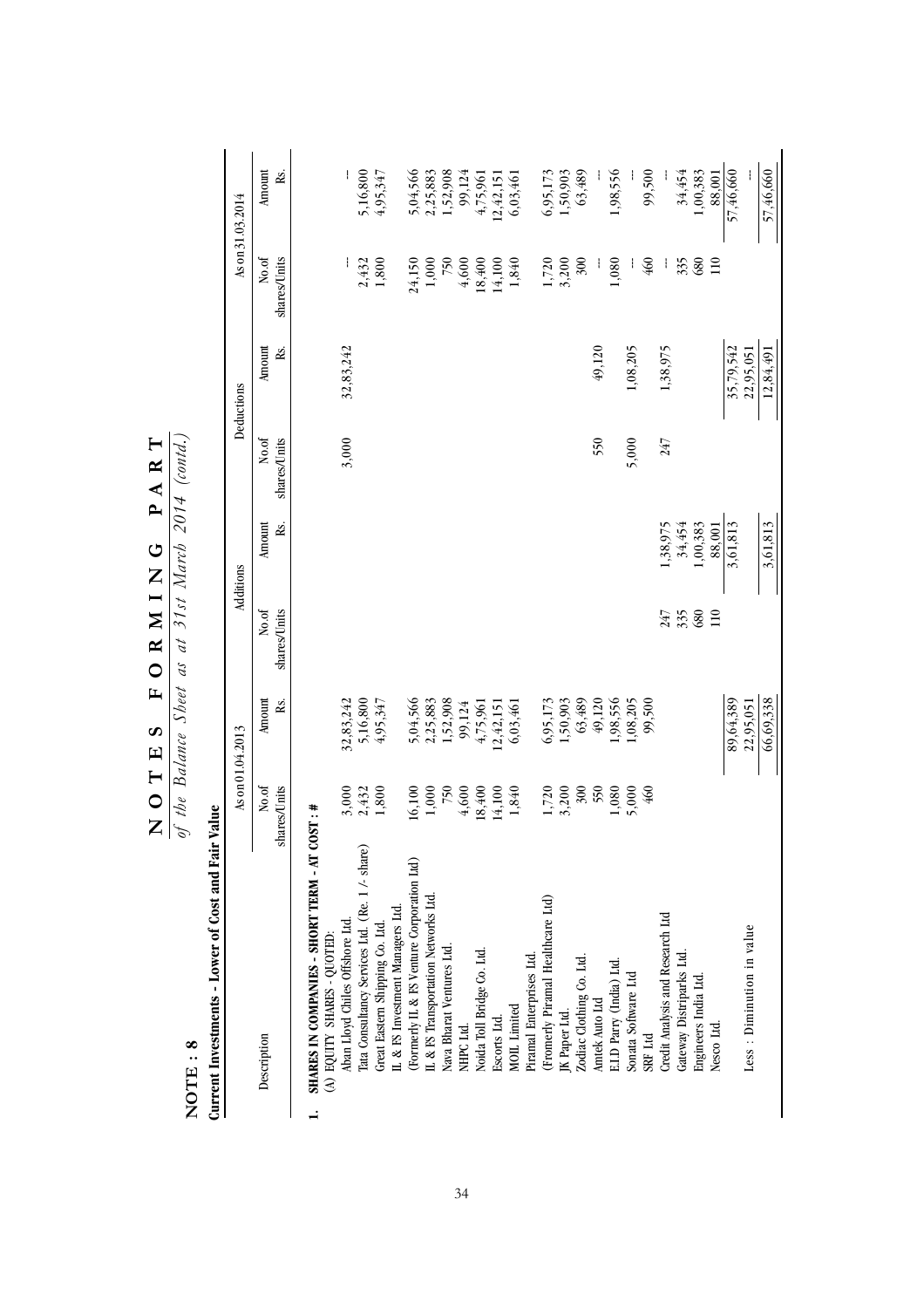# NOTES FORMING PART

*of the Balance Sheet as at 31st March 2014 (contd.)*

## NOTE : 8

**Current Investments - Lower of Cost and Fair Value**

| Description | As on 01.04.2013 | | Additions | | Deductions | | As on 31.03.2014 | |
|---|---|---|---|---|---|---|---|---|
| | No.of shares/Units | Amount Rs. | No.of shares/Units | Amount Rs. | No.of shares/Units | Amount Rs. | No.of shares/Units | Amount Rs. |
| **1. SHARES IN COMPANIES - SHORT TERM - AT COST : #** | | | | | | | | |
| (A) EQUITY SHARES - QUOTED: | | | | | | | | |
| Aban Lloyd Chiles Offshore Ltd. | 3,000 | 32,83,242 | | | 3,000 | 32,83,242 | -- | -- |
| Tata Consultancy Services Ltd. (Re. 1/- share) | 2,432 | 5,16,800 | | | | | 2,432 | 5,16,800 |
| Great Eastern Shipping Co. Ltd. | 1,800 | 4,95,347 | | | | | 1,800 | 4,95,347 |
| IL & FS Investment Managers Ltd. (Formerly IL & FS Venture Corporation Ltd) | 16,100 | 5,04,566 | | | | | 24,150 | 5,04,566 |
| IL & FS Transportation Networks Ltd. | 1,000 | 2,25,883 | | | | | 1,000 | 2,25,883 |
| Nava Bharat Ventures Ltd. | 750 | 1,52,908 | | | | | 750 | 1,52,908 |
| NHPC Ltd. | 4,600 | 99,124 | | | | | 4,600 | 99,124 |
| Noida Toll Bridge Co. Ltd. | 18,400 | 4,75,961 | | | | | 18,400 | 4,75,961 |
| Escorts Ltd. | 14,100 | 12,42,151 | | | | | 14,100 | 12,42,151 |
| MOIL Limited | 1,840 | 6,03,461 | | | | | 1,840 | 6,03,461 |
| Piramal Enterprises Ltd. (Fromerly Piramal Healthcare Ltd) | 1,720 | 6,95,173 | | | | | 1,720 | 6,95,173 |
| JK Paper Ltd. | 3,200 | 1,50,903 | | | | | 3,200 | 1,50,903 |
| Zodiac Clothing Co. Ltd. | 300 | 63,489 | | | | | 300 | 63,489 |
| Amtek Auto Ltd | 550 | 49,120 | | | 550 | 49,120 | -- | -- |
| E.I.D Parry (India) Ltd. | 1,080 | 1,98,556 | | | | | 1,080 | 1,98,556 |
| Sonata Software Ltd | 5,000 | 1,08,205 | | | 5,000 | 1,08,205 | -- | -- |
| SRF Ltd | 460 | 99,500 | | | | | 460 | 99,500 |
| Credit Analysis and Research Ltd | | | 247 | 1,38,975 | 247 | 1,38,975 | -- | -- |
| Gateway Distriparks Ltd. | | | 335 | 34,454 | | | 335 | 34,454 |
| Engineers India Ltd. | | | 680 | 1,00,383 | | | 680 | 1,00,383 |
| Nesco Ltd. | | | 110 | 88,001 | | | 110 | 88,001 |
| | | 89,64,389 | | 3,61,813 | | 35,79,542 | | 57,46,660 |
| Less : Diminution in value | | 22,95,051 | | | | 22,95,051 | | -- |
| | | 66,69,338 | | 3,61,813 | | 12,84,491 | | 57,46,660 |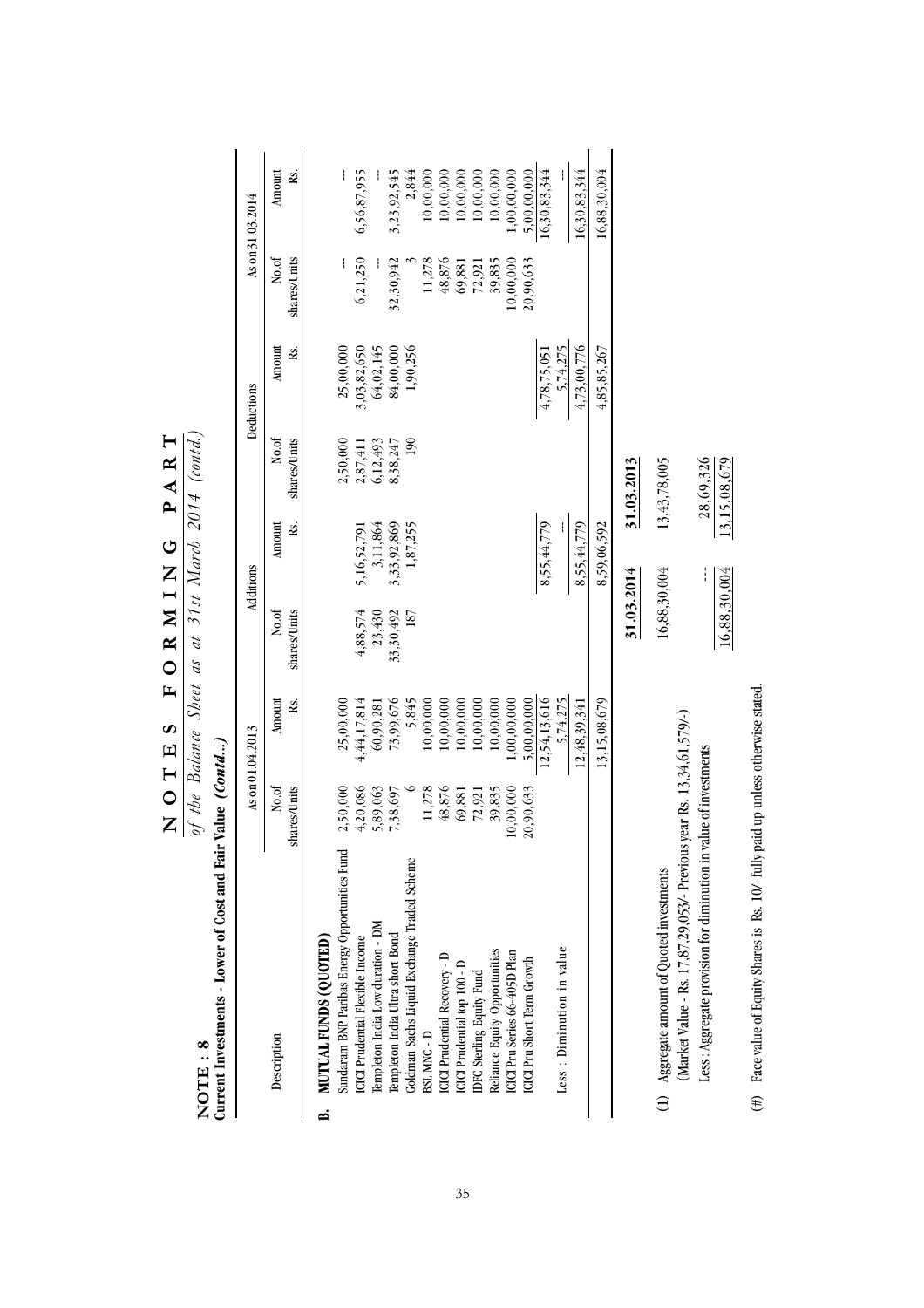# NOTES FORMING PART

*of the Balance Sheet as at 31st March 2014 (contd.)*

**NOTE : 8**

**Current Investments - Lower of Cost and Fair Value (Contd...)**

| Description | As on 01.04.2013 | | Additions | | Deductions | | As on 31.03.2014 | |
|---|---|---|---|---|---|---|---|---|
| | No.of shares/Units | Amount Rs. | No.of shares/Units | Amount Rs. | No.of shares/Units | Amount Rs. | No.of shares/Units | Amount Rs. |
| **B. MUTUAL FUNDS (QUOTED)** | | | | | | | | |
| Sundaram BNP Paribas Energy Opportunities Fund | 2,50,000 | 25,00,000 | | | 2,50,000 | 25,00,000 | --- | --- |
| ICICI Prudential Flexible Income | 4,20,086 | 4,44,17,814 | 4,88,574 | 5,16,52,791 | 2,87,411 | 3,03,82,650 | 6,21,250 | 6,56,87,955 |
| Templeton India Low duration - DM | 5,89,063 | 60,90,281 | 23,430 | 3,11,864 | 6,12,493 | 64,02,145 | --- | --- |
| Templeton India Ultra short Bond | 7,38,697 | 73,99,676 | 33,30,492 | 3,33,92,869 | 8,38,247 | 84,00,000 | 32,30,942 | 3,23,92,545 |
| Goldman Sachs Liquid Exchange Traded Scheme | 6 | 5,845 | 187 | 1,87,255 | 190 | 1,90,256 | 3 | 2,844 |
| BSL MNC - D | 11,278 | 10,00,000 | | | | | 11,278 | 10,00,000 |
| ICICI Prudential Recovery - D | 48,876 | 10,00,000 | | | | | 48,876 | 10,00,000 |
| ICICI Prudential top 100 - D | 69,881 | 10,00,000 | | | | | 69,881 | 10,00,000 |
| IDFC Sterling Equity Fund | 72,921 | 10,00,000 | | | | | 72,921 | 10,00,000 |
| Reliance Equity Opportunities | 39,835 | 10,00,000 | | | | | 39,835 | 10,00,000 |
| ICICI Pru Series 66-405D Plan | 10,00,000 | 1,00,00,000 | | | | | 10,00,000 | 1,00,00,000 |
| ICICI Pru Short Term Growth | 20,90,633 | 5,00,00,000 | | | | | 20,90,633 | 5,00,00,000 |
| | | 12,54,13,616 | | 8,55,44,779 | | 4,78,75,051 | | 16,30,83,344 |
| Less : Diminution in value | | 5,74,275 | | --- | | 5,74,275 | | --- |
| | | 12,48,39,341 | | 8,55,44,779 | | 4,73,00,776 | | 16,30,83,344 |
| | | 13,15,08,679 | | 8,59,06,592 | | 4,85,85,267 | | 16,88,30,004 |

| | 31.03.2014 | 31.03.2013 |
|---|---|---|
| (1) Aggregate amount of Quoted investments (Market Value - Rs. 17,87,29,053/- Previous year Rs. 13,34,61,579/-) | 16,88,30,004 | 13,43,78,005 |
| Less : Aggregate provision for diminution in value of investments | --- | 28,69,326 |
| | 16,88,30,004 | 13,15,08,679 |

(#) Face value of Equity Shares is Rs. 10/- fully paid up unless otherwise stated.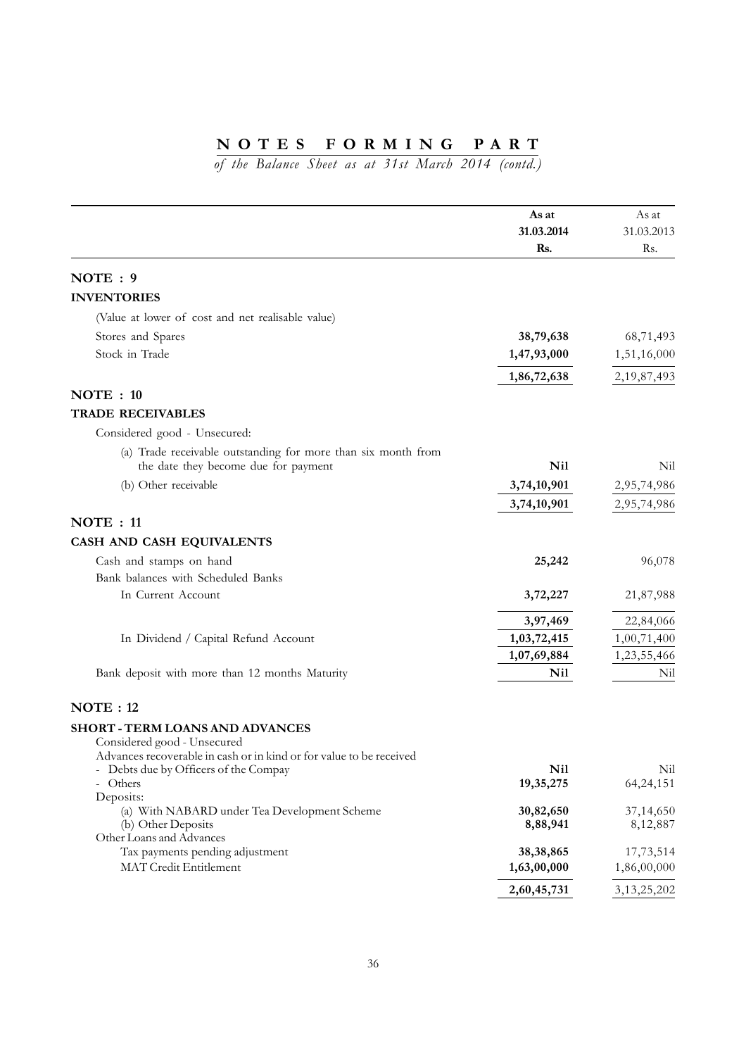# NOTES FORMING PART

*of the Balance Sheet as at 31st March 2014 (contd.)*

| | As at 31.03.2014 Rs. | As at 31.03.2013 Rs. |
|---|---|---|
| **NOTE : 9** | | |
| **INVENTORIES** | | |
| (Value at lower of cost and net realisable value) | | |
| Stores and Spares | **38,79,638** | 68,71,493 |
| Stock in Trade | **1,47,93,000** | 1,51,16,000 |
| | **1,86,72,638** | 2,19,87,493 |
| **NOTE : 10** | | |
| **TRADE RECEIVABLES** | | |
| Considered good - Unsecured: | | |
| (a) Trade receivable outstanding for more than six month from the date they become due for payment | **Nil** | Nil |
| (b) Other receivable | **3,74,10,901** | 2,95,74,986 |
| | **3,74,10,901** | 2,95,74,986 |
| **NOTE : 11** | | |
| **CASH AND CASH EQUIVALENTS** | | |
| Cash and stamps on hand | **25,242** | 96,078 |
| Bank balances with Scheduled Banks | | |
| In Current Account | **3,72,227** | 21,87,988 |
| | **3,97,469** | 22,84,066 |
| In Dividend / Capital Refund Account | **1,03,72,415** | 1,00,71,400 |
| | **1,07,69,884** | 1,23,55,466 |
| Bank deposit with more than 12 months Maturity | **Nil** | Nil |
| **NOTE : 12** | | |
| **SHORT - TERM LOANS AND ADVANCES** | | |
| Considered good - Unsecured | | |
| Advances recoverable in cash or in kind or for value to be received | | |
| - Debts due by Officers of the Compay | **Nil** | Nil |
| - Others | **19,35,275** | 64,24,151 |
| Deposits: | | |
| (a) With NABARD under Tea Development Scheme | **30,82,650** | 37,14,650 |
| (b) Other Deposits | **8,88,941** | 8,12,887 |
| Other Loans and Advances | | |
| Tax payments pending adjustment | **38,38,865** | 17,73,514 |
| MAT Credit Entitlement | **1,63,00,000** | 1,86,00,000 |
| | **2,60,45,731** | 3,13,25,202 |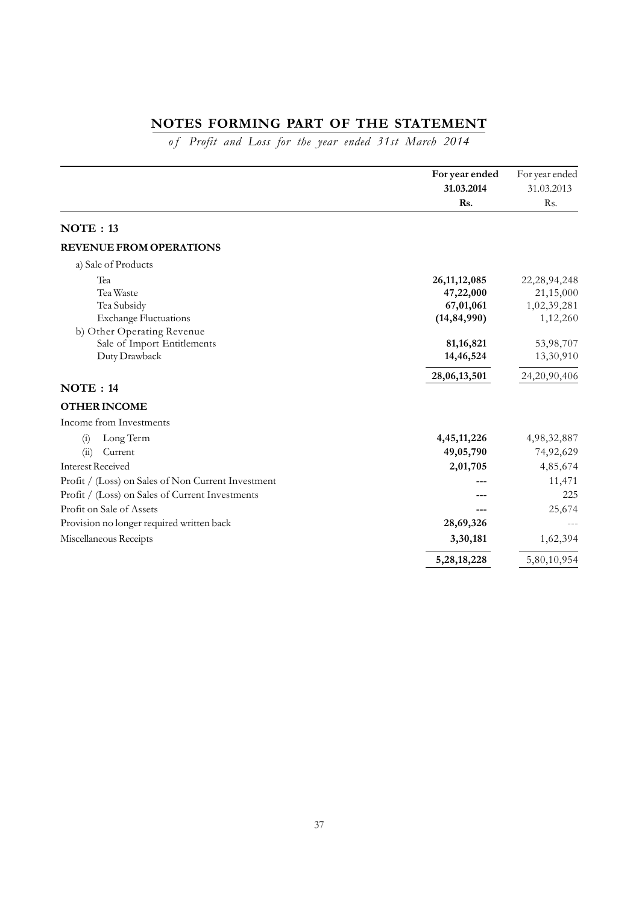# NOTES FORMING PART OF THE STATEMENT

*of Profit and Loss for the year ended 31st March 2014*

| | **For year ended 31.03.2014 Rs.** | For year ended 31.03.2013 Rs. |
|---|---|---|
| **NOTE : 13** | | |
| **REVENUE FROM OPERATIONS** | | |
| a) Sale of Products | | |
| Tea | **26,11,12,085** | 22,28,94,248 |
| Tea Waste | **47,22,000** | 21,15,000 |
| Tea Subsidy | **67,01,061** | 1,02,39,281 |
| Exchange Fluctuations | **(14,84,990)** | 1,12,260 |
| b) Other Operating Revenue | | |
| Sale of Import Entitlements | **81,16,821** | 53,98,707 |
| Duty Drawback | **14,46,524** | 13,30,910 |
| | **28,06,13,501** | 24,20,90,406 |
| **NOTE : 14** | | |
| **OTHER INCOME** | | |
| Income from Investments | | |
| (i) Long Term | **4,45,11,226** | 4,98,32,887 |
| (ii) Current | **49,05,790** | 74,92,629 |
| Interest Received | **2,01,705** | 4,85,674 |
| Profit / (Loss) on Sales of Non Current Investment | **---** | 11,471 |
| Profit / (Loss) on Sales of Current Investments | **---** | 225 |
| Profit on Sale of Assets | **---** | 25,674 |
| Provision no longer required written back | **28,69,326** | --- |
| Miscellaneous Receipts | **3,30,181** | 1,62,394 |
| | **5,28,18,228** | 5,80,10,954 |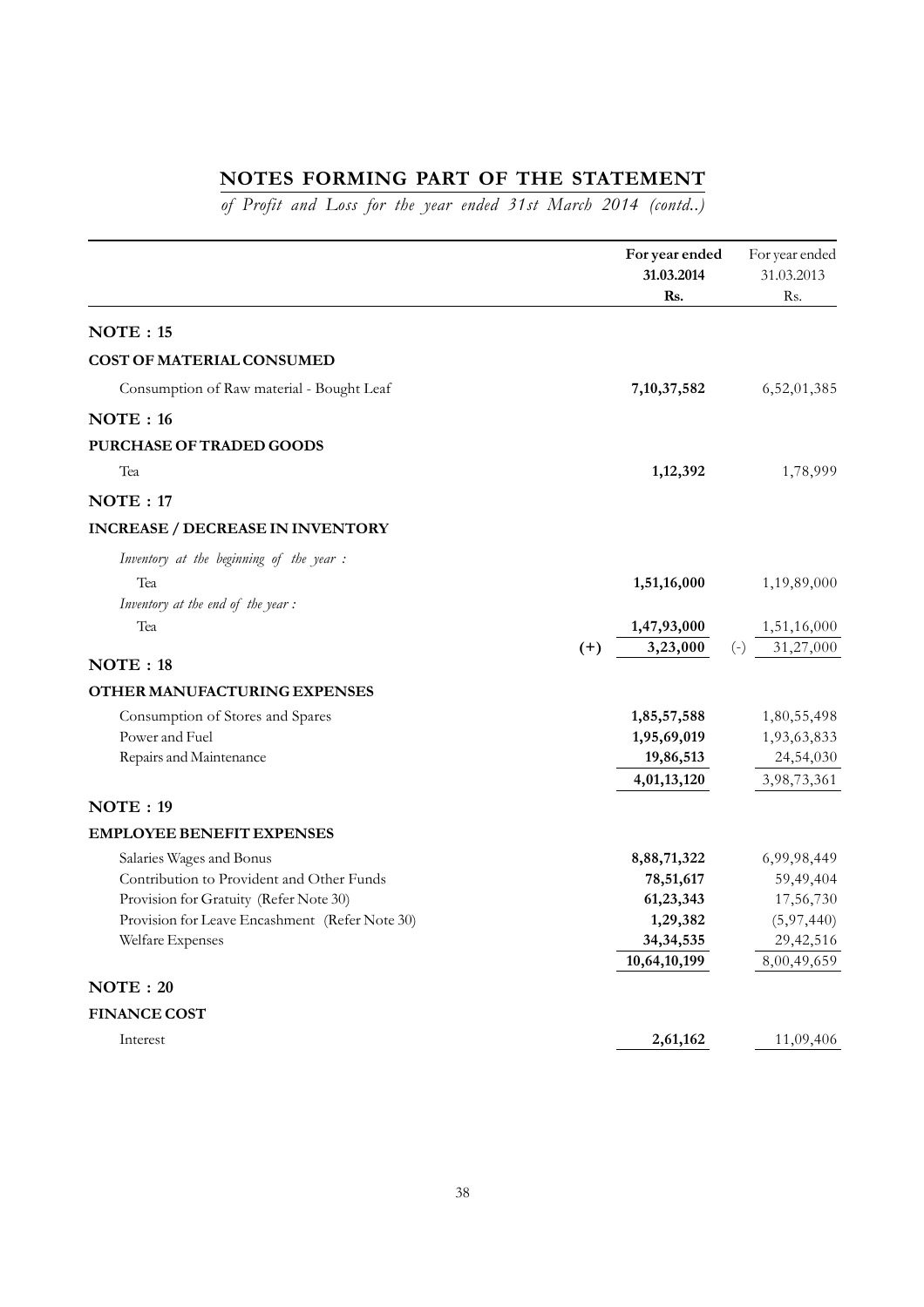## NOTES FORMING PART OF THE STATEMENT

*of Profit and Loss for the year ended 31st March 2014 (contd..)*

| | | For year ended 31.03.2014 Rs. | | For year ended 31.03.2013 Rs. |
|---|---|---|---|---|
| **NOTE : 15** | | | | |
| **COST OF MATERIAL CONSUMED** | | | | |
| Consumption of Raw material - Bought Leaf | | **7,10,37,582** | | 6,52,01,385 |
| **NOTE : 16** | | | | |
| **PURCHASE OF TRADED GOODS** | | | | |
| Tea | | **1,12,392** | | 1,78,999 |
| **NOTE : 17** | | | | |
| **INCREASE / DECREASE IN INVENTORY** | | | | |
| *Inventory at the beginning of the year :* | | | | |
| Tea | | **1,51,16,000** | | 1,19,89,000 |
| *Inventory at the end of the year :* | | | | |
| Tea | | **1,47,93,000** | | 1,51,16,000 |
| | **(+)** | **3,23,000** | (-) | 31,27,000 |
| **NOTE : 18** | | | | |
| **OTHER MANUFACTURING EXPENSES** | | | | |
| Consumption of Stores and Spares | | **1,85,57,588** | | 1,80,55,498 |
| Power and Fuel | | **1,95,69,019** | | 1,93,63,833 |
| Repairs and Maintenance | | **19,86,513** | | 24,54,030 |
| | | **4,01,13,120** | | 3,98,73,361 |
| **NOTE : 19** | | | | |
| **EMPLOYEE BENEFIT EXPENSES** | | | | |
| Salaries Wages and Bonus | | **8,88,71,322** | | 6,99,98,449 |
| Contribution to Provident and Other Funds | | **78,51,617** | | 59,49,404 |
| Provision for Gratuity (Refer Note 30) | | **61,23,343** | | 17,56,730 |
| Provision for Leave Encashment (Refer Note 30) | | **1,29,382** | | (5,97,440) |
| Welfare Expenses | | **34,34,535** | | 29,42,516 |
| | | **10,64,10,199** | | 8,00,49,659 |
| **NOTE : 20** | | | | |
| **FINANCE COST** | | | | |
| Interest | | **2,61,162** | | 11,09,406 |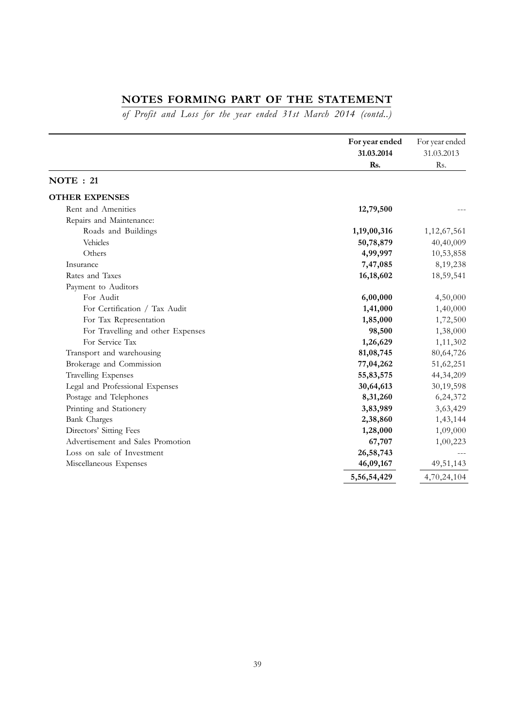## NOTES FORMING PART OF THE STATEMENT

*of Profit and Loss for the year ended 31st March 2014 (contd..)*

| | **For year ended 31.03.2014 Rs.** | For year ended 31.03.2013 Rs. |
|---|---|---|
| **NOTE : 21** | | |
| **OTHER EXPENSES** | | |
| Rent and Amenities | **12,79,500** | --- |
| Repairs and Maintenance: | | |
| Roads and Buildings | **1,19,00,316** | 1,12,67,561 |
| Vehicles | **50,78,879** | 40,40,009 |
| Others | **4,99,997** | 10,53,858 |
| Insurance | **7,47,085** | 8,19,238 |
| Rates and Taxes | **16,18,602** | 18,59,541 |
| Payment to Auditors | | |
| For Audit | **6,00,000** | 4,50,000 |
| For Certification / Tax Audit | **1,41,000** | 1,40,000 |
| For Tax Representation | **1,85,000** | 1,72,500 |
| For Travelling and other Expenses | **98,500** | 1,38,000 |
| For Service Tax | **1,26,629** | 1,11,302 |
| Transport and warehousing | **81,08,745** | 80,64,726 |
| Brokerage and Commission | **77,04,262** | 51,62,251 |
| Travelling Expenses | **55,83,575** | 44,34,209 |
| Legal and Professional Expenses | **30,64,613** | 30,19,598 |
| Postage and Telephones | **8,31,260** | 6,24,372 |
| Printing and Stationery | **3,83,989** | 3,63,429 |
| Bank Charges | **2,38,860** | 1,43,144 |
| Directors' Sitting Fees | **1,28,000** | 1,09,000 |
| Advertisement and Sales Promotion | **67,707** | 1,00,223 |
| Loss on sale of Investment | **26,58,743** | --- |
| Miscellaneous Expenses | **46,09,167** | 49,51,143 |
| | **5,56,54,429** | 4,70,24,104 |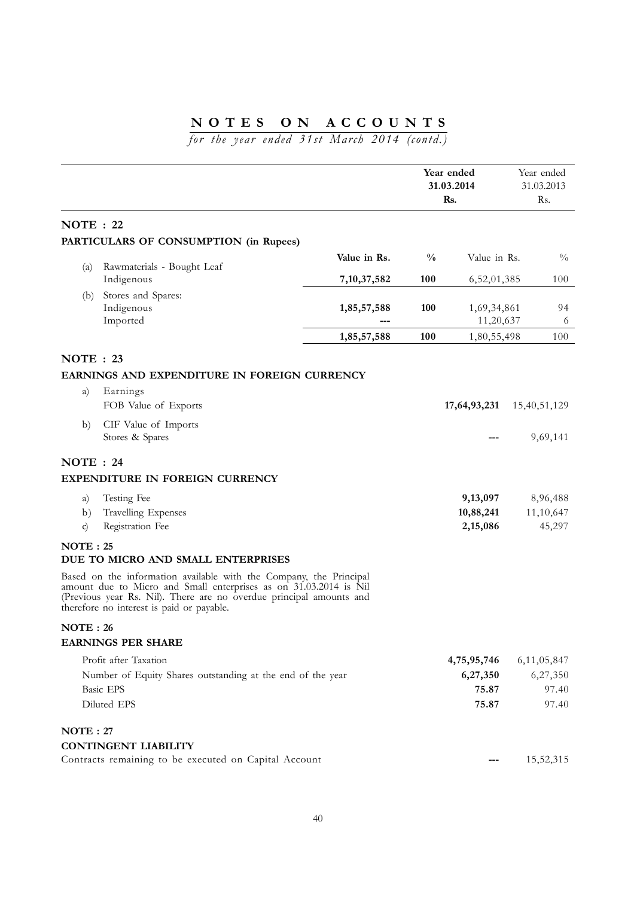# NOTES ON ACCOUNTS

*for the year ended 31st March 2014 (contd.)*

| | | | Year ended 31.03.2014 Rs. | | Year ended 31.03.2013 Rs. |
|---|---|---|---|---|---|

## NOTE : 22

### PARTICULARS OF CONSUMPTION (in Rupees)

| | | Value in Rs. | % | Value in Rs. | % |
|---|---|---|---|---|---|
| (a) | Rawmaterials - Bought Leaf | | | | |
| | Indigenous | **7,10,37,582** | **100** | 6,52,01,385 | 100 |
| (b) | Stores and Spares: | | | | |
| | Indigenous | **1,85,57,588** | **100** | 1,69,34,861 | 94 |
| | Imported | **---** | | 11,20,637 | 6 |
| | | **1,85,57,588** | **100** | 1,80,55,498 | 100 |

## NOTE : 23

### EARNINGS AND EXPENDITURE IN FOREIGN CURRENCY

| | | Year ended 31.03.2014 Rs. | Year ended 31.03.2013 Rs. |
|---|---|---|---|
| a) | Earnings | | |
| | FOB Value of Exports | **17,64,93,231** | 15,40,51,129 |
| b) | CIF Value of Imports | | |
| | Stores & Spares | **---** | 9,69,141 |

## NOTE : 24

### EXPENDITURE IN FOREIGN CURRENCY

| | | Year ended 31.03.2014 Rs. | Year ended 31.03.2013 Rs. |
|---|---|---|---|
| a) | Testing Fee | **9,13,097** | 8,96,488 |
| b) | Travelling Expenses | **10,88,241** | 11,10,647 |
| c) | Registration Fee | **2,15,086** | 45,297 |

## NOTE : 25

### DUE TO MICRO AND SMALL ENTERPRISES

Based on the information available with the Company, the Principal amount due to Micro and Small enterprises as on 31.03.2014 is Nil (Previous year Rs. Nil). There are no overdue principal amounts and therefore no interest is paid or payable.

## NOTE : 26

### EARNINGS PER SHARE

| | Year ended 31.03.2014 Rs. | Year ended 31.03.2013 Rs. |
|---|---|---|
| Profit after Taxation | **4,75,95,746** | 6,11,05,847 |
| Number of Equity Shares outstanding at the end of the year | **6,27,350** | 6,27,350 |
| Basic EPS | **75.87** | 97.40 |
| Diluted EPS | **75.87** | 97.40 |

## NOTE : 27

### CONTINGENT LIABILITY

| | Year ended 31.03.2014 Rs. | Year ended 31.03.2013 Rs. |
|---|---|---|
| Contracts remaining to be executed on Capital Account | **---** | 15,52,315 |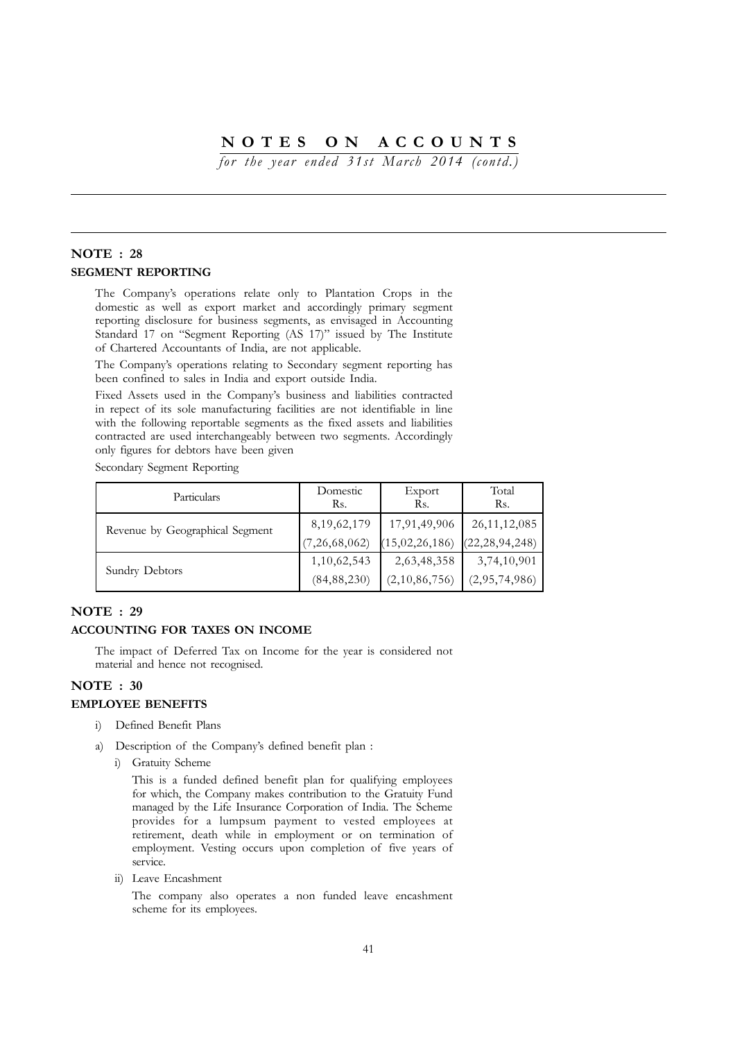# NOTES ON ACCOUNTS

*for the year ended 31st March 2014 (contd.)*

## NOTE : 28

### SEGMENT REPORTING

The Company's operations relate only to Plantation Crops in the domestic as well as export market and accordingly primary segment reporting disclosure for business segments, as envisaged in Accounting Standard 17 on "Segment Reporting (AS 17)" issued by The Institute of Chartered Accountants of India, are not applicable.

The Company's operations relating to Secondary segment reporting has been confined to sales in India and export outside India.

Fixed Assets used in the Company's business and liabilities contracted in repect of its sole manufacturing facilities are not identifiable in line with the following reportable segments as the fixed assets and liabilities contracted are used interchangeably between two segments. Accordingly only figures for debtors have been given

Secondary Segment Reporting

| Particulars | Domestic Rs. | Export Rs. | Total Rs. |
|---|---|---|---|
| Revenue by Geographical Segment | 8,19,62,179 | 17,91,49,906 | 26,11,12,085 |
| | (7,26,68,062) | (15,02,26,186) | (22,28,94,248) |
| Sundry Debtors | 1,10,62,543 | 2,63,48,358 | 3,74,10,901 |
| | (84,88,230) | (2,10,86,756) | (2,95,74,986) |

## NOTE : 29

### ACCOUNTING FOR TAXES ON INCOME

The impact of Deferred Tax on Income for the year is considered not material and hence not recognised.

## NOTE : 30

### EMPLOYEE BENEFITS

i) Defined Benefit Plans

a) Description of the Company's defined benefit plan :

i) Gratuity Scheme

This is a funded defined benefit plan for qualifying employees for which, the Company makes contribution to the Gratuity Fund managed by the Life Insurance Corporation of India. The Scheme provides for a lumpsum payment to vested employees at retirement, death while in employment or on termination of employment. Vesting occurs upon completion of five years of service.

ii) Leave Encashment

The company also operates a non funded leave encashment scheme for its employees.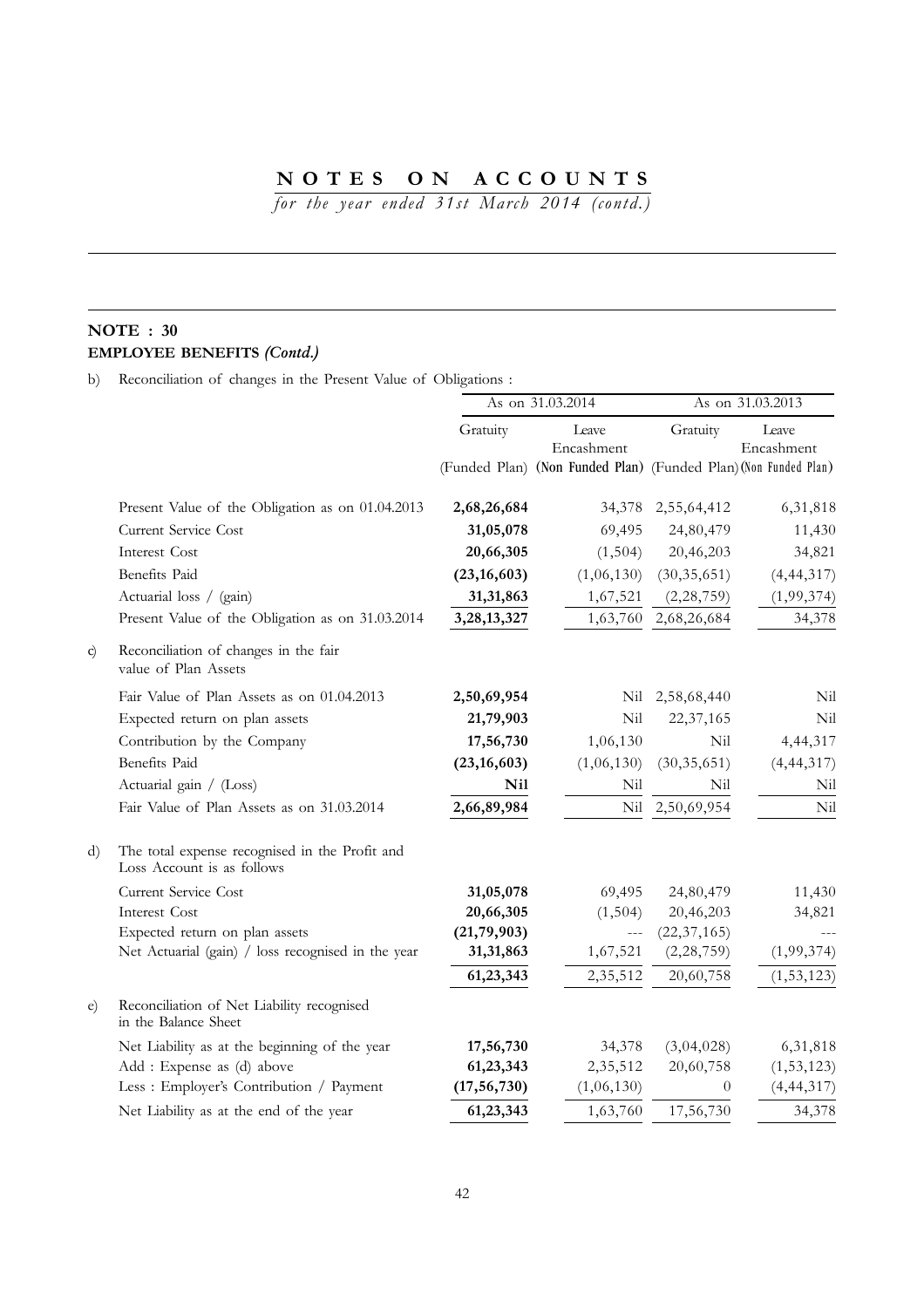# NOTES ON ACCOUNTS

*for the year ended 31st March 2014 (contd.)*

## NOTE : 30

**EMPLOYEE BENEFITS *(Contd.)***

b) Reconciliation of changes in the Present Value of Obligations :

| | As on 31.03.2014 | | As on 31.03.2013 | |
|---|---|---|---|---|
| | Gratuity (Funded Plan) | Leave Encashment (Non Funded Plan) | Gratuity (Funded Plan) | Leave Encashment (Non Funded Plan) |
| Present Value of the Obligation as on 01.04.2013 | **2,68,26,684** | 34,378 | 2,55,64,412 | 6,31,818 |
| Current Service Cost | **31,05,078** | 69,495 | 24,80,479 | 11,430 |
| Interest Cost | **20,66,305** | (1,504) | 20,46,203 | 34,821 |
| Benefits Paid | **(23,16,603)** | (1,06,130) | (30,35,651) | (4,44,317) |
| Actuarial loss / (gain) | **31,31,863** | 1,67,521 | (2,28,759) | (1,99,374) |
| Present Value of the Obligation as on 31.03.2014 | **3,28,13,327** | 1,63,760 | 2,68,26,684 | 34,378 |
| **c) Reconciliation of changes in the fair value of Plan Assets** | | | | |
| Fair Value of Plan Assets as on 01.04.2013 | **2,50,69,954** | Nil | 2,58,68,440 | Nil |
| Expected return on plan assets | **21,79,903** | Nil | 22,37,165 | Nil |
| Contribution by the Company | **17,56,730** | 1,06,130 | Nil | 4,44,317 |
| Benefits Paid | **(23,16,603)** | (1,06,130) | (30,35,651) | (4,44,317) |
| Actuarial gain / (Loss) | **Nil** | Nil | Nil | Nil |
| Fair Value of Plan Assets as on 31.03.2014 | **2,66,89,984** | Nil | 2,50,69,954 | Nil |
| **d) The total expense recognised in the Profit and Loss Account is as follows** | | | | |
| Current Service Cost | **31,05,078** | 69,495 | 24,80,479 | 11,430 |
| Interest Cost | **20,66,305** | (1,504) | 20,46,203 | 34,821 |
| Expected return on plan assets | **(21,79,903)** | --- | (22,37,165) | --- |
| Net Actuarial (gain) / loss recognised in the year | **31,31,863** | 1,67,521 | (2,28,759) | (1,99,374) |
| | **61,23,343** | 2,35,512 | 20,60,758 | (1,53,123) |
| **e) Reconciliation of Net Liability recognised in the Balance Sheet** | | | | |
| Net Liability as at the beginning of the year | **17,56,730** | 34,378 | (3,04,028) | 6,31,818 |
| Add : Expense as (d) above | **61,23,343** | 2,35,512 | 20,60,758 | (1,53,123) |
| Less : Employer's Contribution / Payment | **(17,56,730)** | (1,06,130) | 0 | (4,44,317) |
| Net Liability as at the end of the year | **61,23,343** | 1,63,760 | 17,56,730 | 34,378 |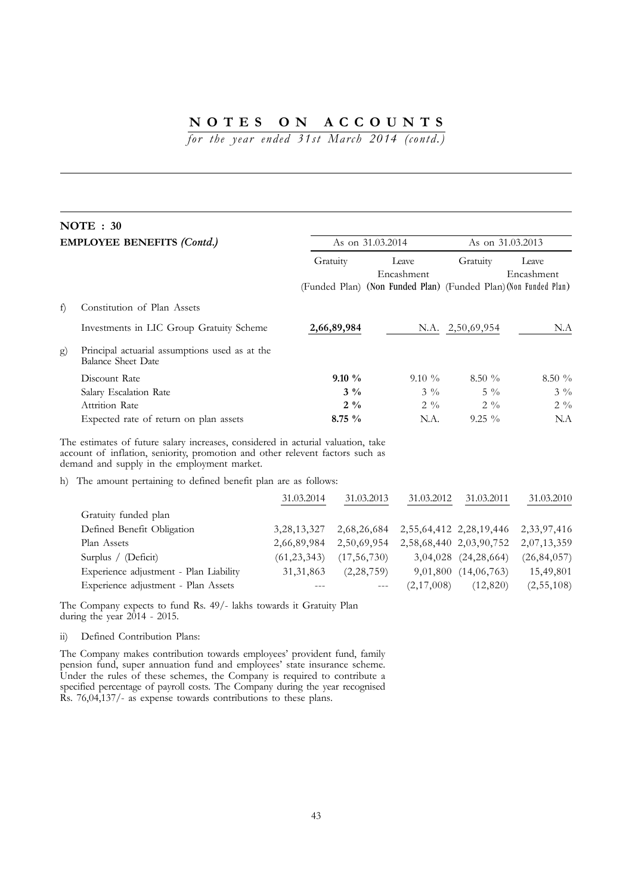# NOTES ON ACCOUNTS

*for the year ended 31st March 2014 (contd.)*

## NOTE : 30

**EMPLOYEE BENEFITS *(Contd.)***

| | | As on 31.03.2014 | | As on 31.03.2013 | |
|---|---|---|---|---|---|
| | | Gratuity (Funded Plan) | Leave Encashment **(Non Funded Plan)** | Gratuity (Funded Plan) | Leave Encashment (Non Funded Plan) |
| f) | Constitution of Plan Assets | | | | |
| | Investments in LIC Group Gratuity Scheme | **2,66,89,984** | N.A. | 2,50,69,954 | N.A |
| g) | Principal actuarial assumptions used as at the Balance Sheet Date | | | | |
| | Discount Rate | **9.10 %** | 9.10 % | 8.50 % | 8.50 % |
| | Salary Escalation Rate | **3 %** | 3 % | 5 % | 3 % |
| | Attrition Rate | **2 %** | 2 % | 2 % | 2 % |
| | Expected rate of return on plan assets | **8.75 %** | N.A. | 9.25 % | N.A |

The estimates of future salary increases, considered in acturial valuation, take account of inflation, seniority, promotion and other relevent factors such as demand and supply in the employment market.

h) The amount pertaining to defined benefit plan are as follows:

| | 31.03.2014 | 31.03.2013 | 31.03.2012 | 31.03.2011 | 31.03.2010 |
|---|---|---|---|---|---|
| Gratuity funded plan | | | | | |
| Defined Benefit Obligation | 3,28,13,327 | 2,68,26,684 | 2,55,64,412 | 2,28,19,446 | 2,33,97,416 |
| Plan Assets | 2,66,89,984 | 2,50,69,954 | 2,58,68,440 | 2,03,90,752 | 2,07,13,359 |
| Surplus / (Deficit) | (61,23,343) | (17,56,730) | 3,04,028 | (24,28,664) | (26,84,057) |
| Experience adjustment - Plan Liability | 31,31,863 | (2,28,759) | 9,01,800 | (14,06,763) | 15,49,801 |
| Experience adjustment - Plan Assets | --- | --- | (2,17,008) | (12,820) | (2,55,108) |

The Company expects to fund Rs. 49/- lakhs towards it Gratuity Plan during the year 2014 - 2015.

ii) Defined Contribution Plans:

The Company makes contribution towards employees' provident fund, family pension fund, super annuation fund and employees' state insurance scheme. Under the rules of these schemes, the Company is required to contribute a specified percentage of payroll costs. The Company during the year recognised Rs. 76,04,137/- as expense towards contributions to these plans.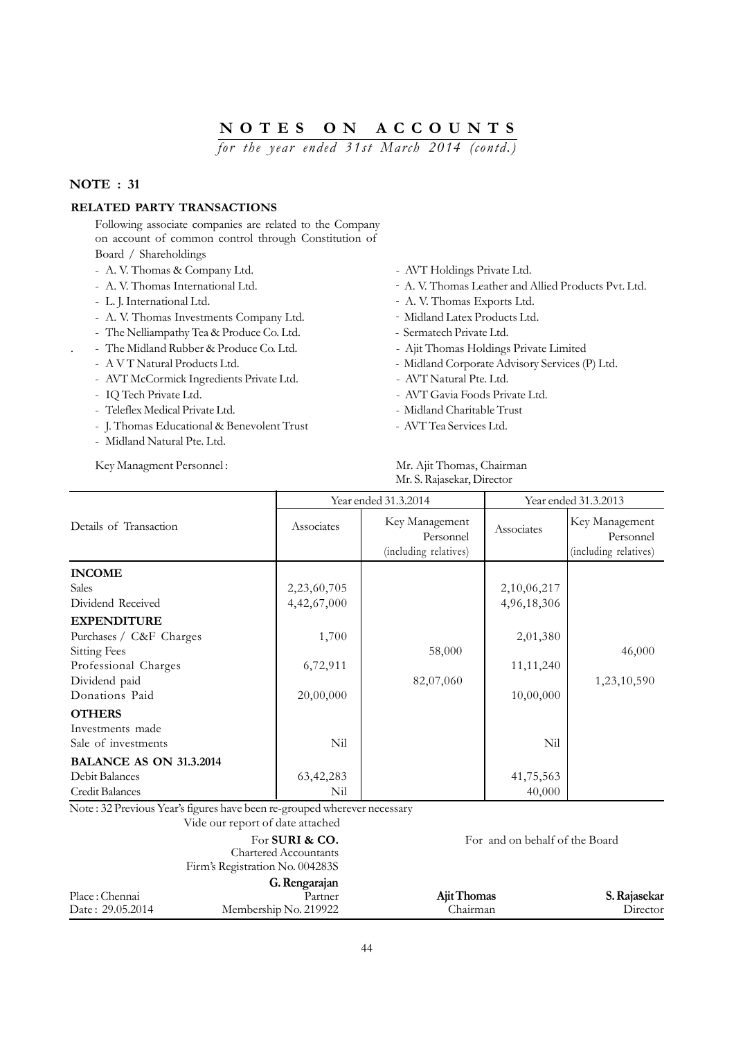# NOTES ON ACCOUNTS

*for the year ended 31st March 2014 (contd.)*

## NOTE : 31

### RELATED PARTY TRANSACTIONS

Following associate companies are related to the Company on account of common control through Constitution of Board / Shareholdings

- A. V. Thomas & Company Ltd.
- A. V. Thomas International Ltd.
- L. J. International Ltd.
- A. V. Thomas Investments Company Ltd.
- The Nelliampathy Tea & Produce Co. Ltd.
- The Midland Rubber & Produce Co. Ltd.
- A V T Natural Products Ltd.
- AVT McCormick Ingredients Private Ltd.
- IQ Tech Private Ltd.
- Teleflex Medical Private Ltd.
- J. Thomas Educational & Benevolent Trust
- Midland Natural Pte. Ltd.
- AVT Holdings Private Ltd.
- A. V. Thomas Leather and Allied Products Pvt. Ltd.
- A. V. Thomas Exports Ltd.
- Midland Latex Products Ltd.
- Sermatech Private Ltd.
- Ajit Thomas Holdings Private Limited
- Midland Corporate Advisory Services (P) Ltd.
- AVT Natural Pte. Ltd.
- AVT Gavia Foods Private Ltd.
- Midland Charitable Trust
- AVT Tea Services Ltd.

Key Managment Personnel : Mr. Ajit Thomas, Chairman
Mr. S. Rajasekar, Director

| Details of Transaction | Year ended 31.3.2014 | | Year ended 31.3.2013 | |
|---|---|---|---|---|
| | Associates | Key Management Personnel (including relatives) | Associates | Key Management Personnel (including relatives) |
| **INCOME** | | | | |
| Sales | 2,23,60,705 | | 2,10,06,217 | |
| Dividend Received | 4,42,67,000 | | 4,96,18,306 | |
| **EXPENDITURE** | | | | |
| Purchases / C&F Charges | 1,700 | | 2,01,380 | |
| Sitting Fees | | 58,000 | | 46,000 |
| Professional Charges | 6,72,911 | | 11,11,240 | |
| Dividend paid | | 82,07,060 | | 1,23,10,590 |
| Donations Paid | 20,00,000 | | 10,00,000 | |
| **OTHERS** | | | | |
| Investments made | | | | |
| Sale of investments | Nil | | Nil | |
| **BALANCE AS ON 31.3.2014** | | | | |
| Debit Balances | 63,42,283 | | 41,75,563 | |
| Credit Balances | Nil | | 40,000 | |

Note : 32 Previous Year's figures have been re-grouped wherever necessary

Vide our report of date attached

For **SURI & CO.**
Chartered Accountants
Firm's Registration No. 004283S

**G. Rengarajan**
Partner
Membership No. 219922

Place : Chennai
Date : 29.05.2014

For and on behalf of the Board

**Ajit Thomas**
Chairman

**S. Rajasekar**
Director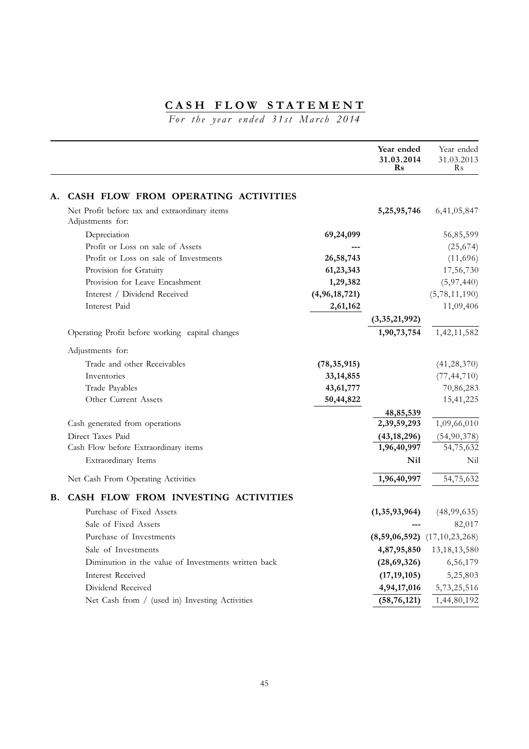# CASH FLOW STATEMENT

*For the year ended 31st March 2014*

| | | | Year ended 31.03.2014 Rs | Year ended 31.03.2013 Rs |
|---|---|---|---|---|
| **A.** | **CASH FLOW FROM OPERATING ACTIVITIES** | | | |
| | Net Profit before tax and extraordinary items | | **5,25,95,746** | 6,41,05,847 |
| | Adjustments for: | | | |
| | Depreciation | **69,24,099** | | 56,85,599 |
| | Profit or Loss on sale of Assets | **---** | | (25,674) |
| | Profit or Loss on sale of Investments | **26,58,743** | | (11,696) |
| | Provision for Gratuity | **61,23,343** | | 17,56,730 |
| | Provision for Leave Encashment | **1,29,382** | | (5,97,440) |
| | Interest / Dividend Received | **(4,96,18,721)** | | (5,78,11,190) |
| | Interest Paid | **2,61,162** | | 11,09,406 |
| | | | **(3,35,21,992)** | |
| | Operating Profit before working capital changes | | **1,90,73,754** | 1,42,11,582 |
| | Adjustments for: | | | |
| | Trade and other Receivables | **(78,35,915)** | | (41,28,370) |
| | Inventories | **33,14,855** | | (77,44,710) |
| | Trade Payables | **43,61,777** | | 70,86,283 |
| | Other Current Assets | **50,44,822** | | 15,41,225 |
| | | | **48,85,539** | |
| | Cash generated from operations | | **2,39,59,293** | 1,09,66,010 |
| | Direct Taxes Paid | | **(43,18,296)** | (54,90,378) |
| | Cash Flow before Extraordinary items | | **1,96,40,997** | 54,75,632 |
| | Extraordinary Items | | **Nil** | Nil |
| | Net Cash From Operating Activities | | **1,96,40,997** | 54,75,632 |
| **B.** | **CASH FLOW FROM INVESTING ACTIVITIES** | | | |
| | Purchase of Fixed Assets | | **(1,35,93,964)** | (48,99,635) |
| | Sale of Fixed Assets | | **---** | 82,017 |
| | Purchase of Investments | | **(8,59,06,592)** | (17,10,23,268) |
| | Sale of Investments | | **4,87,95,850** | 13,18,13,580 |
| | Diminution in the value of Investments written back | | **(28,69,326)** | 6,56,179 |
| | Interest Received | | **(17,19,105)** | 5,25,803 |
| | Dividend Received | | **4,94,17,016** | 5,73,25,516 |
| | Net Cash from / (used in) Investing Activities | | **(58,76,121)** | 1,44,80,192 |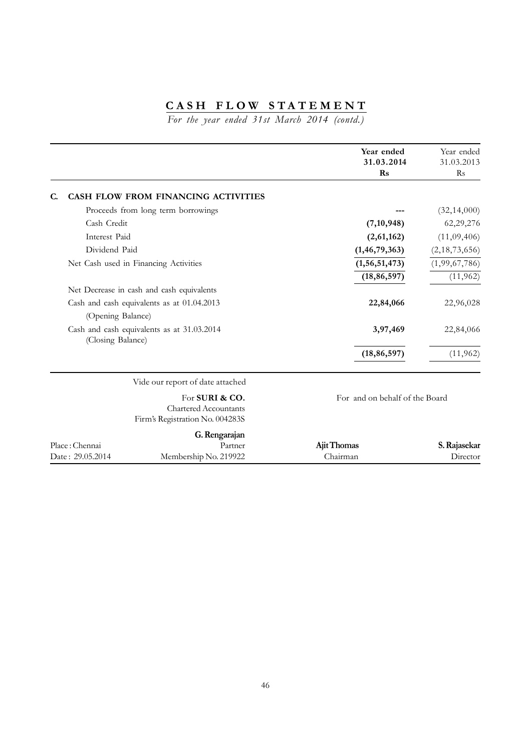# CASH FLOW STATEMENT

*For the year ended 31st March 2014 (contd.)*

| | Year ended 31.03.2014 Rs | Year ended 31.03.2013 Rs |
|---|---|---|
| **C. CASH FLOW FROM FINANCING ACTIVITIES** | | |
| Proceeds from long term borrowings | --- | (32,14,000) |
| Cash Credit | **(7,10,948)** | 62,29,276 |
| Interest Paid | **(2,61,162)** | (11,09,406) |
| Dividend Paid | **(1,46,79,363)** | (2,18,73,656) |
| Net Cash used in Financing Activities | **(1,56,51,473)** | (1,99,67,786) |
| | **(18,86,597)** | (11,962) |
| Net Decrease in cash and cash equivalents | | |
| Cash and cash equivalents as at 01.04.2013 (Opening Balance) | **22,84,066** | 22,96,028 |
| Cash and cash equivalents as at 31.03.2014 (Closing Balance) | **3,97,469** | 22,84,066 |
| | **(18,86,597)** | (11,962) |

Vide our report of date attached

For **SURI & CO.**
Chartered Accountants
Firm's Registration No. 004283S

**G. Rengarajan**
Partner
Membership No. 219922

Place : Chennai
Date : 29.05.2014

For and on behalf of the Board

**Ajit Thomas**
Chairman

**S. Rajasekar**
Director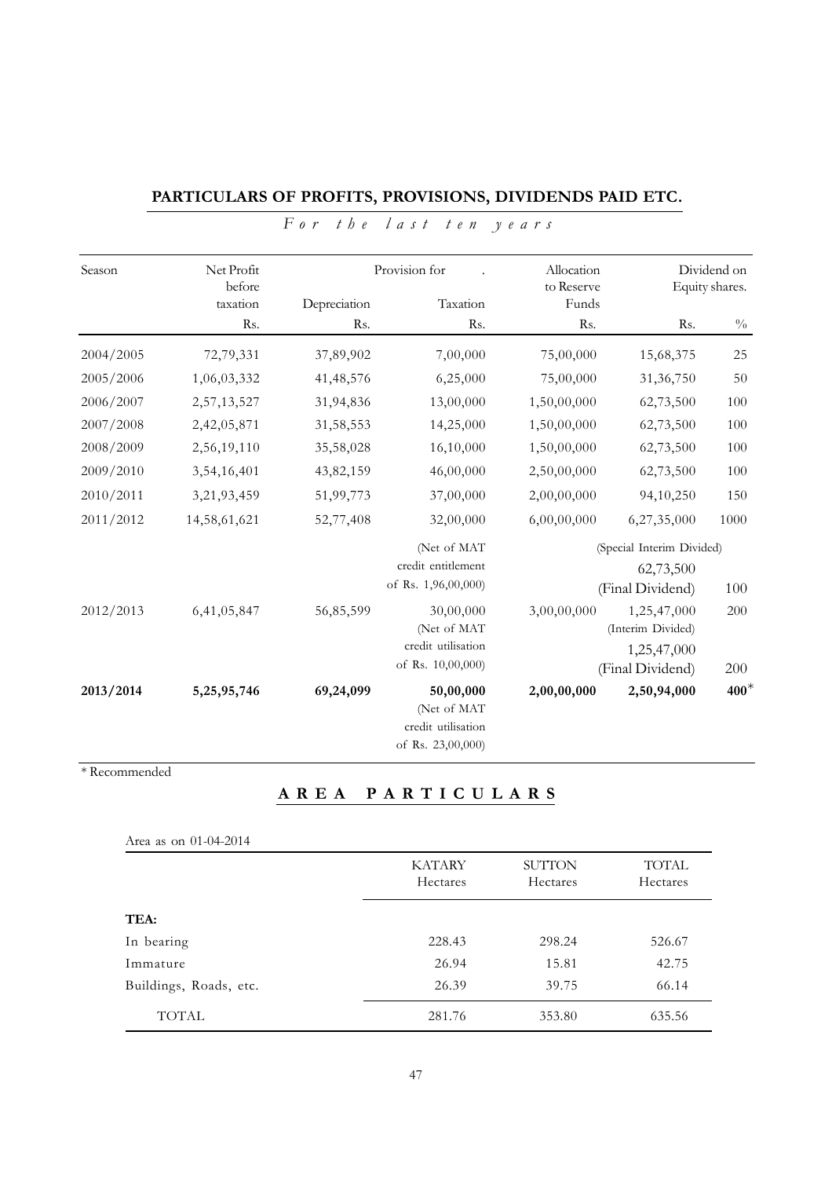## PARTICULARS OF PROFITS, PROVISIONS, DIVIDENDS PAID ETC.

*For the last ten years*

| Season | Net Profit before taxation | Provision for Depreciation | Provision for Taxation | Allocation to Reserve Funds | Dividend on Equity shares. | |
|---|---|---|---|---|---|---|
| | Rs. | Rs. | Rs. | Rs. | Rs. | % |
| 2004/2005 | 72,79,331 | 37,89,902 | 7,00,000 | 75,00,000 | 15,68,375 | 25 |
| 2005/2006 | 1,06,03,332 | 41,48,576 | 6,25,000 | 75,00,000 | 31,36,750 | 50 |
| 2006/2007 | 2,57,13,527 | 31,94,836 | 13,00,000 | 1,50,00,000 | 62,73,500 | 100 |
| 2007/2008 | 2,42,05,871 | 31,58,553 | 14,25,000 | 1,50,00,000 | 62,73,500 | 100 |
| 2008/2009 | 2,56,19,110 | 35,58,028 | 16,10,000 | 1,50,00,000 | 62,73,500 | 100 |
| 2009/2010 | 3,54,16,401 | 43,82,159 | 46,00,000 | 2,50,00,000 | 62,73,500 | 100 |
| 2010/2011 | 3,21,93,459 | 51,99,773 | 37,00,000 | 2,00,00,000 | 94,10,250 | 150 |
| 2011/2012 | 14,58,61,621 | 52,77,408 | 32,00,000 (Net of MAT credit entitlement of Rs. 1,96,00,000) | 6,00,00,000 | 6,27,35,000 (Special Interim Divided) 62,73,500 (Final Dividend) | 1000 100 |
| 2012/2013 | 6,41,05,847 | 56,85,599 | 30,00,000 (Net of MAT credit utilisation of Rs. 10,00,000) | 3,00,00,000 | 1,25,47,000 (Interim Divided) 1,25,47,000 (Final Dividend) | 200 200 |
| **2013/2014** | **5,25,95,746** | **69,24,099** | **50,00,000** (Net of MAT credit utilisation of Rs. 23,00,000) | **2,00,00,000** | **2,50,94,000** | **400*** |

* Recommended

## AREA PARTICULARS

Area as on 01-04-2014

| | KATARY Hectares | SUTTON Hectares | TOTAL Hectares |
|---|---|---|---|
| **TEA:** | | | |
| In bearing | 228.43 | 298.24 | 526.67 |
| Immature | 26.94 | 15.81 | 42.75 |
| Buildings, Roads, etc. | 26.39 | 39.75 | 66.14 |
| TOTAL | 281.76 | 353.80 | 635.56 |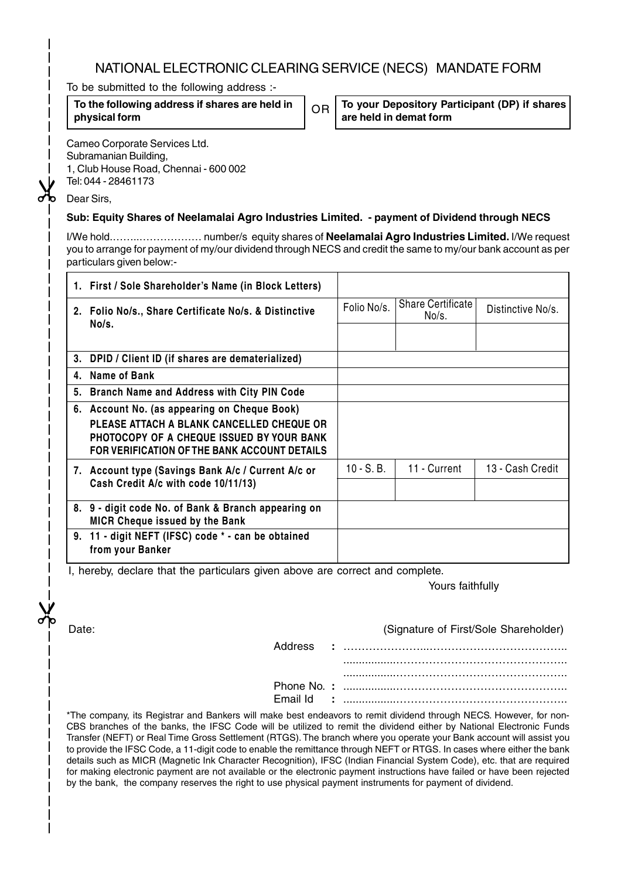# NATIONAL ELECTRONIC CLEARING SERVICE (NECS) MANDATE FORM

To be submitted to the following address :-

| To the following address if shares are held in physical form | OR | To your Depository Participant (DP) if shares are held in demat form |
|---|---|---|

Cameo Corporate Services Ltd.
Subramanian Building,
1, Club House Road, Chennai - 600 002
Tel: 044 - 28461173

Dear Sirs,

**Sub: Equity Shares of Neelamalai Agro Industries Limited. - payment of Dividend through NECS**

I/We hold……..……………… number/s equity shares of **Neelamalai Agro Industries Limited.** I/We request you to arrange for payment of my/our dividend through NECS and credit the same to my/our bank account as per particulars given below:-

| | | | |
|---|---|---|---|
| 1. First / Sole Shareholder's Name (in Block Letters) | | | |
| 2. Folio No/s., Share Certificate No/s. & Distinctive No/s. | Folio No/s. | Share Certificate No/s. | Distinctive No/s. |
| | | | |
| 3. DPID / Client ID (if shares are dematerialized) | | | |
| 4. Name of Bank | | | |
| 5. Branch Name and Address with City PIN Code | | | |
| 6. Account No. (as appearing on Cheque Book) PLEASE ATTACH A BLANK CANCELLED CHEQUE OR PHOTOCOPY OF A CHEQUE ISSUED BY YOUR BANK FOR VERIFICATION OF THE BANK ACCOUNT DETAILS | | | |
| 7. Account type (Savings Bank A/c / Current A/c or Cash Credit A/c with code 10/11/13) | 10 - S. B. | 11 - Current | 13 - Cash Credit |
| | | | |
| 8. 9 - digit code No. of Bank & Branch appearing on MICR Cheque issued by the Bank | | | |
| 9. 11 - digit NEFT (IFSC) code * - can be obtained from your Banker | | | |

I, hereby, declare that the particulars given above are correct and complete.

Yours faithfully

Date: (Signature of First/Sole Shareholder)

Address : ……………………..……………………………….
……………………………………………………….
……………………………………………………….

Phone No. : ……………………………………………………….

Email Id : ……………………………………………………….

*The company, its Registrar and Bankers will make best endeavors to remit dividend through NECS. However, for non-CBS branches of the banks, the IFSC Code will be utilized to remit the dividend either by National Electronic Funds Transfer (NEFT) or Real Time Gross Settlement (RTGS). The branch where you operate your Bank account will assist you to provide the IFSC Code, a 11-digit code to enable the remittance through NEFT or RTGS. In cases where either the bank details such as MICR (Magnetic Ink Character Recognition), IFSC (Indian Financial System Code), etc. that are required for making electronic payment are not available or the electronic payment instructions have failed or have been rejected by the bank, the company reserves the right to use physical payment instruments for payment of dividend.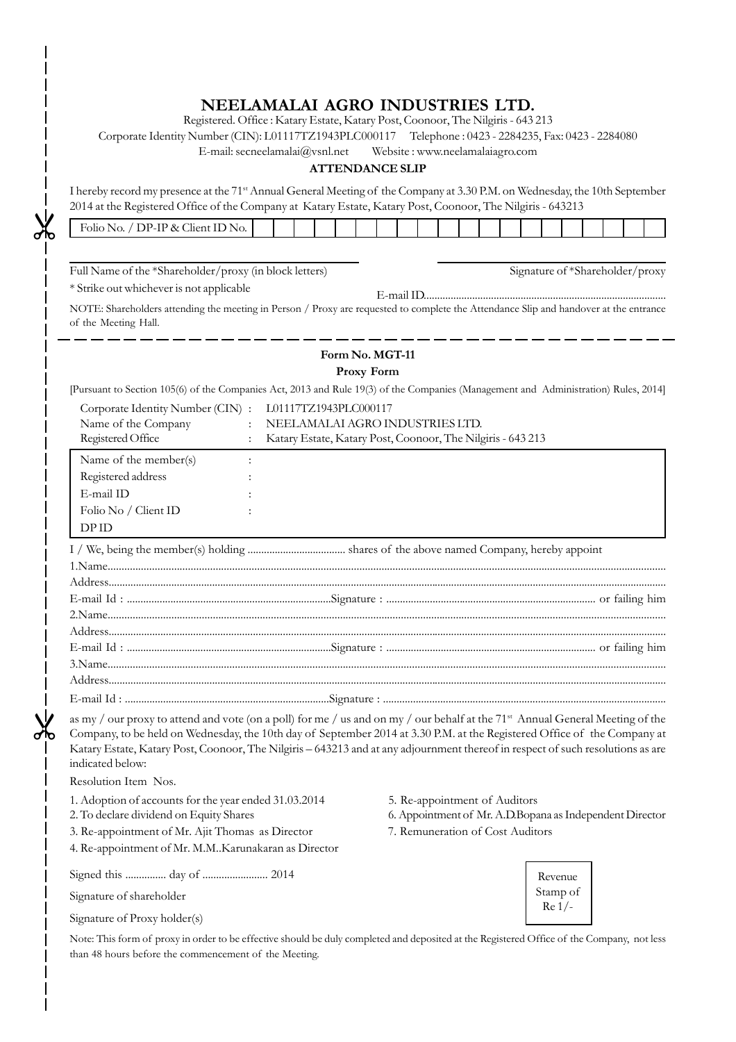# NEELAMALAI AGRO INDUSTRIES LTD.

Registered. Office : Katary Estate, Katary Post, Coonoor, The Nilgiris - 643 213

Corporate Identity Number (CIN): L01117TZ1943PLC000117 Telephone : 0423 - 2284235, Fax: 0423 - 2284080

E-mail: secneelamalai@vsnl.net Website : www.neelamalaiagro.com

## ATTENDANCE SLIP

I hereby record my presence at the 71st Annual General Meeting of the Company at 3.30 P.M. on Wednesday, the 10th September 2014 at the Registered Office of the Company at Katary Estate, Katary Post, Coonoor, The Nilgiris - 643213

| Folio No. / DP-IP & Client ID No. | | | | | | | | | | | | | | | | | | | | |
|---|---|---|---|---|---|---|---|---|---|---|---|---|---|---|---|---|---|---|---|---|

Full Name of the *Shareholder/proxy (in block letters) Signature of *Shareholder/proxy

* Strike out whichever is not applicable

E-mail ID.........................................................................................

NOTE: Shareholders attending the meeting in Person / Proxy are requested to complete the Attendance Slip and handover at the entrance of the Meeting Hall.

---

## Form No. MGT-11

### Proxy Form

[Pursuant to Section 105(6) of the Companies Act, 2013 and Rule 19(3) of the Companies (Management and Administration) Rules, 2014]

| | | |
|---|---|---|
| Corporate Identity Number (CIN) | : | L01117TZ1943PLC000117 |
| Name of the Company | : | NEELAMALAI AGRO INDUSTRIES LTD. |
| Registered Office | : | Katary Estate, Katary Post, Coonoor, The Nilgiris - 643 213 |

| | | |
|---|---|---|
| Name of the member(s) | : | |
| Registered address | : | |
| E-mail ID | : | |
| Folio No / Client ID | : | |
| DP ID | | |

I / We, being the member(s) holding .................................. shares of the above named Company, hereby appoint

1.Name.............................................................................................................................................

Address.............................................................................................................................................

E-mail Id : ..........................................................................Signature : ........................................................................... or failing him

2.Name.............................................................................................................................................

Address.............................................................................................................................................

E-mail Id : ..........................................................................Signature : ........................................................................... or failing him

3.Name.............................................................................................................................................

Address.............................................................................................................................................

E-mail Id : ..........................................................................Signature : ...........................................................................

as my / our proxy to attend and vote (on a poll) for me / us and on my / our behalf at the 71st Annual General Meeting of the Company, to be held on Wednesday, the 10th day of September 2014 at 3.30 P.M. at the Registered Office of the Company at Katary Estate, Katary Post, Coonoor, The Nilgiris – 643213 and at any adjournment thereof in respect of such resolutions as are indicated below:

Resolution Item Nos.

1. Adoption of accounts for the year ended 31.03.2014
2. To declare dividend on Equity Shares
3. Re-appointment of Mr. Ajit Thomas as Director
4. Re-appointment of Mr. M.M..Karunakaran as Director
5. Re-appointment of Auditors
6. Appointment of Mr. A.D.Bopana as Independent Director
7. Remuneration of Cost Auditors

Signed this .............. day of ....................... 2014

Signature of shareholder

Signature of Proxy holder(s)

Revenue Stamp of Re 1/-

Note: This form of proxy in order to be effective should be duly completed and deposited at the Registered Office of the Company, not less than 48 hours before the commencement of the Meeting.